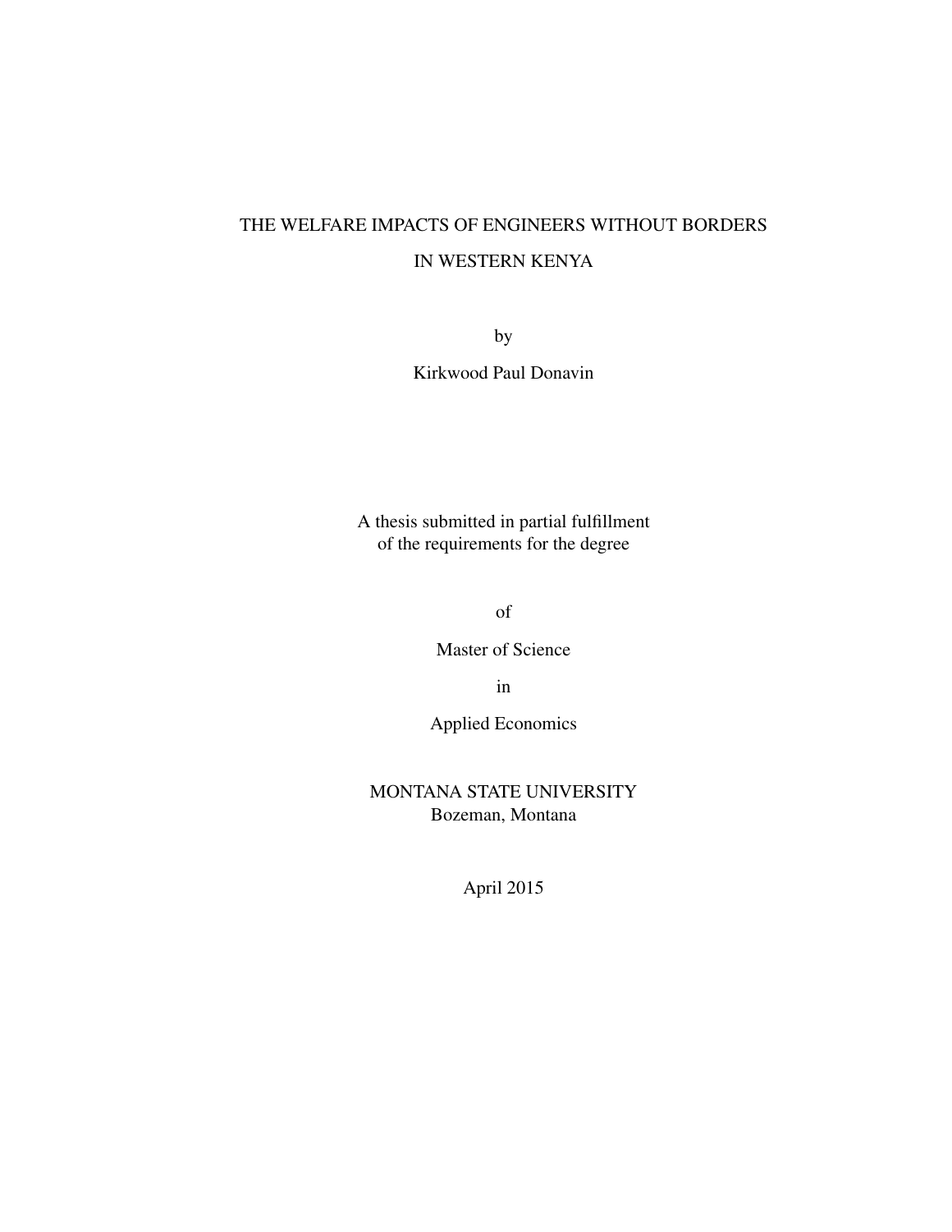# THE WELFARE IMPACTS OF ENGINEERS WITHOUT BORDERS IN WESTERN KENYA

by

Kirkwood Paul Donavin

A thesis submitted in partial fulfillment
of the requirements for the degree

of

Master of Science

in

Applied Economics

MONTANA STATE UNIVERSITY
Bozeman, Montana

April 2015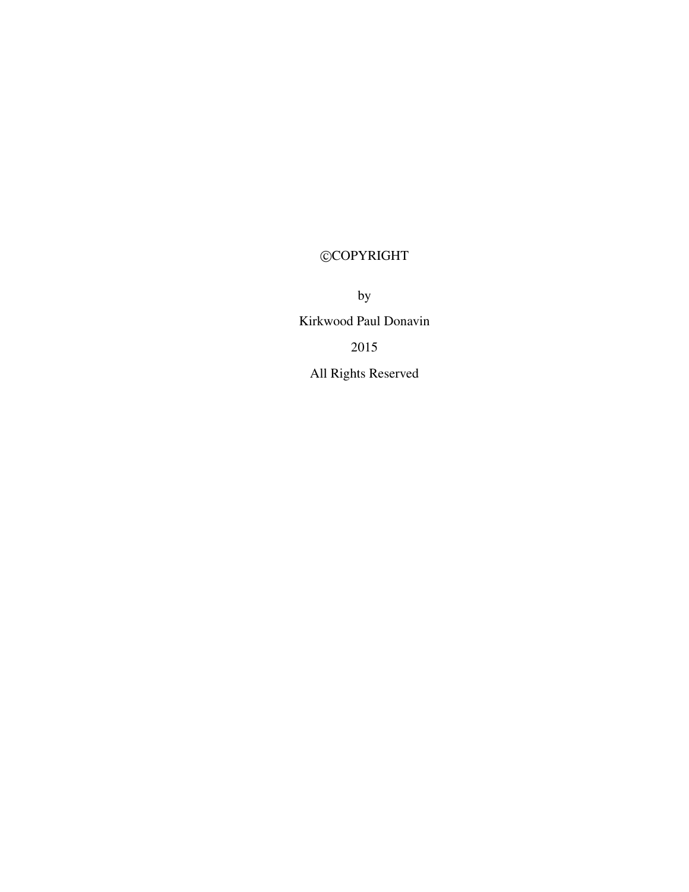©COPYRIGHT

by

Kirkwood Paul Donavin

2015

All Rights Reserved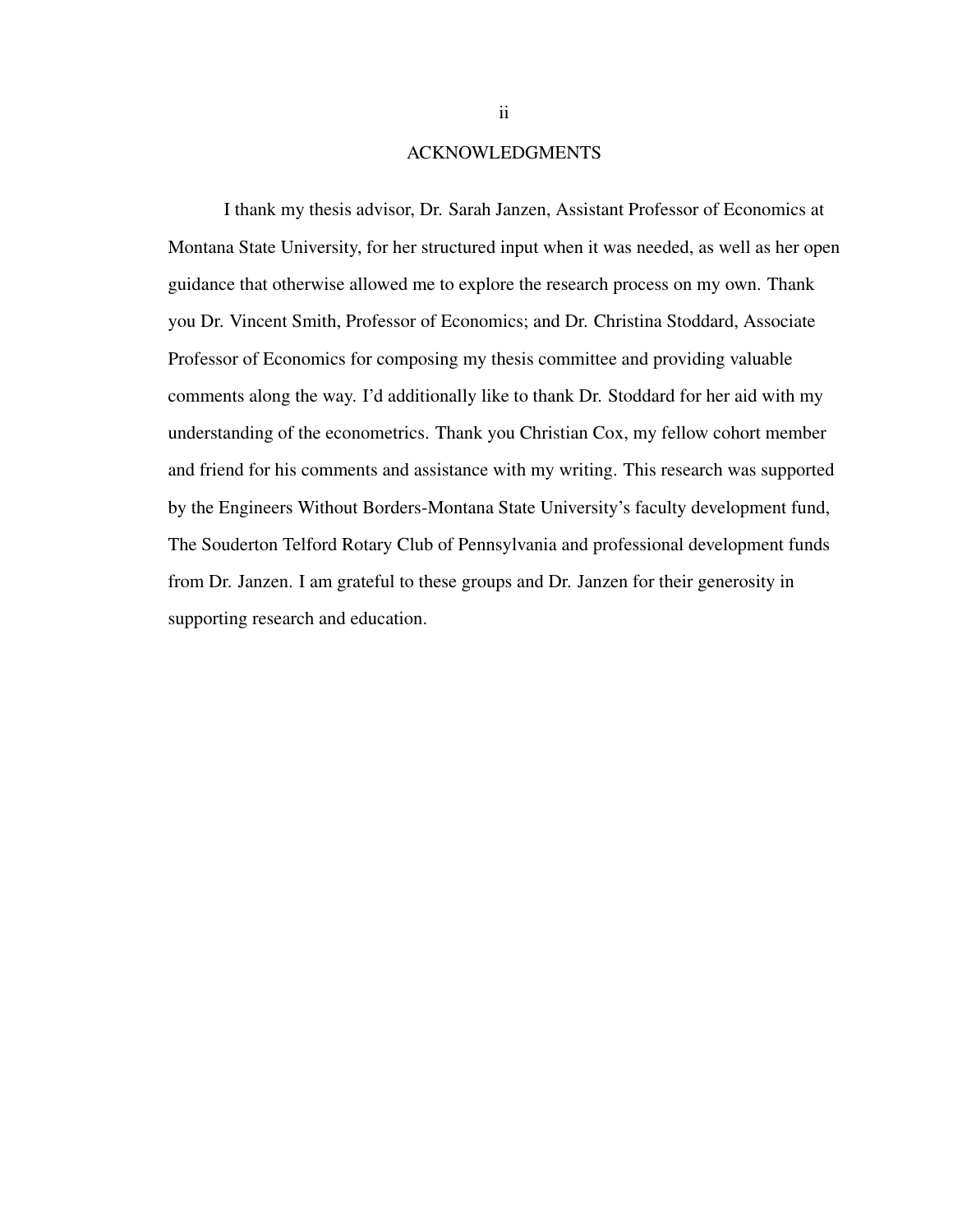# ACKNOWLEDGMENTS

I thank my thesis advisor, Dr. Sarah Janzen, Assistant Professor of Economics at Montana State University, for her structured input when it was needed, as well as her open guidance that otherwise allowed me to explore the research process on my own. Thank you Dr. Vincent Smith, Professor of Economics; and Dr. Christina Stoddard, Associate Professor of Economics for composing my thesis committee and providing valuable comments along the way. I'd additionally like to thank Dr. Stoddard for her aid with my understanding of the econometrics. Thank you Christian Cox, my fellow cohort member and friend for his comments and assistance with my writing. This research was supported by the Engineers Without Borders-Montana State University's faculty development fund, The Souderton Telford Rotary Club of Pennsylvania and professional development funds from Dr. Janzen. I am grateful to these groups and Dr. Janzen for their generosity in supporting research and education.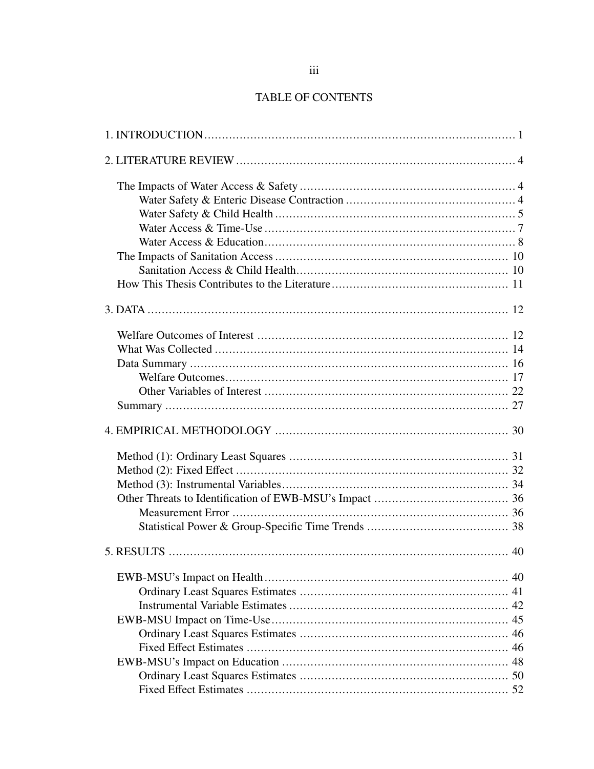## TABLE OF CONTENTS

1. INTRODUCTION ........................................................................................ 1

2. LITERATURE REVIEW ............................................................................. 4

- The Impacts of Water Access & Safety ............................................................ 4
  - Water Safety & Enteric Disease Contraction ............................................... 4
  - Water Safety & Child Health ................................................................... 5
  - Water Access & Time-Use ...................................................................... 7
  - Water Access & Education ...................................................................... 8
- The Impacts of Sanitation Access .................................................................. 10
  - Sanitation Access & Child Health ............................................................ 10
- How This Thesis Contributes to the Literature ................................................. 11

3. DATA ..................................................................................................... 12

- Welfare Outcomes of Interest ....................................................................... 12
- What Was Collected ................................................................................... 14
- Data Summary .......................................................................................... 16
  - Welfare Outcomes ................................................................................ 17
  - Other Variables of Interest .................................................................... 22
- Summary ................................................................................................. 27

4. EMPIRICAL METHODOLOGY ................................................................. 30

- Method (1): Ordinary Least Squares .............................................................. 31
- Method (2): Fixed Effect ............................................................................. 32
- Method (3): Instrumental Variables ............................................................... 34
- Other Threats to Identification of EWB-MSU's Impact ...................................... 36
  - Measurement Error ............................................................................... 36
  - Statistical Power & Group-Specific Time Trends ......................................... 38

5. RESULTS ................................................................................................ 40

- EWB-MSU's Impact on Health ..................................................................... 40
  - Ordinary Least Squares Estimates ........................................................... 41
  - Instrumental Variable Estimates .............................................................. 42
- EWB-MSU Impact on Time-Use .................................................................. 45
  - Ordinary Least Squares Estimates ........................................................... 46
  - Fixed Effect Estimates .......................................................................... 46
- EWB-MSU's Impact on Education ................................................................ 48
  - Ordinary Least Squares Estimates ........................................................... 50
  - Fixed Effect Estimates .......................................................................... 52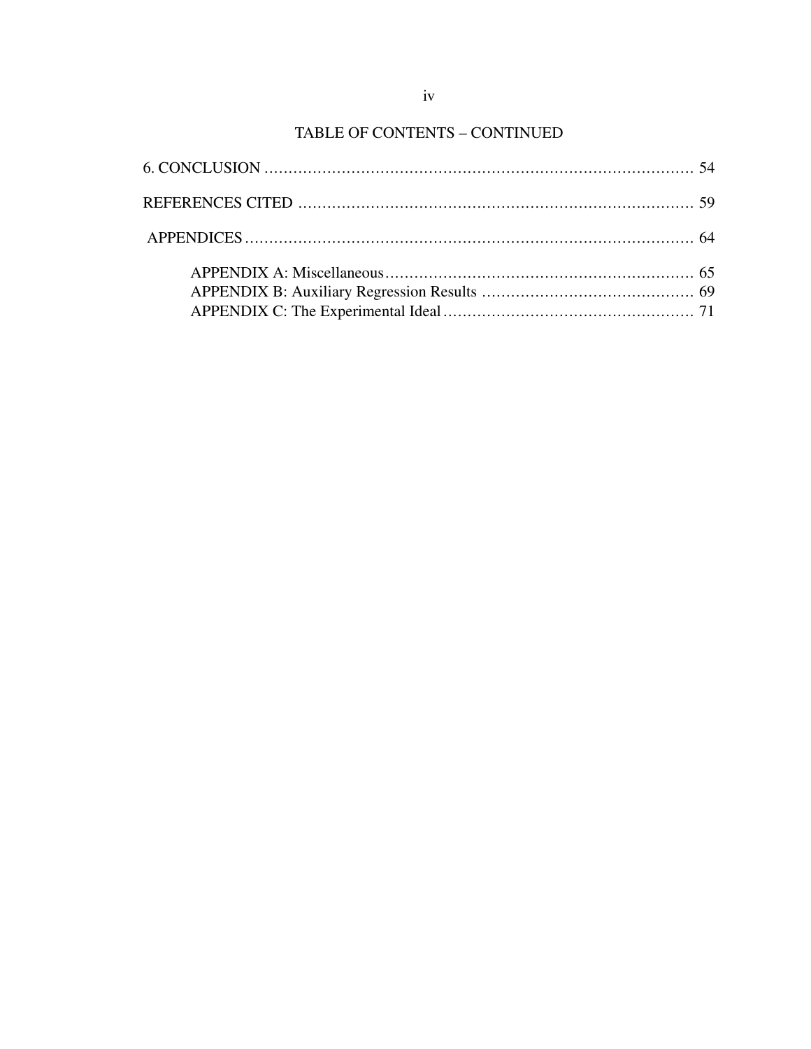## TABLE OF CONTENTS – CONTINUED

6. CONCLUSION ........................................................................................ 54

REFERENCES CITED .................................................................................. 59

APPENDICES ........................................................................................... 64

- APPENDIX A: Miscellaneous ................................................................ 65
- APPENDIX B: Auxiliary Regression Results ............................................ 69
- APPENDIX C: The Experimental Ideal .................................................... 71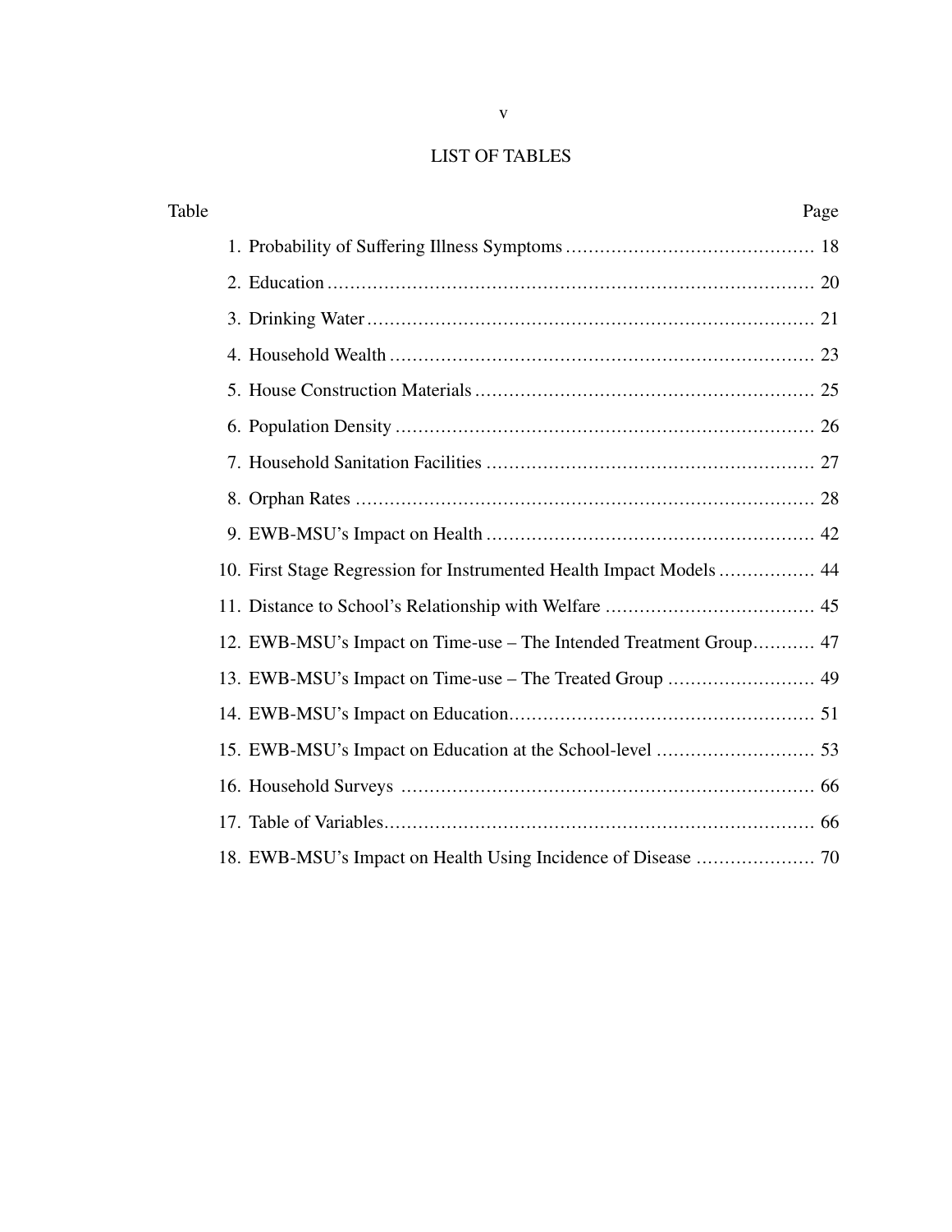# LIST OF TABLES

| Table | Page |
|---|---|
| 1. Probability of Suffering Illness Symptoms | 18 |
| 2. Education | 20 |
| 3. Drinking Water | 21 |
| 4. Household Wealth | 23 |
| 5. House Construction Materials | 25 |
| 6. Population Density | 26 |
| 7. Household Sanitation Facilities | 27 |
| 8. Orphan Rates | 28 |
| 9. EWB-MSU's Impact on Health | 42 |
| 10. First Stage Regression for Instrumented Health Impact Models | 44 |
| 11. Distance to School's Relationship with Welfare | 45 |
| 12. EWB-MSU's Impact on Time-use – The Intended Treatment Group | 47 |
| 13. EWB-MSU's Impact on Time-use – The Treated Group | 49 |
| 14. EWB-MSU's Impact on Education | 51 |
| 15. EWB-MSU's Impact on Education at the School-level | 53 |
| 16. Household Surveys | 66 |
| 17. Table of Variables | 66 |
| 18. EWB-MSU's Impact on Health Using Incidence of Disease | 70 |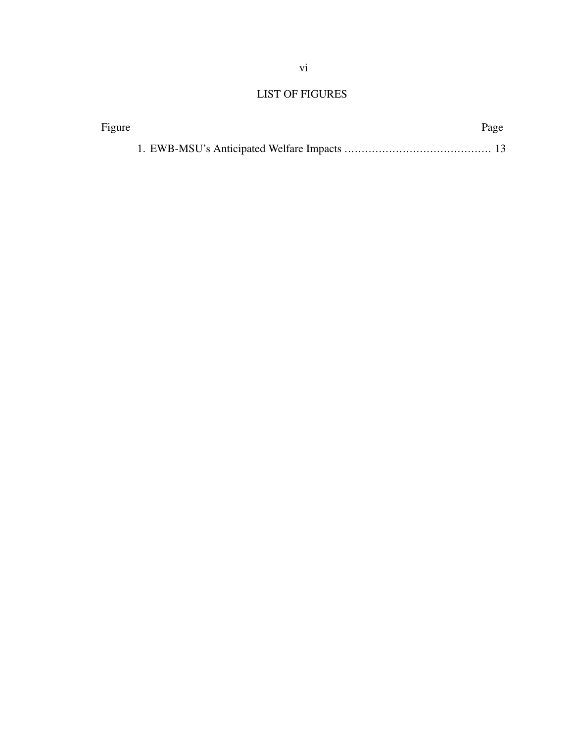## LIST OF FIGURES

Figure Page

1. EWB-MSU's Anticipated Welfare Impacts ........................................... 13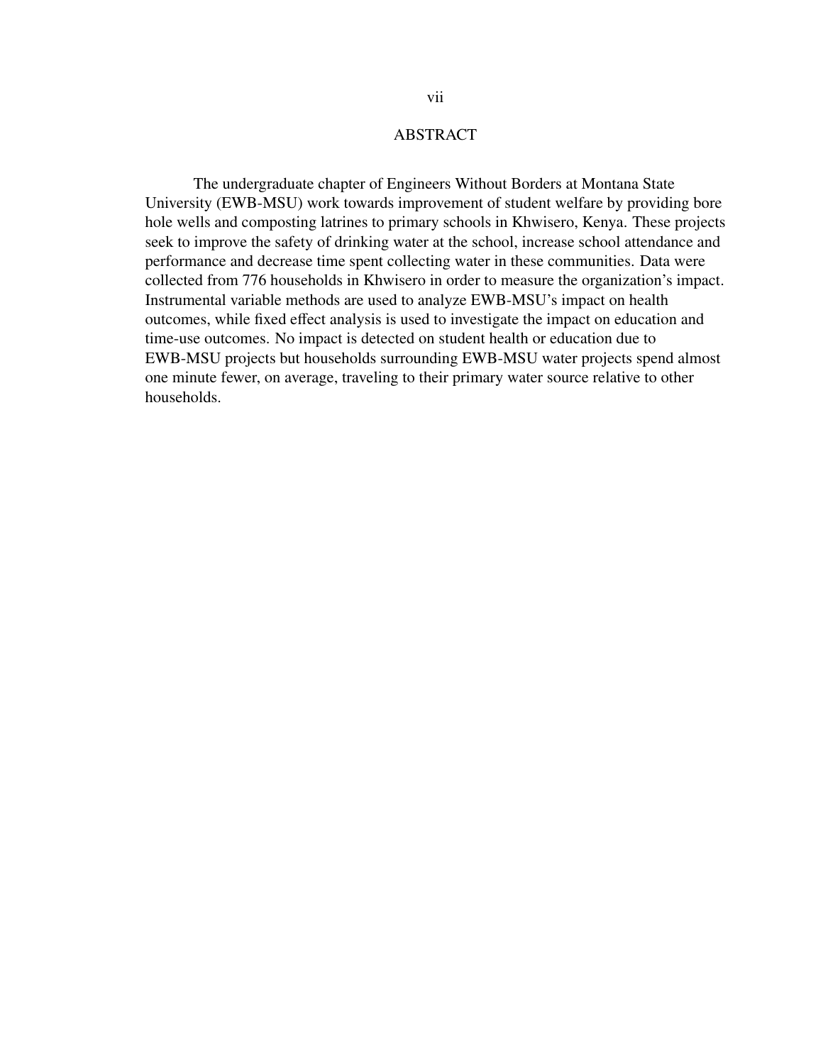# ABSTRACT

The undergraduate chapter of Engineers Without Borders at Montana State University (EWB-MSU) work towards improvement of student welfare by providing bore hole wells and composting latrines to primary schools in Khwisero, Kenya. These projects seek to improve the safety of drinking water at the school, increase school attendance and performance and decrease time spent collecting water in these communities. Data were collected from 776 households in Khwisero in order to measure the organization's impact. Instrumental variable methods are used to analyze EWB-MSU's impact on health outcomes, while fixed effect analysis is used to investigate the impact on education and time-use outcomes. No impact is detected on student health or education due to EWB-MSU projects but households surrounding EWB-MSU water projects spend almost one minute fewer, on average, traveling to their primary water source relative to other households.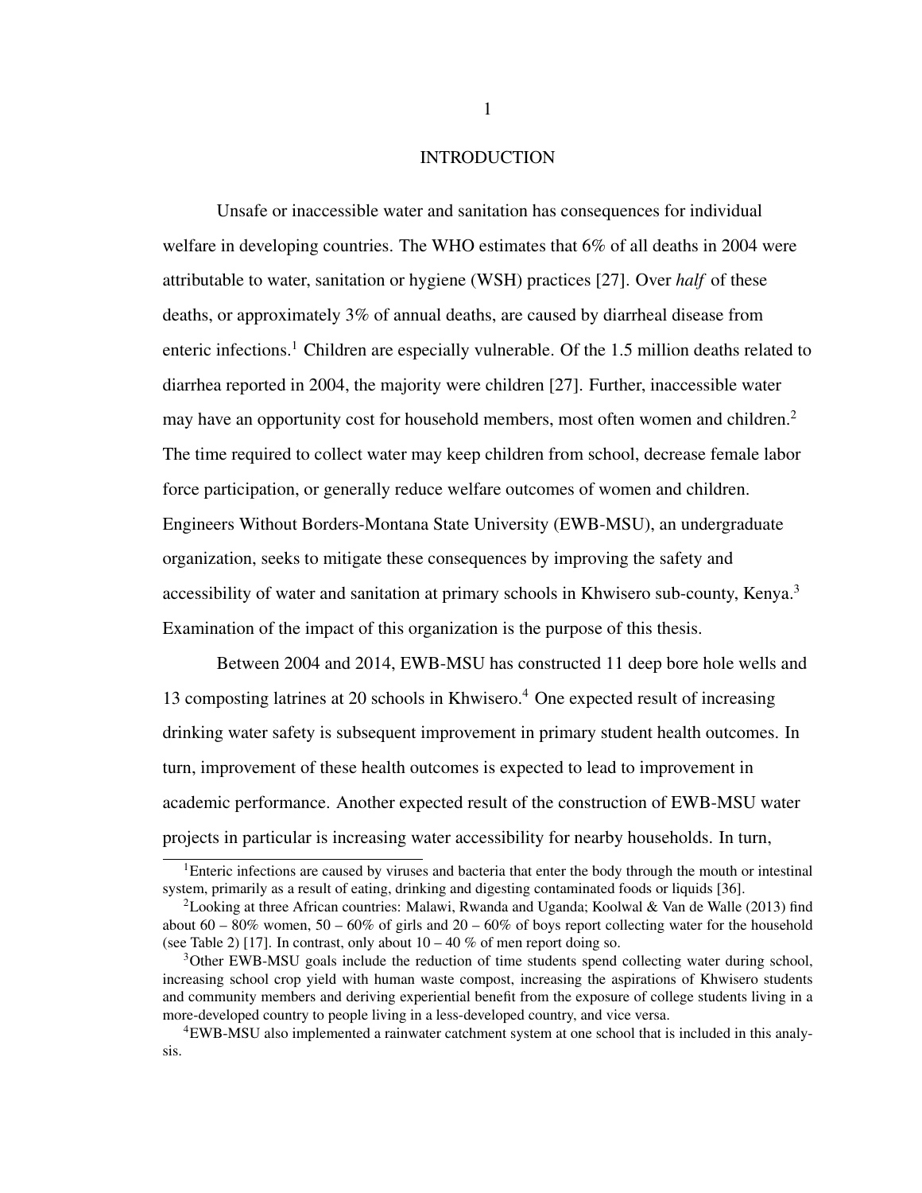# INTRODUCTION

Unsafe or inaccessible water and sanitation has consequences for individual welfare in developing countries. The WHO estimates that 6% of all deaths in 2004 were attributable to water, sanitation or hygiene (WSH) practices [27]. Over *half* of these deaths, or approximately 3% of annual deaths, are caused by diarrheal disease from enteric infections.[1] Children are especially vulnerable. Of the 1.5 million deaths related to diarrhea reported in 2004, the majority were children [27]. Further, inaccessible water may have an opportunity cost for household members, most often women and children.[2] The time required to collect water may keep children from school, decrease female labor force participation, or generally reduce welfare outcomes of women and children. Engineers Without Borders-Montana State University (EWB-MSU), an undergraduate organization, seeks to mitigate these consequences by improving the safety and accessibility of water and sanitation at primary schools in Khwisero sub-county, Kenya.[3] Examination of the impact of this organization is the purpose of this thesis.

Between 2004 and 2014, EWB-MSU has constructed 11 deep bore hole wells and 13 composting latrines at 20 schools in Khwisero.[4] One expected result of increasing drinking water safety is subsequent improvement in primary student health outcomes. In turn, improvement of these health outcomes is expected to lead to improvement in academic performance. Another expected result of the construction of EWB-MSU water projects in particular is increasing water accessibility for nearby households. In turn,

[1] Enteric infections are caused by viruses and bacteria that enter the body through the mouth or intestinal system, primarily as a result of eating, drinking and digesting contaminated foods or liquids [36].

[2] Looking at three African countries: Malawi, Rwanda and Uganda; Koolwal & Van de Walle (2013) find about 60 – 80% women, 50 – 60% of girls and 20 – 60% of boys report collecting water for the household (see Table 2) [17]. In contrast, only about 10 – 40 % of men report doing so.

[3] Other EWB-MSU goals include the reduction of time students spend collecting water during school, increasing school crop yield with human waste compost, increasing the aspirations of Khwisero students and community members and deriving experiential benefit from the exposure of college students living in a more-developed country to people living in a less-developed country, and vice versa.

[4] EWB-MSU also implemented a rainwater catchment system at one school that is included in this analysis.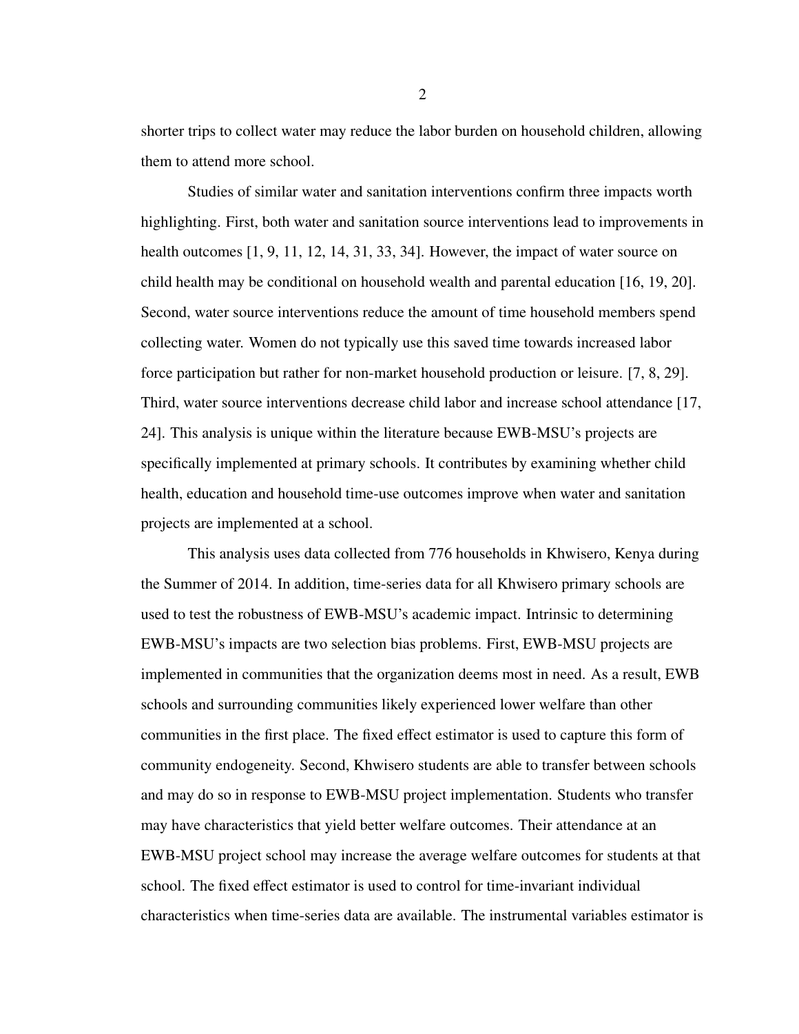shorter trips to collect water may reduce the labor burden on household children, allowing them to attend more school.

Studies of similar water and sanitation interventions confirm three impacts worth highlighting. First, both water and sanitation source interventions lead to improvements in health outcomes [1, 9, 11, 12, 14, 31, 33, 34]. However, the impact of water source on child health may be conditional on household wealth and parental education [16, 19, 20]. Second, water source interventions reduce the amount of time household members spend collecting water. Women do not typically use this saved time towards increased labor force participation but rather for non-market household production or leisure. [7, 8, 29]. Third, water source interventions decrease child labor and increase school attendance [17, 24]. This analysis is unique within the literature because EWB-MSU's projects are specifically implemented at primary schools. It contributes by examining whether child health, education and household time-use outcomes improve when water and sanitation projects are implemented at a school.

This analysis uses data collected from 776 households in Khwisero, Kenya during the Summer of 2014. In addition, time-series data for all Khwisero primary schools are used to test the robustness of EWB-MSU's academic impact. Intrinsic to determining EWB-MSU's impacts are two selection bias problems. First, EWB-MSU projects are implemented in communities that the organization deems most in need. As a result, EWB schools and surrounding communities likely experienced lower welfare than other communities in the first place. The fixed effect estimator is used to capture this form of community endogeneity. Second, Khwisero students are able to transfer between schools and may do so in response to EWB-MSU project implementation. Students who transfer may have characteristics that yield better welfare outcomes. Their attendance at an EWB-MSU project school may increase the average welfare outcomes for students at that school. The fixed effect estimator is used to control for time-invariant individual characteristics when time-series data are available. The instrumental variables estimator is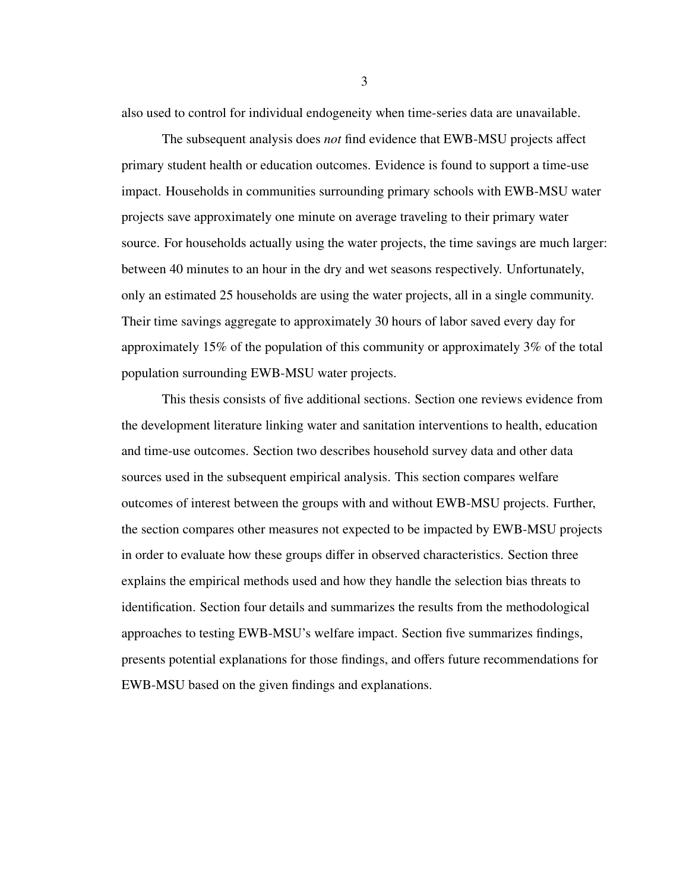also used to control for individual endogeneity when time-series data are unavailable.

The subsequent analysis does *not* find evidence that EWB-MSU projects affect primary student health or education outcomes. Evidence is found to support a time-use impact. Households in communities surrounding primary schools with EWB-MSU water projects save approximately one minute on average traveling to their primary water source. For households actually using the water projects, the time savings are much larger: between 40 minutes to an hour in the dry and wet seasons respectively. Unfortunately, only an estimated 25 households are using the water projects, all in a single community. Their time savings aggregate to approximately 30 hours of labor saved every day for approximately 15% of the population of this community or approximately 3% of the total population surrounding EWB-MSU water projects.

This thesis consists of five additional sections. Section one reviews evidence from the development literature linking water and sanitation interventions to health, education and time-use outcomes. Section two describes household survey data and other data sources used in the subsequent empirical analysis. This section compares welfare outcomes of interest between the groups with and without EWB-MSU projects. Further, the section compares other measures not expected to be impacted by EWB-MSU projects in order to evaluate how these groups differ in observed characteristics. Section three explains the empirical methods used and how they handle the selection bias threats to identification. Section four details and summarizes the results from the methodological approaches to testing EWB-MSU's welfare impact. Section five summarizes findings, presents potential explanations for those findings, and offers future recommendations for EWB-MSU based on the given findings and explanations.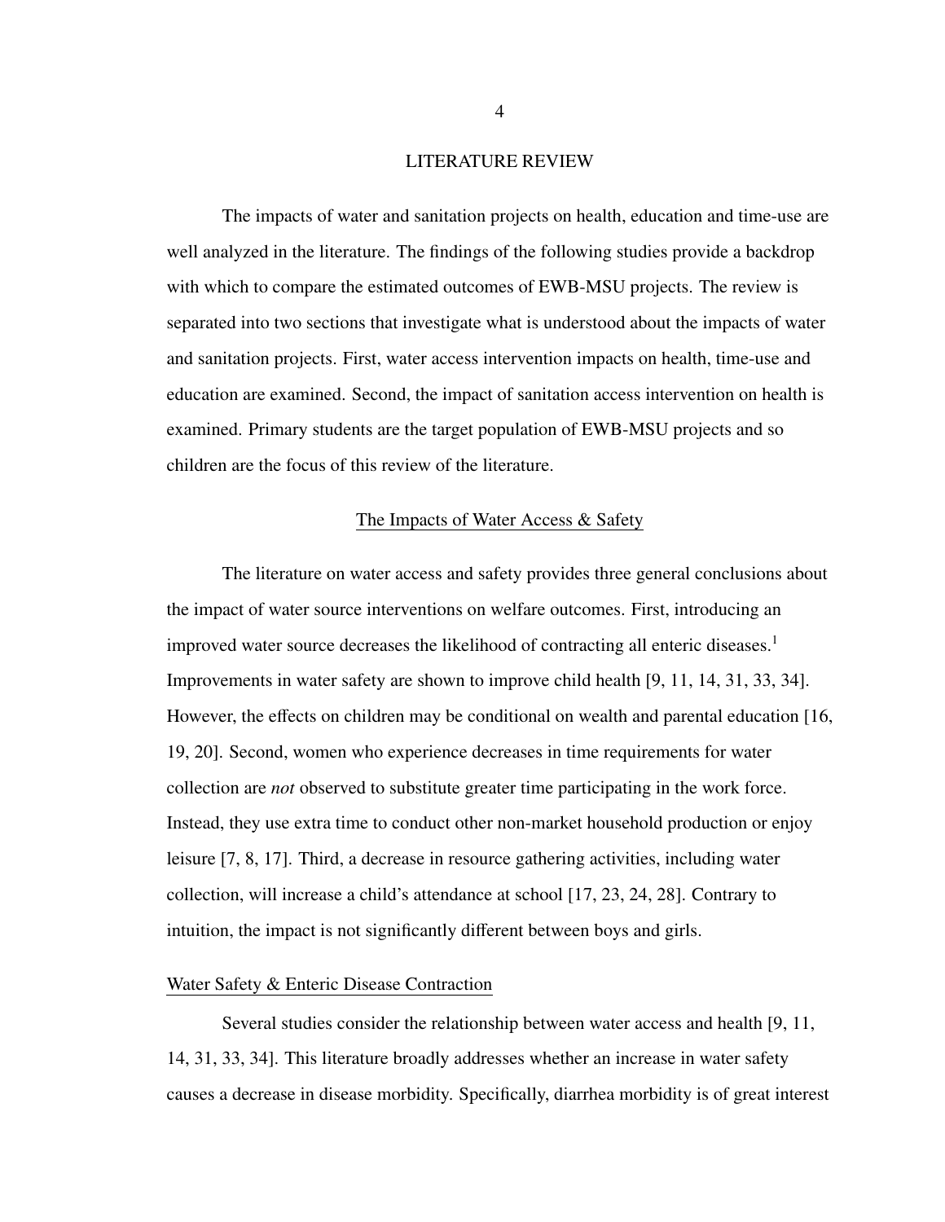# LITERATURE REVIEW

The impacts of water and sanitation projects on health, education and time-use are well analyzed in the literature. The findings of the following studies provide a backdrop with which to compare the estimated outcomes of EWB-MSU projects. The review is separated into two sections that investigate what is understood about the impacts of water and sanitation projects. First, water access intervention impacts on health, time-use and education are examined. Second, the impact of sanitation access intervention on health is examined. Primary students are the target population of EWB-MSU projects and so children are the focus of this review of the literature.

## The Impacts of Water Access & Safety

The literature on water access and safety provides three general conclusions about the impact of water source interventions on welfare outcomes. First, introducing an improved water source decreases the likelihood of contracting all enteric diseases.[1] Improvements in water safety are shown to improve child health [9, 11, 14, 31, 33, 34]. However, the effects on children may be conditional on wealth and parental education [16, 19, 20]. Second, women who experience decreases in time requirements for water collection are *not* observed to substitute greater time participating in the work force. Instead, they use extra time to conduct other non-market household production or enjoy leisure [7, 8, 17]. Third, a decrease in resource gathering activities, including water collection, will increase a child's attendance at school [17, 23, 24, 28]. Contrary to intuition, the impact is not significantly different between boys and girls.

### Water Safety & Enteric Disease Contraction

Several studies consider the relationship between water access and health [9, 11, 14, 31, 33, 34]. This literature broadly addresses whether an increase in water safety causes a decrease in disease morbidity. Specifically, diarrhea morbidity is of great interest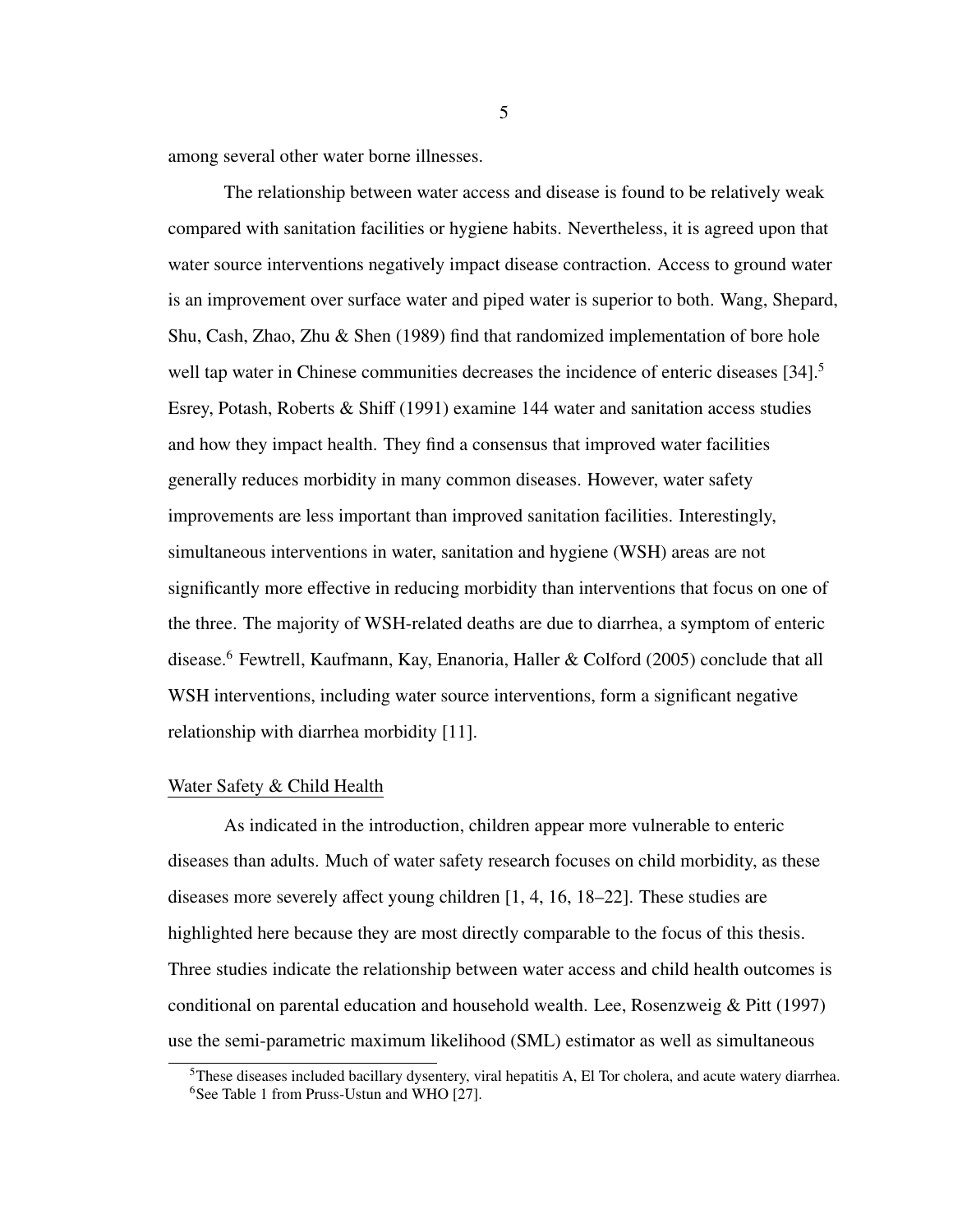among several other water borne illnesses.

The relationship between water access and disease is found to be relatively weak compared with sanitation facilities or hygiene habits. Nevertheless, it is agreed upon that water source interventions negatively impact disease contraction. Access to ground water is an improvement over surface water and piped water is superior to both. Wang, Shepard, Shu, Cash, Zhao, Zhu & Shen (1989) find that randomized implementation of bore hole well tap water in Chinese communities decreases the incidence of enteric diseases [34].[5] Esrey, Potash, Roberts & Shiff (1991) examine 144 water and sanitation access studies and how they impact health. They find a consensus that improved water facilities generally reduces morbidity in many common diseases. However, water safety improvements are less important than improved sanitation facilities. Interestingly, simultaneous interventions in water, sanitation and hygiene (WSH) areas are not significantly more effective in reducing morbidity than interventions that focus on one of the three. The majority of WSH-related deaths are due to diarrhea, a symptom of enteric disease.[6] Fewtrell, Kaufmann, Kay, Enanoria, Haller & Colford (2005) conclude that all WSH interventions, including water source interventions, form a significant negative relationship with diarrhea morbidity [11].

## Water Safety & Child Health

As indicated in the introduction, children appear more vulnerable to enteric diseases than adults. Much of water safety research focuses on child morbidity, as these diseases more severely affect young children [1, 4, 16, 18–22]. These studies are highlighted here because they are most directly comparable to the focus of this thesis. Three studies indicate the relationship between water access and child health outcomes is conditional on parental education and household wealth. Lee, Rosenzweig & Pitt (1997) use the semi-parametric maximum likelihood (SML) estimator as well as simultaneous

[5] These diseases included bacillary dysentery, viral hepatitis A, El Tor cholera, and acute watery diarrhea.

[6] See Table 1 from Pruss-Ustun and WHO [27].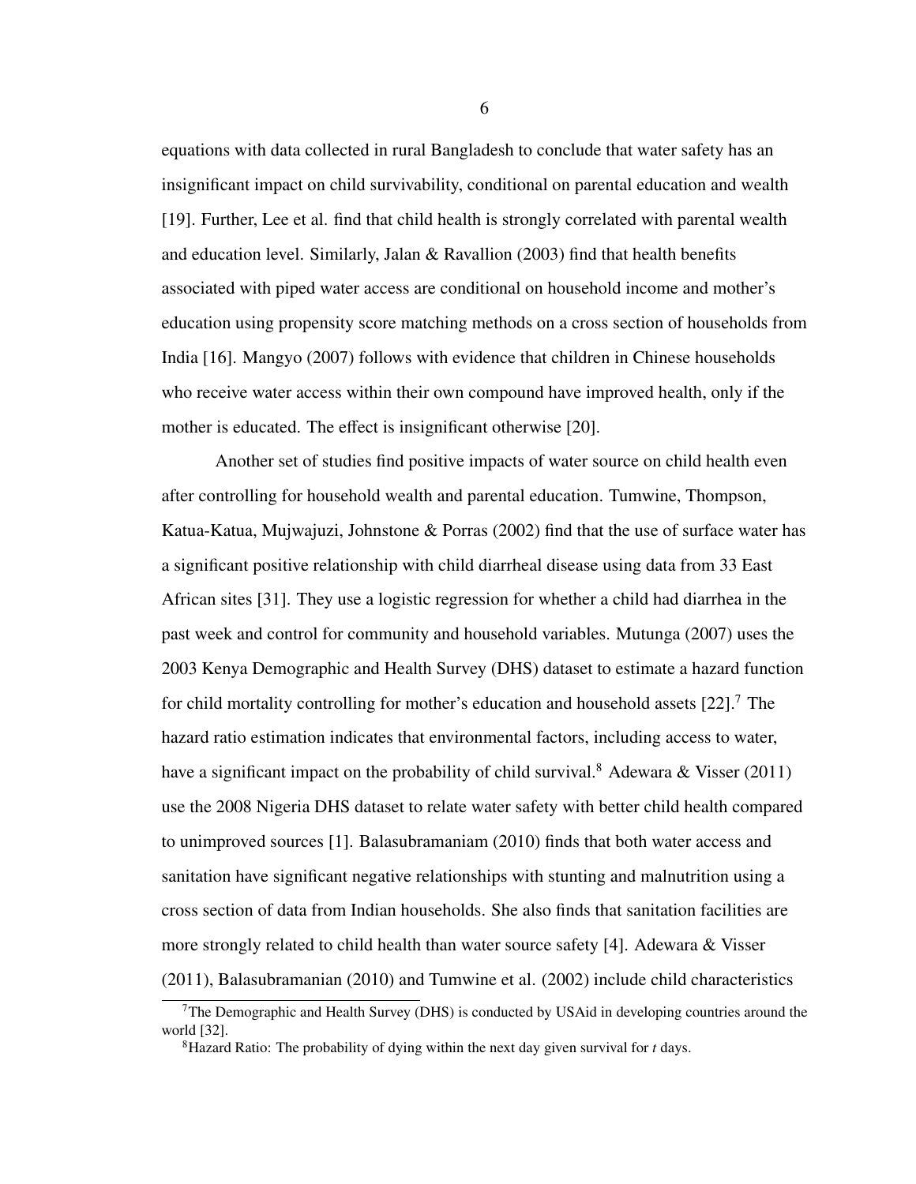equations with data collected in rural Bangladesh to conclude that water safety has an insignificant impact on child survivability, conditional on parental education and wealth [19]. Further, Lee et al. find that child health is strongly correlated with parental wealth and education level. Similarly, Jalan & Ravallion (2003) find that health benefits associated with piped water access are conditional on household income and mother's education using propensity score matching methods on a cross section of households from India [16]. Mangyo (2007) follows with evidence that children in Chinese households who receive water access within their own compound have improved health, only if the mother is educated. The effect is insignificant otherwise [20].

Another set of studies find positive impacts of water source on child health even after controlling for household wealth and parental education. Tumwine, Thompson, Katua-Katua, Mujwajuzi, Johnstone & Porras (2002) find that the use of surface water has a significant positive relationship with child diarrheal disease using data from 33 East African sites [31]. They use a logistic regression for whether a child had diarrhea in the past week and control for community and household variables. Mutunga (2007) uses the 2003 Kenya Demographic and Health Survey (DHS) dataset to estimate a hazard function for child mortality controlling for mother's education and household assets [22].[7] The hazard ratio estimation indicates that environmental factors, including access to water, have a significant impact on the probability of child survival.[8] Adewara & Visser (2011) use the 2008 Nigeria DHS dataset to relate water safety with better child health compared to unimproved sources [1]. Balasubramaniam (2010) finds that both water access and sanitation have significant negative relationships with stunting and malnutrition using a cross section of data from Indian households. She also finds that sanitation facilities are more strongly related to child health than water source safety [4]. Adewara & Visser (2011), Balasubramanian (2010) and Tumwine et al. (2002) include child characteristics

[7] The Demographic and Health Survey (DHS) is conducted by USAid in developing countries around the world [32].

[8] Hazard Ratio: The probability of dying within the next day given survival for $t$ days.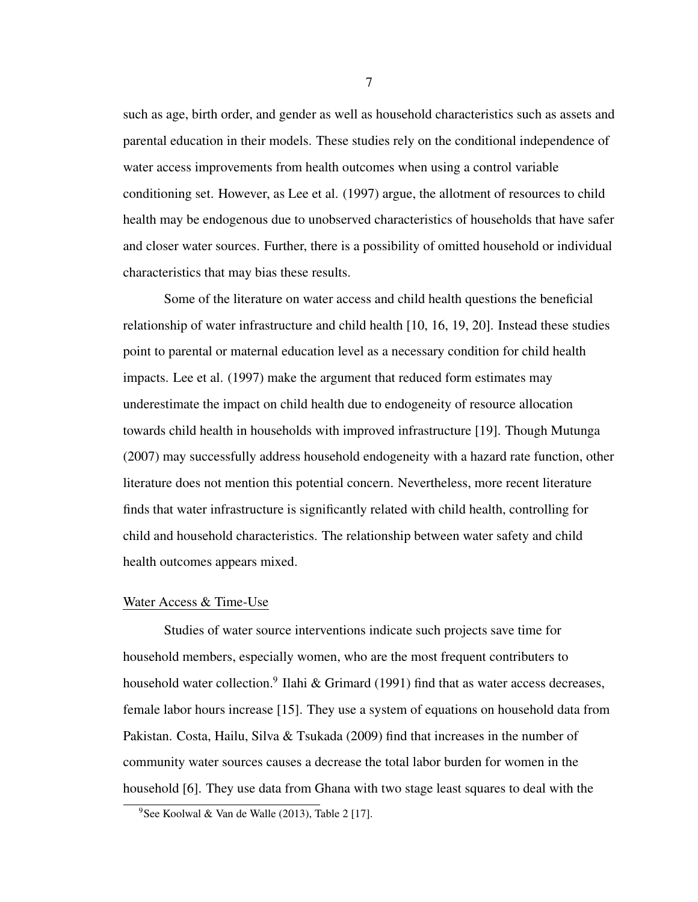such as age, birth order, and gender as well as household characteristics such as assets and parental education in their models. These studies rely on the conditional independence of water access improvements from health outcomes when using a control variable conditioning set. However, as Lee et al. (1997) argue, the allotment of resources to child health may be endogenous due to unobserved characteristics of households that have safer and closer water sources. Further, there is a possibility of omitted household or individual characteristics that may bias these results.

Some of the literature on water access and child health questions the beneficial relationship of water infrastructure and child health [10, 16, 19, 20]. Instead these studies point to parental or maternal education level as a necessary condition for child health impacts. Lee et al. (1997) make the argument that reduced form estimates may underestimate the impact on child health due to endogeneity of resource allocation towards child health in households with improved infrastructure [19]. Though Mutunga (2007) may successfully address household endogeneity with a hazard rate function, other literature does not mention this potential concern. Nevertheless, more recent literature finds that water infrastructure is significantly related with child health, controlling for child and household characteristics. The relationship between water safety and child health outcomes appears mixed.

## Water Access & Time-Use

Studies of water source interventions indicate such projects save time for household members, especially women, who are the most frequent contributers to household water collection.[9] Ilahi & Grimard (1991) find that as water access decreases, female labor hours increase [15]. They use a system of equations on household data from Pakistan. Costa, Hailu, Silva & Tsukada (2009) find that increases in the number of community water sources causes a decrease the total labor burden for women in the household [6]. They use data from Ghana with two stage least squares to deal with the

[9] See Koolwal & Van de Walle (2013), Table 2 [17].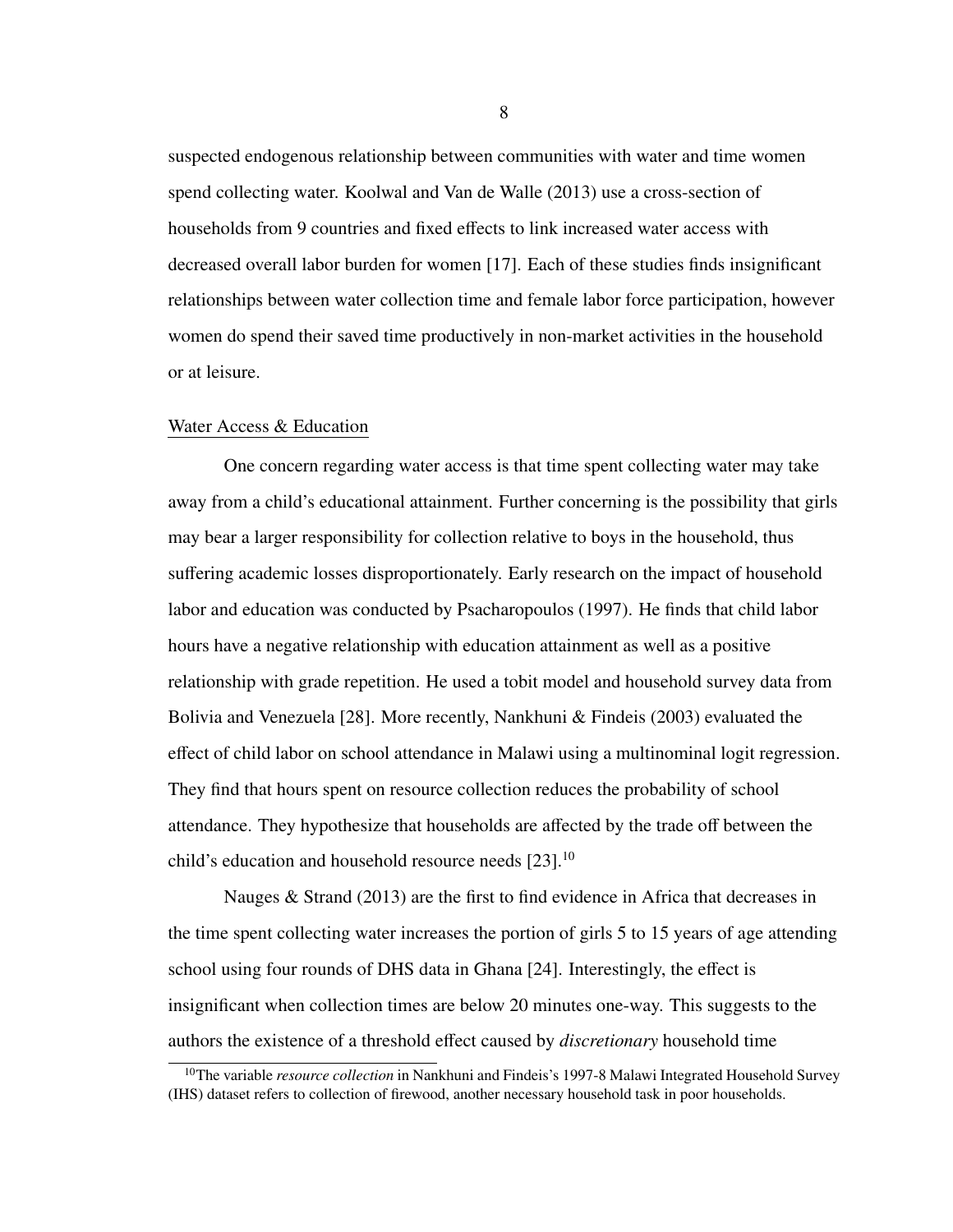suspected endogenous relationship between communities with water and time women spend collecting water. Koolwal and Van de Walle (2013) use a cross-section of households from 9 countries and fixed effects to link increased water access with decreased overall labor burden for women [17]. Each of these studies finds insignificant relationships between water collection time and female labor force participation, however women do spend their saved time productively in non-market activities in the household or at leisure.

Water Access & Education

One concern regarding water access is that time spent collecting water may take away from a child's educational attainment. Further concerning is the possibility that girls may bear a larger responsibility for collection relative to boys in the household, thus suffering academic losses disproportionately. Early research on the impact of household labor and education was conducted by Psacharopoulos (1997). He finds that child labor hours have a negative relationship with education attainment as well as a positive relationship with grade repetition. He used a tobit model and household survey data from Bolivia and Venezuela [28]. More recently, Nankhuni & Findeis (2003) evaluated the effect of child labor on school attendance in Malawi using a multinominal logit regression. They find that hours spent on resource collection reduces the probability of school attendance. They hypothesize that households are affected by the trade off between the child's education and household resource needs [23].[10]

Nauges & Strand (2013) are the first to find evidence in Africa that decreases in the time spent collecting water increases the portion of girls 5 to 15 years of age attending school using four rounds of DHS data in Ghana [24]. Interestingly, the effect is insignificant when collection times are below 20 minutes one-way. This suggests to the authors the existence of a threshold effect caused by *discretionary* household time

[10]The variable *resource collection* in Nankhuni and Findeis's 1997-8 Malawi Integrated Household Survey (IHS) dataset refers to collection of firewood, another necessary household task in poor households.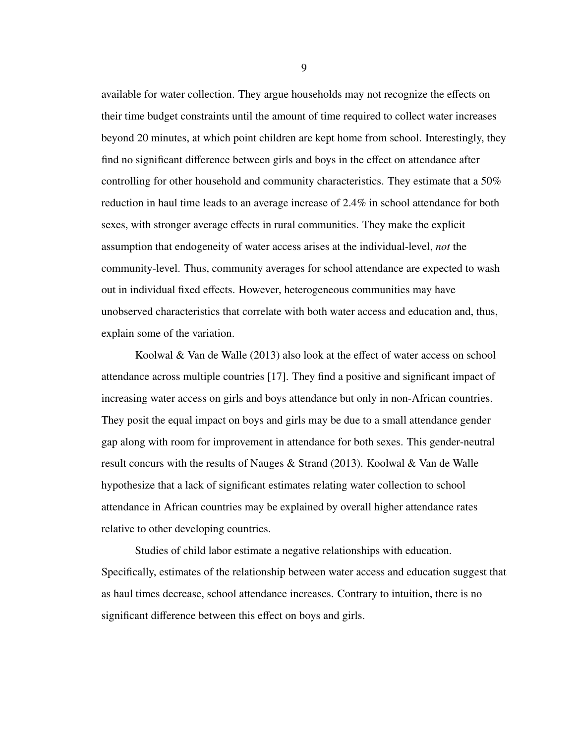available for water collection. They argue households may not recognize the effects on their time budget constraints until the amount of time required to collect water increases beyond 20 minutes, at which point children are kept home from school. Interestingly, they find no significant difference between girls and boys in the effect on attendance after controlling for other household and community characteristics. They estimate that a 50% reduction in haul time leads to an average increase of 2.4% in school attendance for both sexes, with stronger average effects in rural communities. They make the explicit assumption that endogeneity of water access arises at the individual-level, *not* the community-level. Thus, community averages for school attendance are expected to wash out in individual fixed effects. However, heterogeneous communities may have unobserved characteristics that correlate with both water access and education and, thus, explain some of the variation.

Koolwal & Van de Walle (2013) also look at the effect of water access on school attendance across multiple countries [17]. They find a positive and significant impact of increasing water access on girls and boys attendance but only in non-African countries. They posit the equal impact on boys and girls may be due to a small attendance gender gap along with room for improvement in attendance for both sexes. This gender-neutral result concurs with the results of Nauges & Strand (2013). Koolwal & Van de Walle hypothesize that a lack of significant estimates relating water collection to school attendance in African countries may be explained by overall higher attendance rates relative to other developing countries.

Studies of child labor estimate a negative relationships with education. Specifically, estimates of the relationship between water access and education suggest that as haul times decrease, school attendance increases. Contrary to intuition, there is no significant difference between this effect on boys and girls.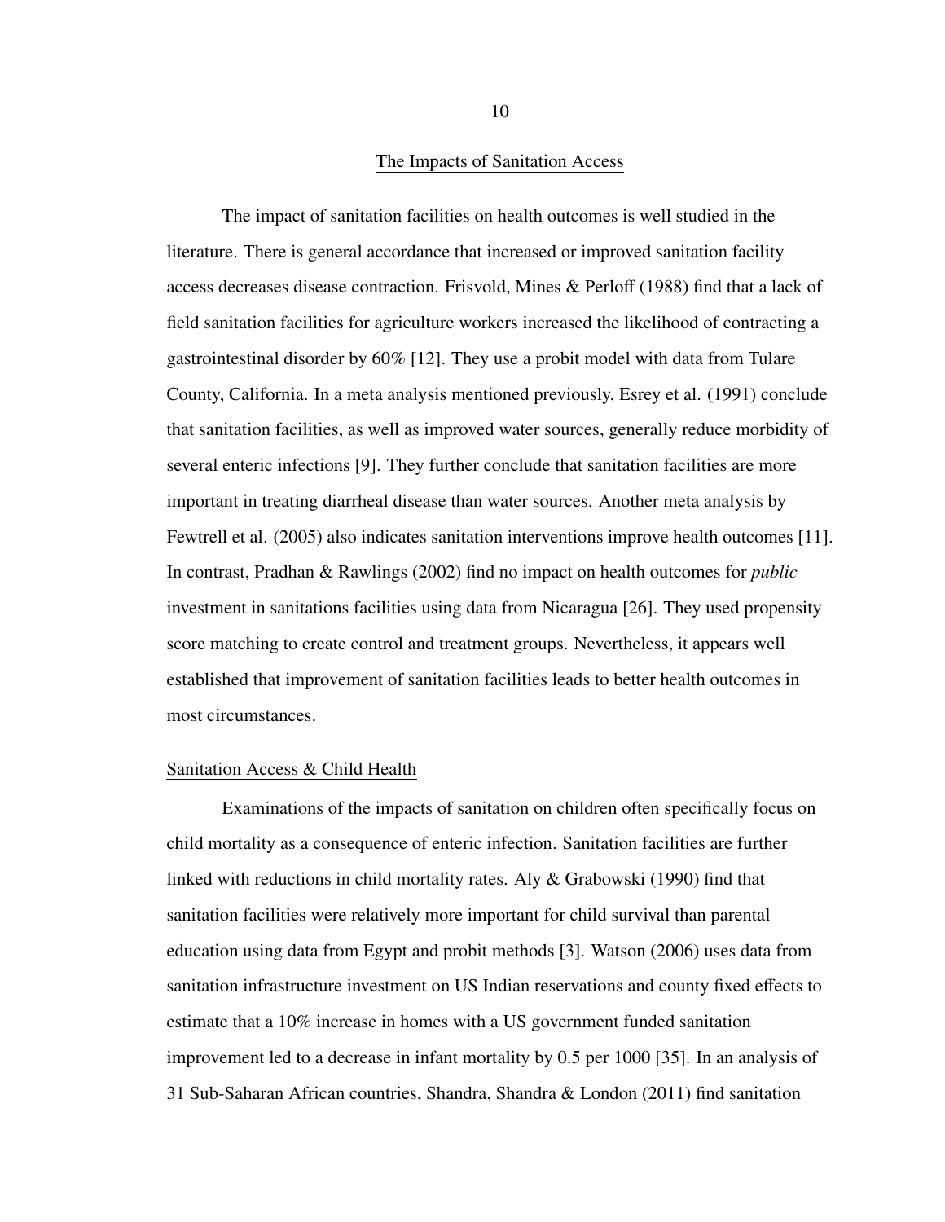## The Impacts of Sanitation Access

The impact of sanitation facilities on health outcomes is well studied in the literature. There is general accordance that increased or improved sanitation facility access decreases disease contraction. Frisvold, Mines & Perloff (1988) find that a lack of field sanitation facilities for agriculture workers increased the likelihood of contracting a gastrointestinal disorder by 60% [12]. They use a probit model with data from Tulare County, California. In a meta analysis mentioned previously, Esrey et al. (1991) conclude that sanitation facilities, as well as improved water sources, generally reduce morbidity of several enteric infections [9]. They further conclude that sanitation facilities are more important in treating diarrheal disease than water sources. Another meta analysis by Fewtrell et al. (2005) also indicates sanitation interventions improve health outcomes [11]. In contrast, Pradhan & Rawlings (2002) find no impact on health outcomes for *public* investment in sanitations facilities using data from Nicaragua [26]. They used propensity score matching to create control and treatment groups. Nevertheless, it appears well established that improvement of sanitation facilities leads to better health outcomes in most circumstances.

### Sanitation Access & Child Health

Examinations of the impacts of sanitation on children often specifically focus on child mortality as a consequence of enteric infection. Sanitation facilities are further linked with reductions in child mortality rates. Aly & Grabowski (1990) find that sanitation facilities were relatively more important for child survival than parental education using data from Egypt and probit methods [3]. Watson (2006) uses data from sanitation infrastructure investment on US Indian reservations and county fixed effects to estimate that a 10% increase in homes with a US government funded sanitation improvement led to a decrease in infant mortality by 0.5 per 1000 [35]. In an analysis of 31 Sub-Saharan African countries, Shandra, Shandra & London (2011) find sanitation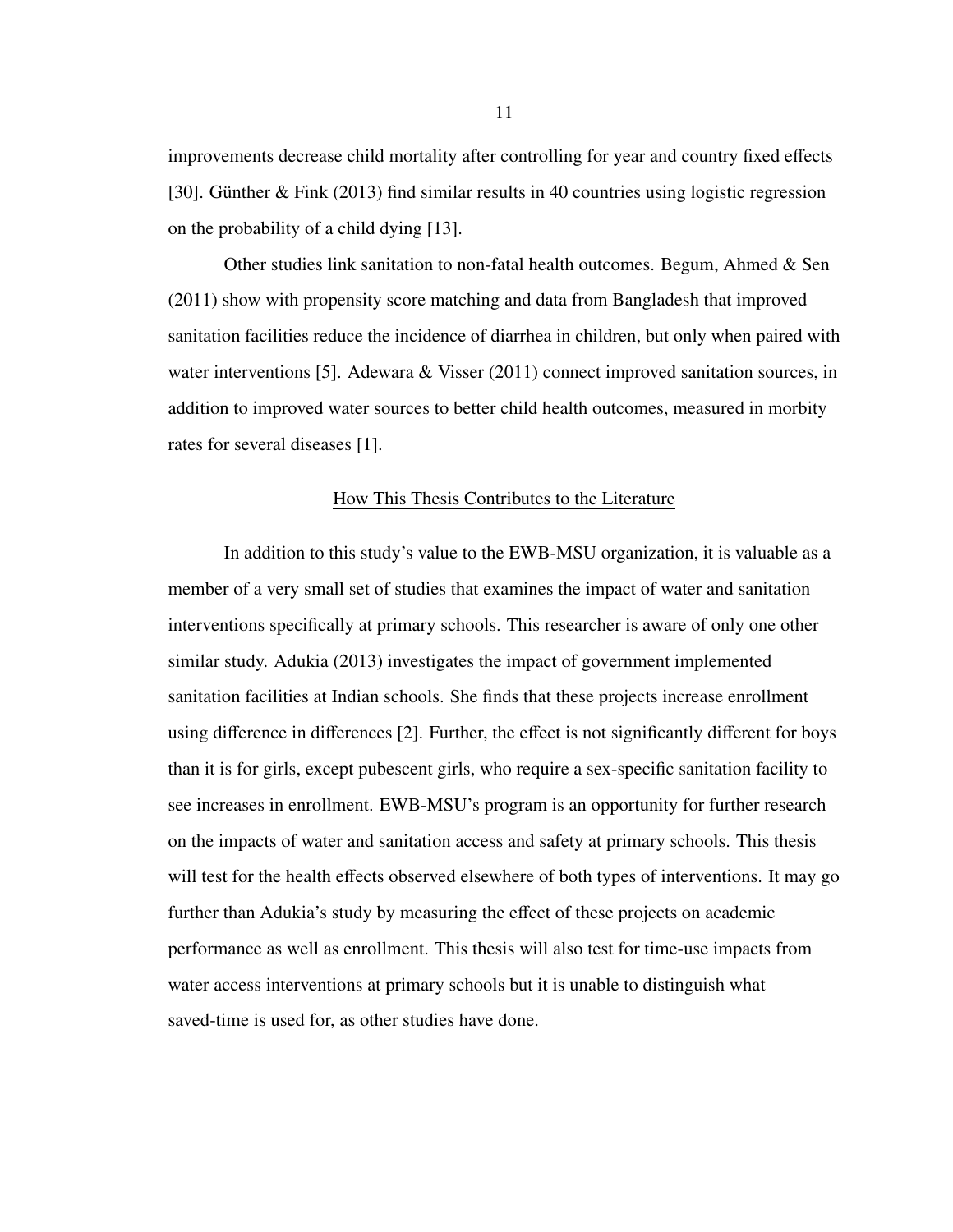improvements decrease child mortality after controlling for year and country fixed effects [30]. Günther & Fink (2013) find similar results in 40 countries using logistic regression on the probability of a child dying [13].

Other studies link sanitation to non-fatal health outcomes. Begum, Ahmed & Sen (2011) show with propensity score matching and data from Bangladesh that improved sanitation facilities reduce the incidence of diarrhea in children, but only when paired with water interventions [5]. Adewara & Visser (2011) connect improved sanitation sources, in addition to improved water sources to better child health outcomes, measured in morbity rates for several diseases [1].

## How This Thesis Contributes to the Literature

In addition to this study's value to the EWB-MSU organization, it is valuable as a member of a very small set of studies that examines the impact of water and sanitation interventions specifically at primary schools. This researcher is aware of only one other similar study. Adukia (2013) investigates the impact of government implemented sanitation facilities at Indian schools. She finds that these projects increase enrollment using difference in differences [2]. Further, the effect is not significantly different for boys than it is for girls, except pubescent girls, who require a sex-specific sanitation facility to see increases in enrollment. EWB-MSU's program is an opportunity for further research on the impacts of water and sanitation access and safety at primary schools. This thesis will test for the health effects observed elsewhere of both types of interventions. It may go further than Adukia's study by measuring the effect of these projects on academic performance as well as enrollment. This thesis will also test for time-use impacts from water access interventions at primary schools but it is unable to distinguish what saved-time is used for, as other studies have done.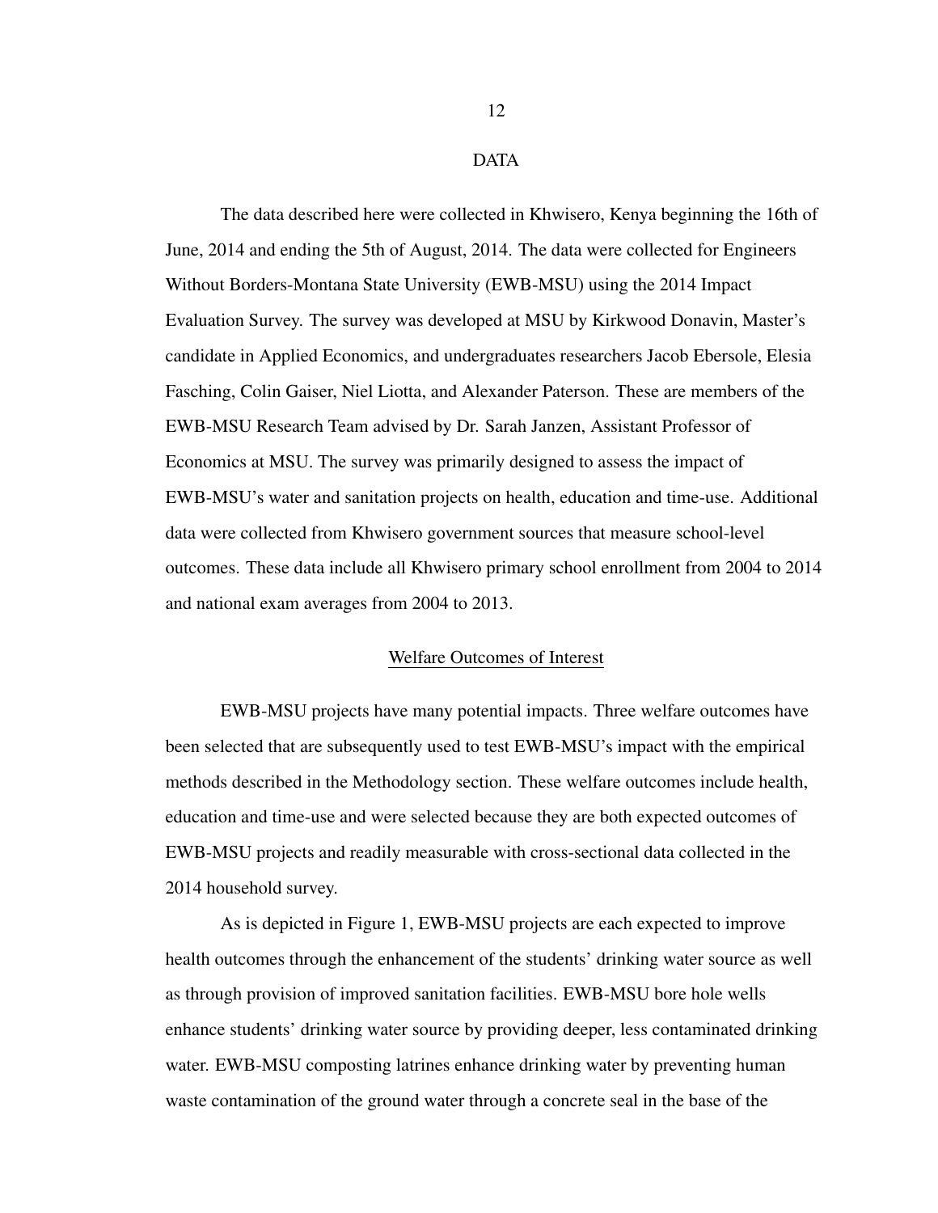# DATA

The data described here were collected in Khwisero, Kenya beginning the 16th of June, 2014 and ending the 5th of August, 2014. The data were collected for Engineers Without Borders-Montana State University (EWB-MSU) using the 2014 Impact Evaluation Survey. The survey was developed at MSU by Kirkwood Donavin, Master's candidate in Applied Economics, and undergraduates researchers Jacob Ebersole, Elesia Fasching, Colin Gaiser, Niel Liotta, and Alexander Paterson. These are members of the EWB-MSU Research Team advised by Dr. Sarah Janzen, Assistant Professor of Economics at MSU. The survey was primarily designed to assess the impact of EWB-MSU's water and sanitation projects on health, education and time-use. Additional data were collected from Khwisero government sources that measure school-level outcomes. These data include all Khwisero primary school enrollment from 2004 to 2014 and national exam averages from 2004 to 2013.

## Welfare Outcomes of Interest

EWB-MSU projects have many potential impacts. Three welfare outcomes have been selected that are subsequently used to test EWB-MSU's impact with the empirical methods described in the Methodology section. These welfare outcomes include health, education and time-use and were selected because they are both expected outcomes of EWB-MSU projects and readily measurable with cross-sectional data collected in the 2014 household survey.

As is depicted in Figure 1, EWB-MSU projects are each expected to improve health outcomes through the enhancement of the students' drinking water source as well as through provision of improved sanitation facilities. EWB-MSU bore hole wells enhance students' drinking water source by providing deeper, less contaminated drinking water. EWB-MSU composting latrines enhance drinking water by preventing human waste contamination of the ground water through a concrete seal in the base of the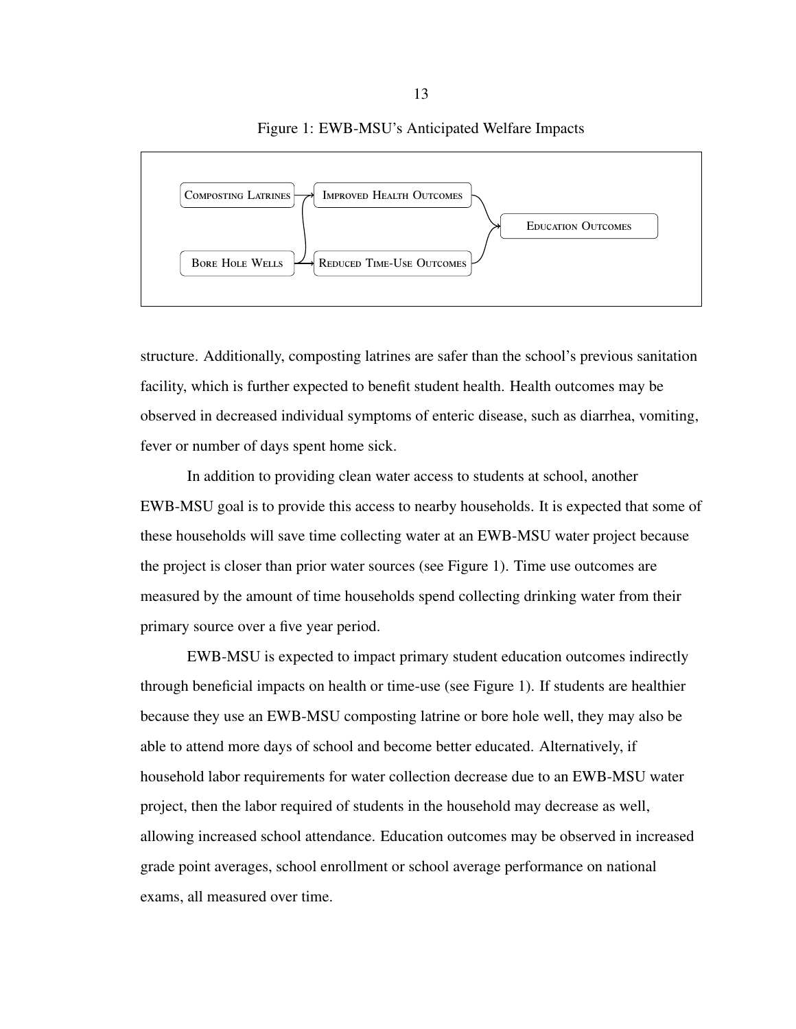Figure 1: EWB-MSU's Anticipated Welfare Impacts

COMPOSTING LATRINES → IMPROVED HEALTH OUTCOMES

BORE HOLE WELLS → IMPROVED HEALTH OUTCOMES

BORE HOLE WELLS → REDUCED TIME-USE OUTCOMES

IMPROVED HEALTH OUTCOMES → EDUCATION OUTCOMES

REDUCED TIME-USE OUTCOMES → EDUCATION OUTCOMES

structure. Additionally, composting latrines are safer than the school's previous sanitation facility, which is further expected to benefit student health. Health outcomes may be observed in decreased individual symptoms of enteric disease, such as diarrhea, vomiting, fever or number of days spent home sick.

In addition to providing clean water access to students at school, another EWB-MSU goal is to provide this access to nearby households. It is expected that some of these households will save time collecting water at an EWB-MSU water project because the project is closer than prior water sources (see Figure 1). Time use outcomes are measured by the amount of time households spend collecting drinking water from their primary source over a five year period.

EWB-MSU is expected to impact primary student education outcomes indirectly through beneficial impacts on health or time-use (see Figure 1). If students are healthier because they use an EWB-MSU composting latrine or bore hole well, they may also be able to attend more days of school and become better educated. Alternatively, if household labor requirements for water collection decrease due to an EWB-MSU water project, then the labor required of students in the household may decrease as well, allowing increased school attendance. Education outcomes may be observed in increased grade point averages, school enrollment or school average performance on national exams, all measured over time.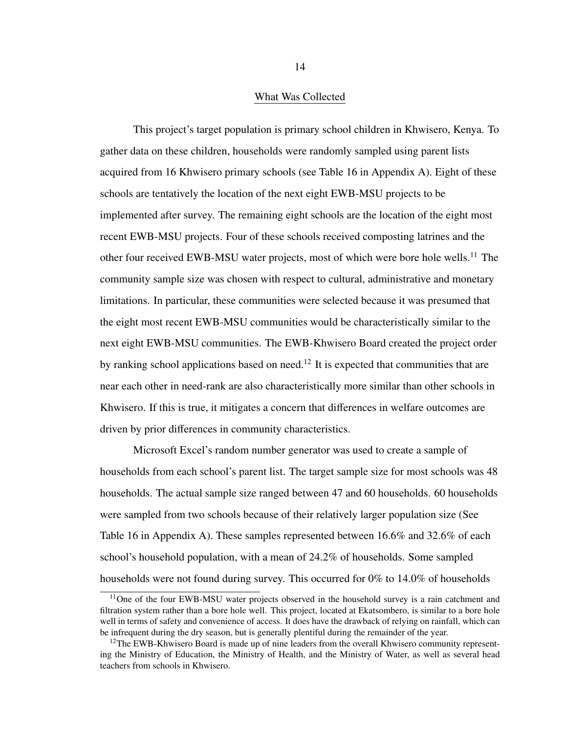## What Was Collected

This project's target population is primary school children in Khwisero, Kenya. To gather data on these children, households were randomly sampled using parent lists acquired from 16 Khwisero primary schools (see Table 16 in Appendix A). Eight of these schools are tentatively the location of the next eight EWB-MSU projects to be implemented after survey. The remaining eight schools are the location of the eight most recent EWB-MSU projects. Four of these schools received composting latrines and the other four received EWB-MSU water projects, most of which were bore hole wells.[11] The community sample size was chosen with respect to cultural, administrative and monetary limitations. In particular, these communities were selected because it was presumed that the eight most recent EWB-MSU communities would be characteristically similar to the next eight EWB-MSU communities. The EWB-Khwisero Board created the project order by ranking school applications based on need.[12] It is expected that communities that are near each other in need-rank are also characteristically more similar than other schools in Khwisero. If this is true, it mitigates a concern that differences in welfare outcomes are driven by prior differences in community characteristics.

Microsoft Excel's random number generator was used to create a sample of households from each school's parent list. The target sample size for most schools was 48 households. The actual sample size ranged between 47 and 60 households. 60 households were sampled from two schools because of their relatively larger population size (See Table 16 in Appendix A). These samples represented between 16.6% and 32.6% of each school's household population, with a mean of 24.2% of households. Some sampled households were not found during survey. This occurred for 0% to 14.0% of households

[11] One of the four EWB-MSU water projects observed in the household survey is a rain catchment and filtration system rather than a bore hole well. This project, located at Ekatsombero, is similar to a bore hole well in terms of safety and convenience of access. It does have the drawback of relying on rainfall, which can be infrequent during the dry season, but is generally plentiful during the remainder of the year.

[12] The EWB-Khwisero Board is made up of nine leaders from the overall Khwisero community representing the Ministry of Education, the Ministry of Health, and the Ministry of Water, as well as several head teachers from schools in Khwisero.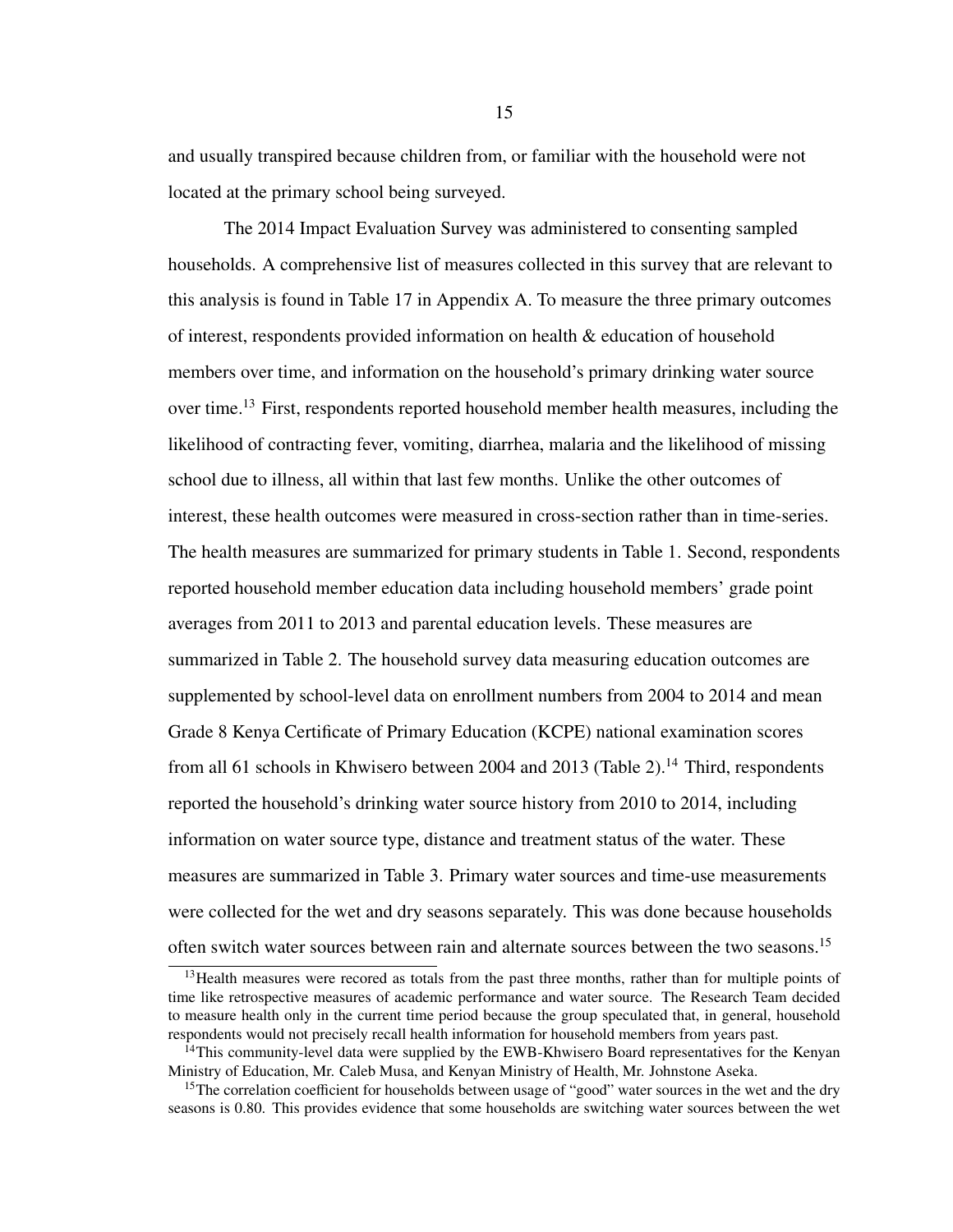and usually transpired because children from, or familiar with the household were not located at the primary school being surveyed.

The 2014 Impact Evaluation Survey was administered to consenting sampled households. A comprehensive list of measures collected in this survey that are relevant to this analysis is found in Table 17 in Appendix A. To measure the three primary outcomes of interest, respondents provided information on health & education of household members over time, and information on the household's primary drinking water source over time.[13] First, respondents reported household member health measures, including the likelihood of contracting fever, vomiting, diarrhea, malaria and the likelihood of missing school due to illness, all within that last few months. Unlike the other outcomes of interest, these health outcomes were measured in cross-section rather than in time-series. The health measures are summarized for primary students in Table 1. Second, respondents reported household member education data including household members' grade point averages from 2011 to 2013 and parental education levels. These measures are summarized in Table 2. The household survey data measuring education outcomes are supplemented by school-level data on enrollment numbers from 2004 to 2014 and mean Grade 8 Kenya Certificate of Primary Education (KCPE) national examination scores from all 61 schools in Khwisero between 2004 and 2013 (Table 2).[14] Third, respondents reported the household's drinking water source history from 2010 to 2014, including information on water source type, distance and treatment status of the water. These measures are summarized in Table 3. Primary water sources and time-use measurements were collected for the wet and dry seasons separately. This was done because households often switch water sources between rain and alternate sources between the two seasons.[15]

[13]Health measures were recored as totals from the past three months, rather than for multiple points of time like retrospective measures of academic performance and water source. The Research Team decided to measure health only in the current time period because the group speculated that, in general, household respondents would not precisely recall health information for household members from years past.

[14]This community-level data were supplied by the EWB-Khwisero Board representatives for the Kenyan Ministry of Education, Mr. Caleb Musa, and Kenyan Ministry of Health, Mr. Johnstone Aseka.

[15]The correlation coefficient for households between usage of "good" water sources in the wet and the dry seasons is 0.80. This provides evidence that some households are switching water sources between the wet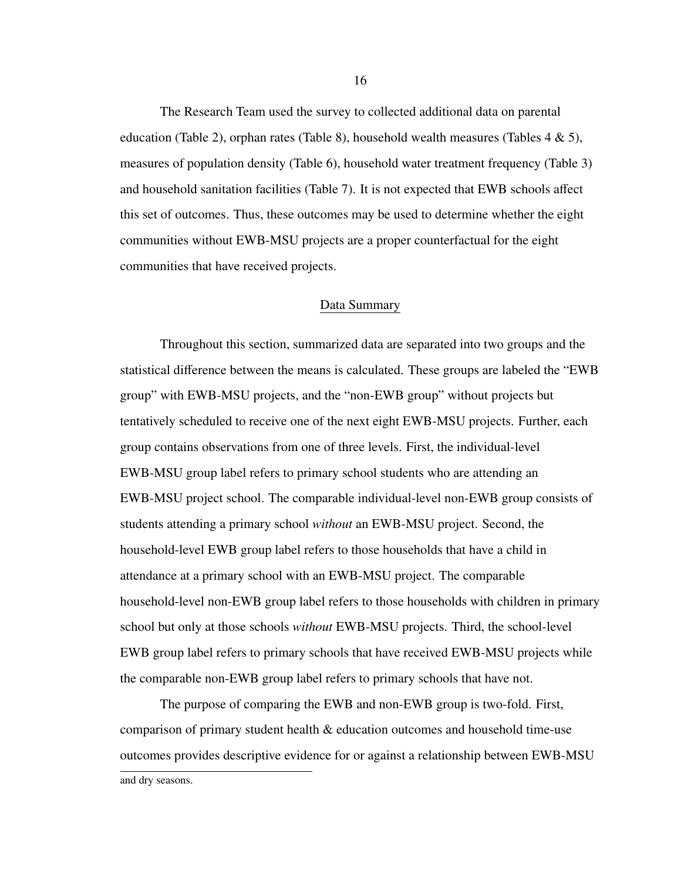The Research Team used the survey to collected additional data on parental education (Table 2), orphan rates (Table 8), household wealth measures (Tables 4 & 5), measures of population density (Table 6), household water treatment frequency (Table 3) and household sanitation facilities (Table 7). It is not expected that EWB schools affect this set of outcomes. Thus, these outcomes may be used to determine whether the eight communities without EWB-MSU projects are a proper counterfactual for the eight communities that have received projects.

## Data Summary

Throughout this section, summarized data are separated into two groups and the statistical difference between the means is calculated. These groups are labeled the "EWB group" with EWB-MSU projects, and the "non-EWB group" without projects but tentatively scheduled to receive one of the next eight EWB-MSU projects. Further, each group contains observations from one of three levels. First, the individual-level EWB-MSU group label refers to primary school students who are attending an EWB-MSU project school. The comparable individual-level non-EWB group consists of students attending a primary school *without* an EWB-MSU project. Second, the household-level EWB group label refers to those households that have a child in attendance at a primary school with an EWB-MSU project. The comparable household-level non-EWB group label refers to those households with children in primary school but only at those schools *without* EWB-MSU projects. Third, the school-level EWB group label refers to primary schools that have received EWB-MSU projects while the comparable non-EWB group label refers to primary schools that have not.

The purpose of comparing the EWB and non-EWB group is two-fold. First, comparison of primary student health & education outcomes and household time-use outcomes provides descriptive evidence for or against a relationship between EWB-MSU

and dry seasons.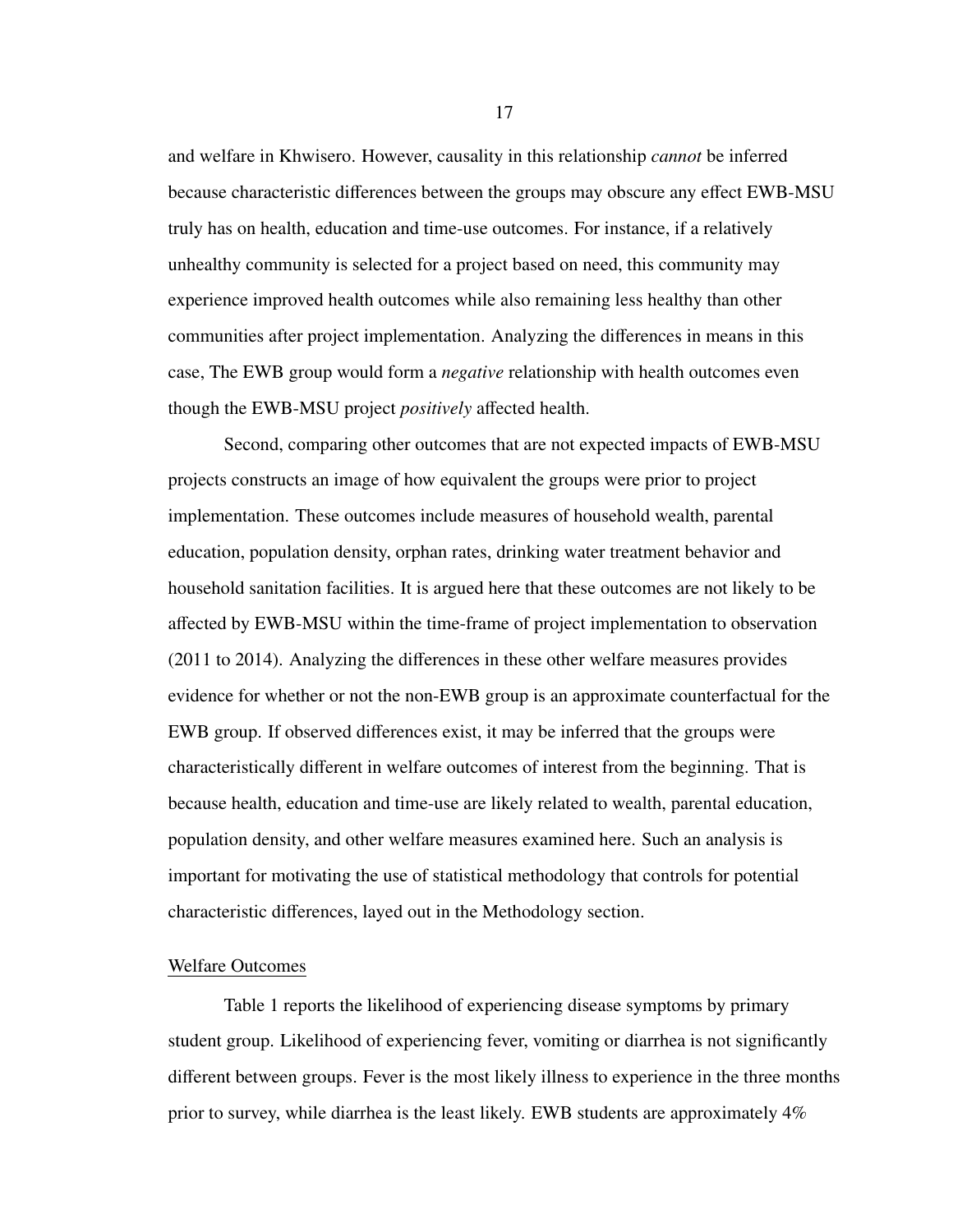and welfare in Khwisero. However, causality in this relationship *cannot* be inferred because characteristic differences between the groups may obscure any effect EWB-MSU truly has on health, education and time-use outcomes. For instance, if a relatively unhealthy community is selected for a project based on need, this community may experience improved health outcomes while also remaining less healthy than other communities after project implementation. Analyzing the differences in means in this case, The EWB group would form a *negative* relationship with health outcomes even though the EWB-MSU project *positively* affected health.

Second, comparing other outcomes that are not expected impacts of EWB-MSU projects constructs an image of how equivalent the groups were prior to project implementation. These outcomes include measures of household wealth, parental education, population density, orphan rates, drinking water treatment behavior and household sanitation facilities. It is argued here that these outcomes are not likely to be affected by EWB-MSU within the time-frame of project implementation to observation (2011 to 2014). Analyzing the differences in these other welfare measures provides evidence for whether or not the non-EWB group is an approximate counterfactual for the EWB group. If observed differences exist, it may be inferred that the groups were characteristically different in welfare outcomes of interest from the beginning. That is because health, education and time-use are likely related to wealth, parental education, population density, and other welfare measures examined here. Such an analysis is important for motivating the use of statistical methodology that controls for potential characteristic differences, layed out in the Methodology section.

<u>Welfare Outcomes</u>

Table 1 reports the likelihood of experiencing disease symptoms by primary student group. Likelihood of experiencing fever, vomiting or diarrhea is not significantly different between groups. Fever is the most likely illness to experience in the three months prior to survey, while diarrhea is the least likely. EWB students are approximately 4%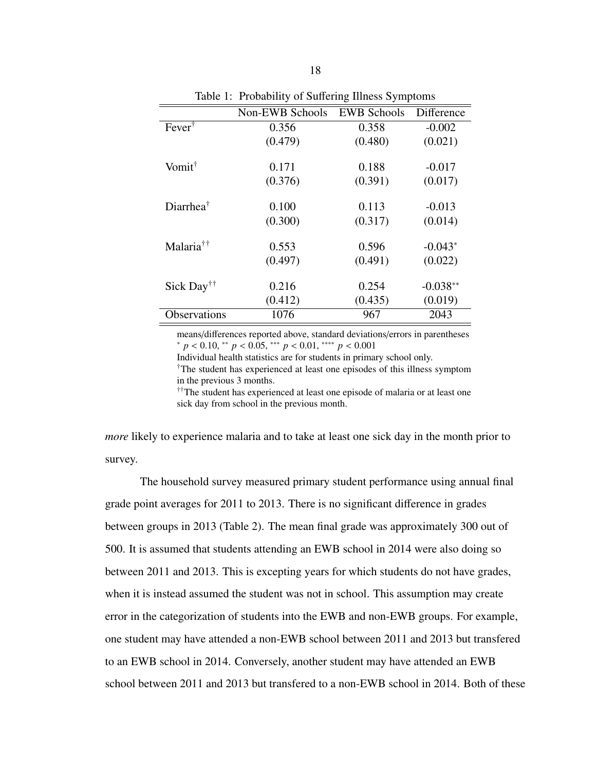Table 1: Probability of Suffering Illness Symptoms

| | Non-EWB Schools | EWB Schools | Difference |
|---|---|---|---|
| Fever[†] | 0.356 | 0.358 | -0.002 |
| | (0.479) | (0.480) | (0.021) |
| Vomit[†] | 0.171 | 0.188 | -0.017 |
| | (0.376) | (0.391) | (0.017) |
| Diarrhea[†] | 0.100 | 0.113 | -0.013 |
| | (0.300) | (0.317) | (0.014) |
| Malaria[††] | 0.553 | 0.596 | -0.043* |
| | (0.497) | (0.491) | (0.022) |
| Sick Day[††] | 0.216 | 0.254 | -0.038** |
| | (0.412) | (0.435) | (0.019) |
| Observations | 1076 | 967 | 2043 |

means/differences reported above, standard deviations/errors in parentheses
* $p < 0.10$, ** $p < 0.05$, *** $p < 0.01$, **** $p < 0.001$
Individual health statistics are for students in primary school only.
[†]The student has experienced at least one episodes of this illness symptom in the previous 3 months.
[††]The student has experienced at least one episode of malaria or at least one sick day from school in the previous month.

*more* likely to experience malaria and to take at least one sick day in the month prior to survey.

The household survey measured primary student performance using annual final grade point averages for 2011 to 2013. There is no significant difference in grades between groups in 2013 (Table 2). The mean final grade was approximately 300 out of 500. It is assumed that students attending an EWB school in 2014 were also doing so between 2011 and 2013. This is excepting years for which students do not have grades, when it is instead assumed the student was not in school. This assumption may create error in the categorization of students into the EWB and non-EWB groups. For example, one student may have attended a non-EWB school between 2011 and 2013 but transfered to an EWB school in 2014. Conversely, another student may have attended an EWB school between 2011 and 2013 but transfered to a non-EWB school in 2014. Both of these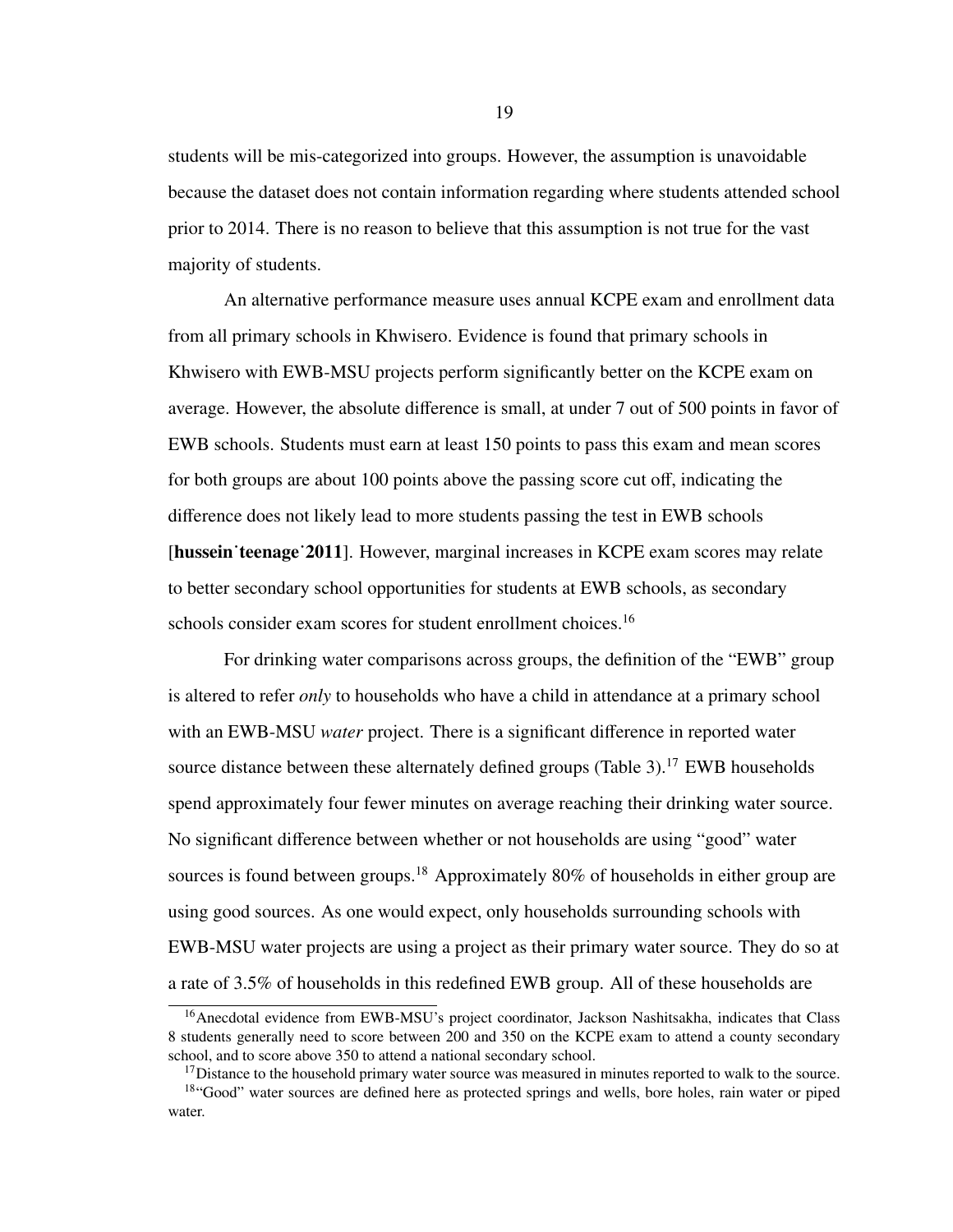students will be mis-categorized into groups. However, the assumption is unavoidable because the dataset does not contain information regarding where students attended school prior to 2014. There is no reason to believe that this assumption is not true for the vast majority of students.

An alternative performance measure uses annual KCPE exam and enrollment data from all primary schools in Khwisero. Evidence is found that primary schools in Khwisero with EWB-MSU projects perform significantly better on the KCPE exam on average. However, the absolute difference is small, at under 7 out of 500 points in favor of EWB schools. Students must earn at least 150 points to pass this exam and mean scores for both groups are about 100 points above the passing score cut off, indicating the difference does not likely lead to more students passing the test in EWB schools [**hussein˙teenage˙2011**]. However, marginal increases in KCPE exam scores may relate to better secondary school opportunities for students at EWB schools, as secondary schools consider exam scores for student enrollment choices.[16]

For drinking water comparisons across groups, the definition of the "EWB" group is altered to refer *only* to households who have a child in attendance at a primary school with an EWB-MSU *water* project. There is a significant difference in reported water source distance between these alternately defined groups (Table 3).[17] EWB households spend approximately four fewer minutes on average reaching their drinking water source. No significant difference between whether or not households are using "good" water sources is found between groups.[18] Approximately 80% of households in either group are using good sources. As one would expect, only households surrounding schools with EWB-MSU water projects are using a project as their primary water source. They do so at a rate of 3.5% of households in this redefined EWB group. All of these households are

[16] Anecdotal evidence from EWB-MSU's project coordinator, Jackson Nashitsakha, indicates that Class 8 students generally need to score between 200 and 350 on the KCPE exam to attend a county secondary school, and to score above 350 to attend a national secondary school.

[17] Distance to the household primary water source was measured in minutes reported to walk to the source.

[18] "Good" water sources are defined here as protected springs and wells, bore holes, rain water or piped water.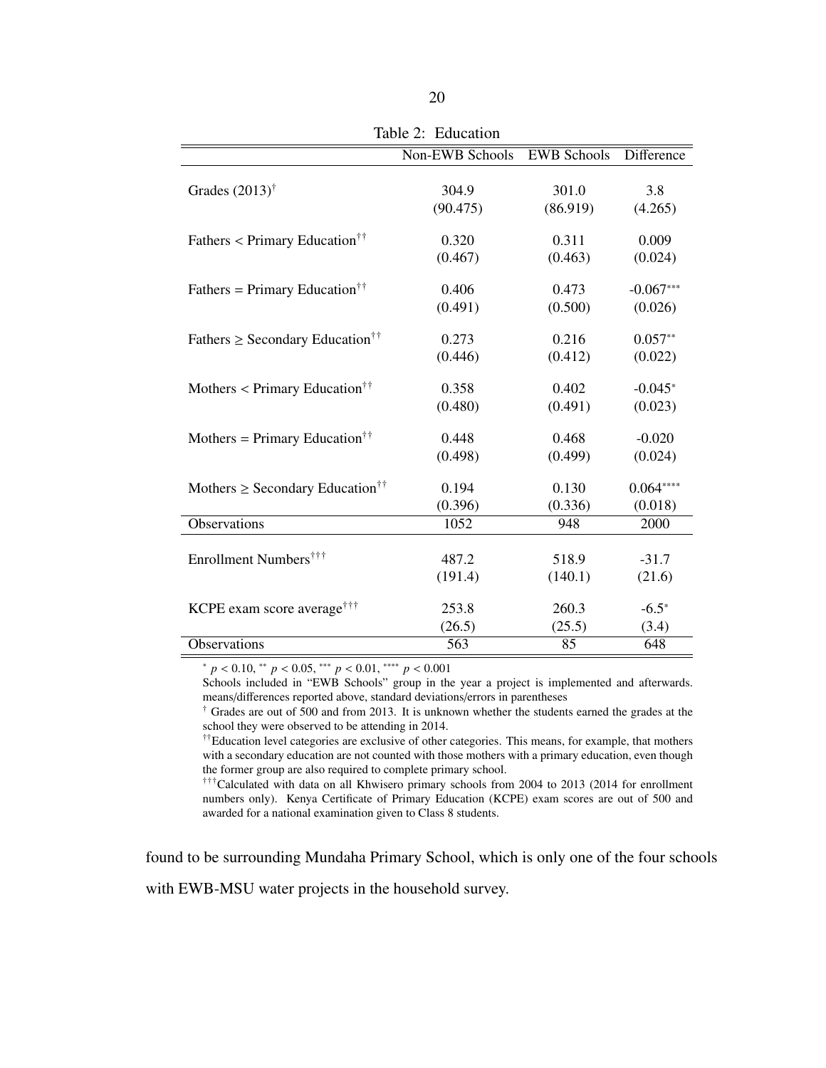Table 2: Education

| | Non-EWB Schools | EWB Schools | Difference |
|---|---|---|---|
| Grades (2013)$^{\dagger}$ | 304.9 | 301.0 | 3.8 |
| | (90.475) | (86.919) | (4.265) |
| Fathers < Primary Education$^{\dagger\dagger}$ | 0.320 | 0.311 | 0.009 |
| | (0.467) | (0.463) | (0.024) |
| Fathers = Primary Education$^{\dagger\dagger}$ | 0.406 | 0.473 | -0.067$^{***}$ |
| | (0.491) | (0.500) | (0.026) |
| Fathers ≥ Secondary Education$^{\dagger\dagger}$ | 0.273 | 0.216 | 0.057$^{**}$ |
| | (0.446) | (0.412) | (0.022) |
| Mothers < Primary Education$^{\dagger\dagger}$ | 0.358 | 0.402 | -0.045$^{*}$ |
| | (0.480) | (0.491) | (0.023) |
| Mothers = Primary Education$^{\dagger\dagger}$ | 0.448 | 0.468 | -0.020 |
| | (0.498) | (0.499) | (0.024) |
| Mothers ≥ Secondary Education$^{\dagger\dagger}$ | 0.194 | 0.130 | 0.064$^{****}$ |
| | (0.396) | (0.336) | (0.018) |
| Observations | 1052 | 948 | 2000 |
| Enrollment Numbers$^{\dagger\dagger\dagger}$ | 487.2 | 518.9 | -31.7 |
| | (191.4) | (140.1) | (21.6) |
| KCPE exam score average$^{\dagger\dagger\dagger}$ | 253.8 | 260.3 | -6.5$^{*}$ |
| | (26.5) | (25.5) | (3.4) |
| Observations | 563 | 85 | 648 |

$^{*}$ $p < 0.10$, $^{**}$ $p < 0.05$, $^{***}$ $p < 0.01$, $^{****}$ $p < 0.001$

Schools included in "EWB Schools" group in the year a project is implemented and afterwards. means/differences reported above, standard deviations/errors in parentheses

$^{\dagger}$ Grades are out of 500 and from 2013. It is unknown whether the students earned the grades at the school they were observed to be attending in 2014.

$^{\dagger\dagger}$Education level categories are exclusive of other categories. This means, for example, that mothers with a secondary education are not counted with those mothers with a primary education, even though the former group are also required to complete primary school.

$^{\dagger\dagger\dagger}$Calculated with data on all Khwisero primary schools from 2004 to 2013 (2014 for enrollment numbers only). Kenya Certificate of Primary Education (KCPE) exam scores are out of 500 and awarded for a national examination given to Class 8 students.

found to be surrounding Mundaha Primary School, which is only one of the four schools with EWB-MSU water projects in the household survey.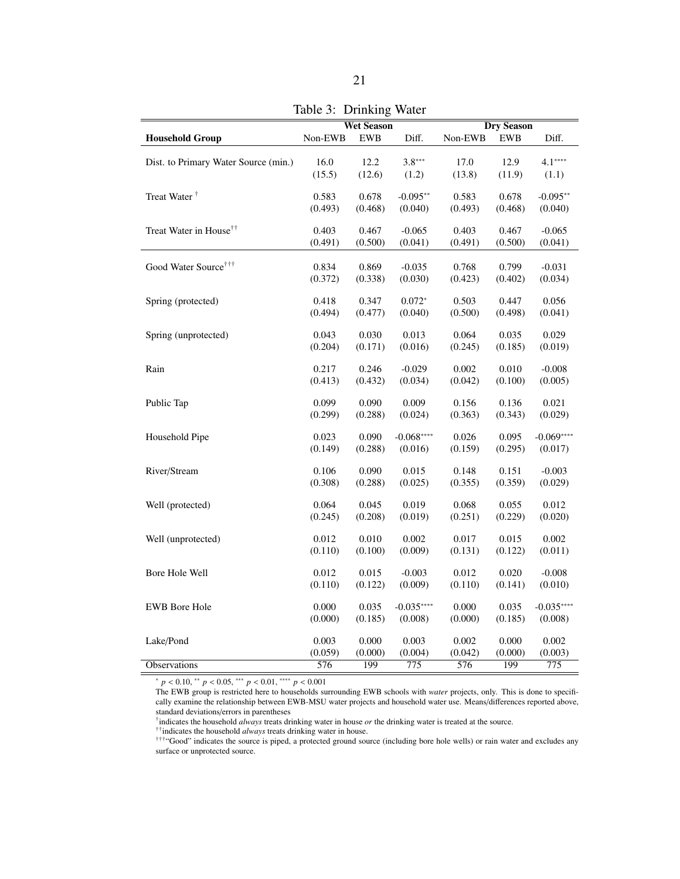Table 3: Drinking Water

| Household Group | Wet Season | | | Dry Season | | |
|---|---|---|---|---|---|---|
| | Non-EWB | EWB | Diff. | Non-EWB | EWB | Diff. |
| Dist. to Primary Water Source (min.) | 16.0 | 12.2 | 3.8*** | 17.0 | 12.9 | 4.1**** |
| | (15.5) | (12.6) | (1.2) | (13.8) | (11.9) | (1.1) |
| Treat Water † | 0.583 | 0.678 | -0.095** | 0.583 | 0.678 | -0.095** |
| | (0.493) | (0.468) | (0.040) | (0.493) | (0.468) | (0.040) |
| Treat Water in House†† | 0.403 | 0.467 | -0.065 | 0.403 | 0.467 | -0.065 |
| | (0.491) | (0.500) | (0.041) | (0.491) | (0.500) | (0.041) |
| Good Water Source††† | 0.834 | 0.869 | -0.035 | 0.768 | 0.799 | -0.031 |
| | (0.372) | (0.338) | (0.030) | (0.423) | (0.402) | (0.034) |
| Spring (protected) | 0.418 | 0.347 | 0.072* | 0.503 | 0.447 | 0.056 |
| | (0.494) | (0.477) | (0.040) | (0.500) | (0.498) | (0.041) |
| Spring (unprotected) | 0.043 | 0.030 | 0.013 | 0.064 | 0.035 | 0.029 |
| | (0.204) | (0.171) | (0.016) | (0.245) | (0.185) | (0.019) |
| Rain | 0.217 | 0.246 | -0.029 | 0.002 | 0.010 | -0.008 |
| | (0.413) | (0.432) | (0.034) | (0.042) | (0.100) | (0.005) |
| Public Tap | 0.099 | 0.090 | 0.009 | 0.156 | 0.136 | 0.021 |
| | (0.299) | (0.288) | (0.024) | (0.363) | (0.343) | (0.029) |
| Household Pipe | 0.023 | 0.090 | -0.068**** | 0.026 | 0.095 | -0.069**** |
| | (0.149) | (0.288) | (0.016) | (0.159) | (0.295) | (0.017) |
| River/Stream | 0.106 | 0.090 | 0.015 | 0.148 | 0.151 | -0.003 |
| | (0.308) | (0.288) | (0.025) | (0.355) | (0.359) | (0.029) |
| Well (protected) | 0.064 | 0.045 | 0.019 | 0.068 | 0.055 | 0.012 |
| | (0.245) | (0.208) | (0.019) | (0.251) | (0.229) | (0.020) |
| Well (unprotected) | 0.012 | 0.010 | 0.002 | 0.017 | 0.015 | 0.002 |
| | (0.110) | (0.100) | (0.009) | (0.131) | (0.122) | (0.011) |
| Bore Hole Well | 0.012 | 0.015 | -0.003 | 0.012 | 0.020 | -0.008 |
| | (0.110) | (0.122) | (0.009) | (0.110) | (0.141) | (0.010) |
| EWB Bore Hole | 0.000 | 0.035 | -0.035**** | 0.000 | 0.035 | -0.035**** |
| | (0.000) | (0.185) | (0.008) | (0.000) | (0.185) | (0.008) |
| Lake/Pond | 0.003 | 0.000 | 0.003 | 0.002 | 0.000 | 0.002 |
| | (0.059) | (0.000) | (0.004) | (0.042) | (0.000) | (0.003) |
| Observations | 576 | 199 | 775 | 576 | 199 | 775 |

\* $p < 0.10$, \*\* $p < 0.05$, \*\*\* $p < 0.01$, \*\*\*\* $p < 0.001$

The EWB group is restricted here to households surrounding EWB schools with *water* projects, only. This is done to specifically examine the relationship between EWB-MSU water projects and household water use. Means/differences reported above, standard deviations/errors in parentheses

†indicates the household *always* treats drinking water in house *or* the drinking water is treated at the source.

††indicates the household *always* treats drinking water in house.

†††"Good" indicates the source is piped, a protected ground source (including bore hole wells) or rain water and excludes any surface or unprotected source.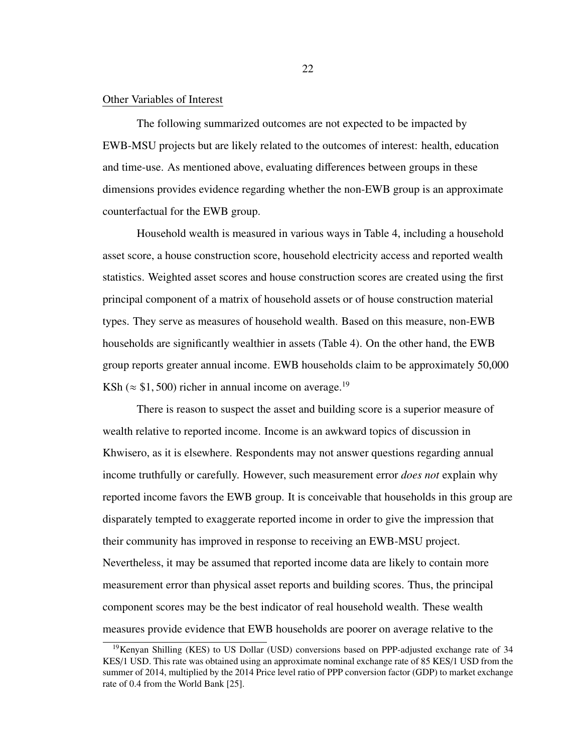Other Variables of Interest

The following summarized outcomes are not expected to be impacted by EWB-MSU projects but are likely related to the outcomes of interest: health, education and time-use. As mentioned above, evaluating differences between groups in these dimensions provides evidence regarding whether the non-EWB group is an approximate counterfactual for the EWB group.

Household wealth is measured in various ways in Table 4, including a household asset score, a house construction score, household electricity access and reported wealth statistics. Weighted asset scores and house construction scores are created using the first principal component of a matrix of household assets or of house construction material types. They serve as measures of household wealth. Based on this measure, non-EWB households are significantly wealthier in assets (Table 4). On the other hand, the EWB group reports greater annual income. EWB households claim to be approximately 50,000 KSh ($\approx \$1,500$) richer in annual income on average.[19]

There is reason to suspect the asset and building score is a superior measure of wealth relative to reported income. Income is an awkward topics of discussion in Khwisero, as it is elsewhere. Respondents may not answer questions regarding annual income truthfully or carefully. However, such measurement error *does not* explain why reported income favors the EWB group. It is conceivable that households in this group are disparately tempted to exaggerate reported income in order to give the impression that their community has improved in response to receiving an EWB-MSU project. Nevertheless, it may be assumed that reported income data are likely to contain more measurement error than physical asset reports and building scores. Thus, the principal component scores may be the best indicator of real household wealth. These wealth measures provide evidence that EWB households are poorer on average relative to the

[19] Kenyan Shilling (KES) to US Dollar (USD) conversions based on PPP-adjusted exchange rate of 34 KES/1 USD. This rate was obtained using an approximate nominal exchange rate of 85 KES/1 USD from the summer of 2014, multiplied by the 2014 Price level ratio of PPP conversion factor (GDP) to market exchange rate of 0.4 from the World Bank [25].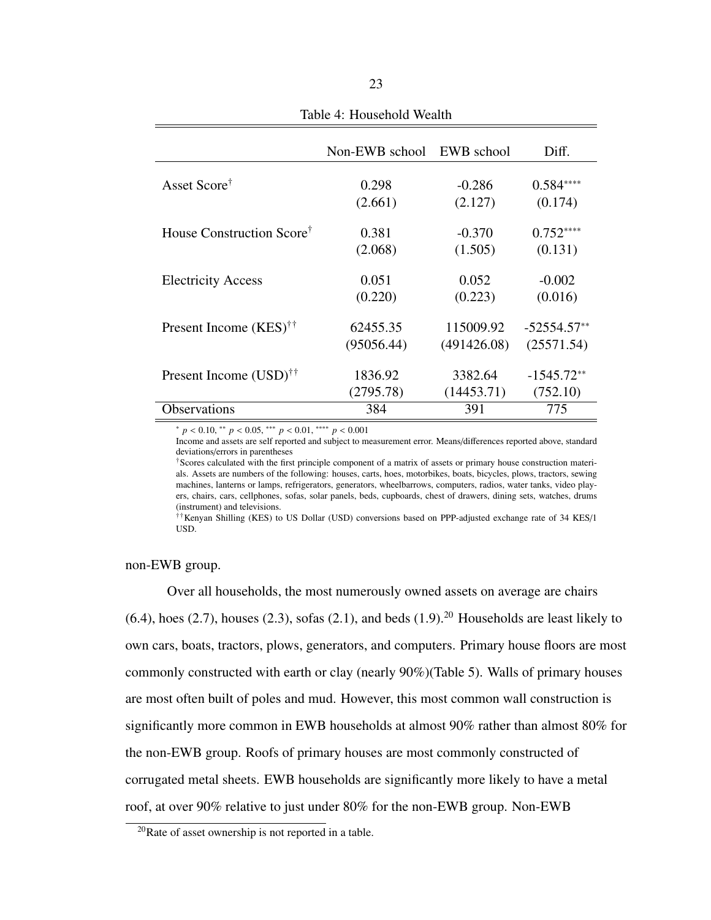Table 4: Household Wealth

| | Non-EWB school | EWB school | Diff. |
|---|---|---|---|
| Asset Score† | 0.298 | -0.286 | 0.584**** |
| | (2.661) | (2.127) | (0.174) |
| House Construction Score† | 0.381 | -0.370 | 0.752**** |
| | (2.068) | (1.505) | (0.131) |
| Electricity Access | 0.051 | 0.052 | -0.002 |
| | (0.220) | (0.223) | (0.016) |
| Present Income (KES)†† | 62455.35 | 115009.92 | -52554.57** |
| | (95056.44) | (491426.08) | (25571.54) |
| Present Income (USD)†† | 1836.92 | 3382.64 | -1545.72** |
| | (2795.78) | (14453.71) | (752.10) |
| Observations | 384 | 391 | 775 |

* $p < 0.10$, ** $p < 0.05$, *** $p < 0.01$, **** $p < 0.001$

Income and assets are self reported and subject to measurement error. Means/differences reported above, standard deviations/errors in parentheses

†Scores calculated with the first principle component of a matrix of assets or primary house construction materials. Assets are numbers of the following: houses, carts, hoes, motorbikes, boats, bicycles, plows, tractors, sewing machines, lanterns or lamps, refrigerators, generators, wheelbarrows, computers, radios, water tanks, video players, chairs, cars, cellphones, sofas, solar panels, beds, cupboards, chest of drawers, dining sets, watches, drums (instrument) and televisions.

††Kenyan Shilling (KES) to US Dollar (USD) conversions based on PPP-adjusted exchange rate of 34 KES/1 USD.

non-EWB group.

Over all households, the most numerously owned assets on average are chairs (6.4), hoes (2.7), houses (2.3), sofas (2.1), and beds (1.9).[20] Households are least likely to own cars, boats, tractors, plows, generators, and computers. Primary house floors are most commonly constructed with earth or clay (nearly 90%)(Table 5). Walls of primary houses are most often built of poles and mud. However, this most common wall construction is significantly more common in EWB households at almost 90% rather than almost 80% for the non-EWB group. Roofs of primary houses are most commonly constructed of corrugated metal sheets. EWB households are significantly more likely to have a metal roof, at over 90% relative to just under 80% for the non-EWB group. Non-EWB

[20] Rate of asset ownership is not reported in a table.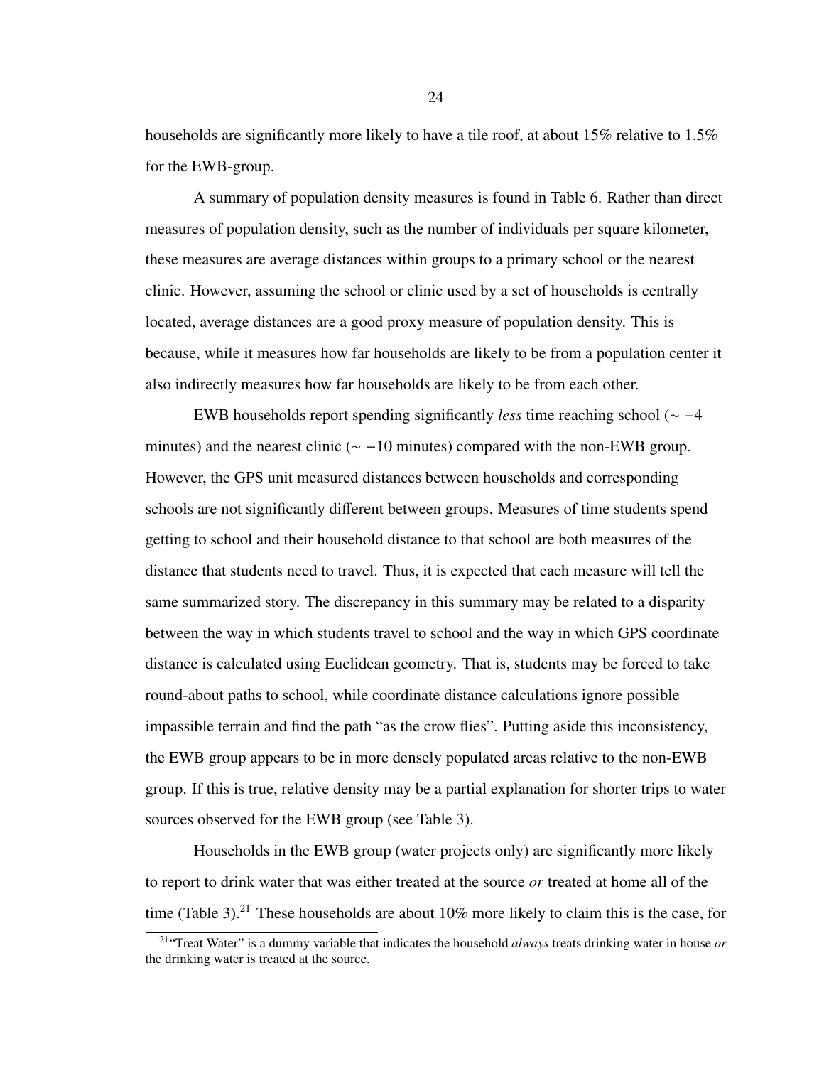households are significantly more likely to have a tile roof, at about 15% relative to 1.5% for the EWB-group.

A summary of population density measures is found in Table 6. Rather than direct measures of population density, such as the number of individuals per square kilometer, these measures are average distances within groups to a primary school or the nearest clinic. However, assuming the school or clinic used by a set of households is centrally located, average distances are a good proxy measure of population density. This is because, while it measures how far households are likely to be from a population center it also indirectly measures how far households are likely to be from each other.

EWB households report spending significantly *less* time reaching school ($\sim -4$ minutes) and the nearest clinic ($\sim -10$ minutes) compared with the non-EWB group. However, the GPS unit measured distances between households and corresponding schools are not significantly different between groups. Measures of time students spend getting to school and their household distance to that school are both measures of the distance that students need to travel. Thus, it is expected that each measure will tell the same summarized story. The discrepancy in this summary may be related to a disparity between the way in which students travel to school and the way in which GPS coordinate distance is calculated using Euclidean geometry. That is, students may be forced to take round-about paths to school, while coordinate distance calculations ignore possible impassible terrain and find the path "as the crow flies". Putting aside this inconsistency, the EWB group appears to be in more densely populated areas relative to the non-EWB group. If this is true, relative density may be a partial explanation for shorter trips to water sources observed for the EWB group (see Table 3).

Households in the EWB group (water projects only) are significantly more likely to report to drink water that was either treated at the source *or* treated at home all of the time (Table 3).[21] These households are about 10% more likely to claim this is the case, for

[21] "Treat Water" is a dummy variable that indicates the household *always* treats drinking water in house *or* the drinking water is treated at the source.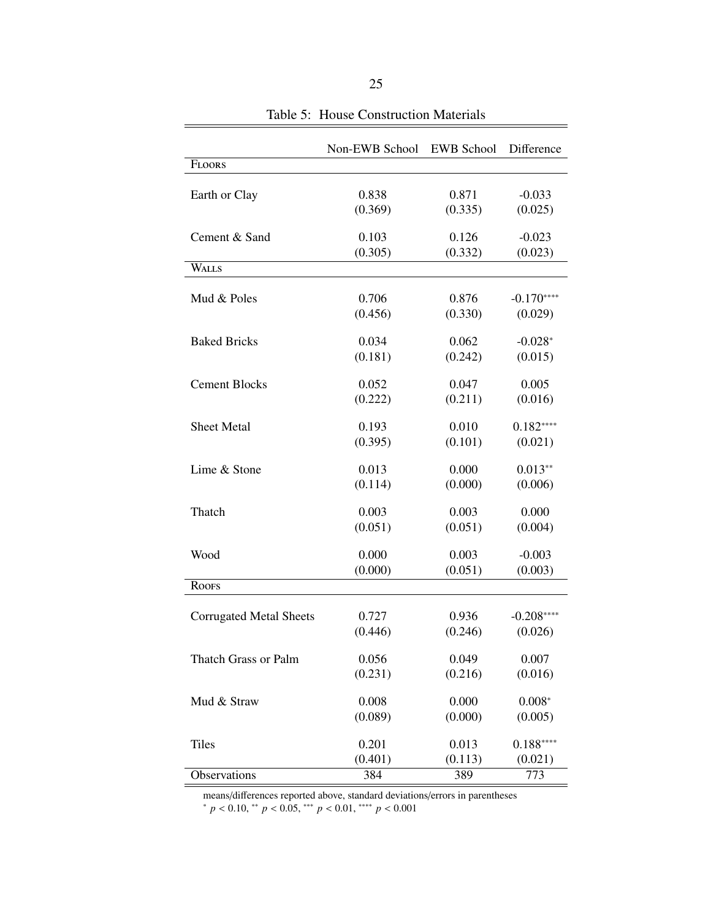Table 5: House Construction Materials

| | Non-EWB School | EWB School | Difference |
|---|---|---|---|
| FLOORS | | | |
| Earth or Clay | 0.838 | 0.871 | -0.033 |
| | (0.369) | (0.335) | (0.025) |
| Cement & Sand | 0.103 | 0.126 | -0.023 |
| | (0.305) | (0.332) | (0.023) |
| WALLS | | | |
| Mud & Poles | 0.706 | 0.876 | -0.170**** |
| | (0.456) | (0.330) | (0.029) |
| Baked Bricks | 0.034 | 0.062 | -0.028* |
| | (0.181) | (0.242) | (0.015) |
| Cement Blocks | 0.052 | 0.047 | 0.005 |
| | (0.222) | (0.211) | (0.016) |
| Sheet Metal | 0.193 | 0.010 | 0.182**** |
| | (0.395) | (0.101) | (0.021) |
| Lime & Stone | 0.013 | 0.000 | 0.013** |
| | (0.114) | (0.000) | (0.006) |
| Thatch | 0.003 | 0.003 | 0.000 |
| | (0.051) | (0.051) | (0.004) |
| Wood | 0.000 | 0.003 | -0.003 |
| | (0.000) | (0.051) | (0.003) |
| ROOFS | | | |
| Corrugated Metal Sheets | 0.727 | 0.936 | -0.208**** |
| | (0.446) | (0.246) | (0.026) |
| Thatch Grass or Palm | 0.056 | 0.049 | 0.007 |
| | (0.231) | (0.216) | (0.016) |
| Mud & Straw | 0.008 | 0.000 | 0.008* |
| | (0.089) | (0.000) | (0.005) |
| Tiles | 0.201 | 0.013 | 0.188**** |
| | (0.401) | (0.113) | (0.021) |
| Observations | 384 | 389 | 773 |

means/differences reported above, standard deviations/errors in parentheses
\* $p < 0.10$, \*\* $p < 0.05$, \*\*\* $p < 0.01$, \*\*\*\* $p < 0.001$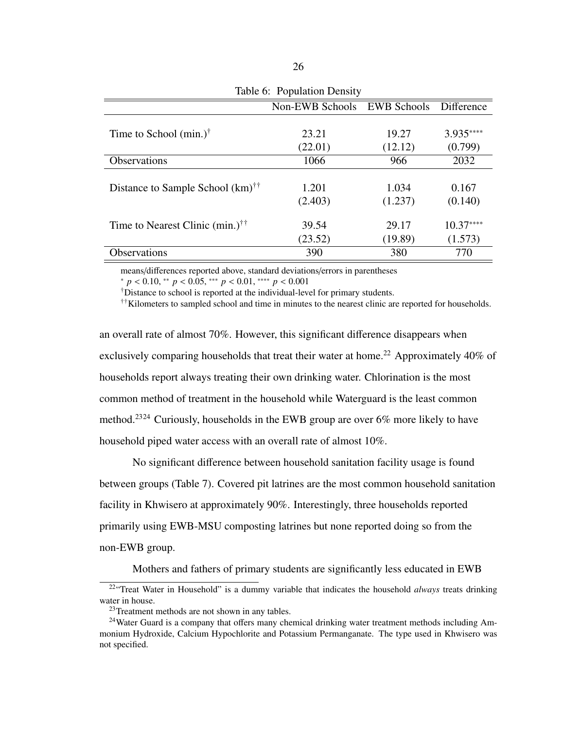Table 6: Population Density

| | Non-EWB Schools | EWB Schools | Difference |
|---|---|---|---|
| Time to School (min.)† | 23.21 | 19.27 | 3.935**** |
| | (22.01) | (12.12) | (0.799) |
| Observations | 1066 | 966 | 2032 |
| Distance to Sample School (km)†† | 1.201 | 1.034 | 0.167 |
| | (2.403) | (1.237) | (0.140) |
| Time to Nearest Clinic (min.)†† | 39.54 | 29.17 | 10.37**** |
| | (23.52) | (19.89) | (1.573) |
| Observations | 390 | 380 | 770 |

means/differences reported above, standard deviations/errors in parentheses

* $p < 0.10$, ** $p < 0.05$, *** $p < 0.01$, **** $p < 0.001$

†Distance to school is reported at the individual-level for primary students.

††Kilometers to sampled school and time in minutes to the nearest clinic are reported for households.

an overall rate of almost 70%. However, this significant difference disappears when exclusively comparing households that treat their water at home.[22] Approximately 40% of households report always treating their own drinking water. Chlorination is the most common method of treatment in the household while Waterguard is the least common method.[23][24] Curiously, households in the EWB group are over 6% more likely to have household piped water access with an overall rate of almost 10%.

No significant difference between household sanitation facility usage is found between groups (Table 7). Covered pit latrines are the most common household sanitation facility in Khwisero at approximately 90%. Interestingly, three households reported primarily using EWB-MSU composting latrines but none reported doing so from the non-EWB group.

Mothers and fathers of primary students are significantly less educated in EWB

[22]"Treat Water in Household" is a dummy variable that indicates the household *always* treats drinking water in house.

[23]Treatment methods are not shown in any tables.

[24]Water Guard is a company that offers many chemical drinking water treatment methods including Ammonium Hydroxide, Calcium Hypochlorite and Potassium Permanganate. The type used in Khwisero was not specified.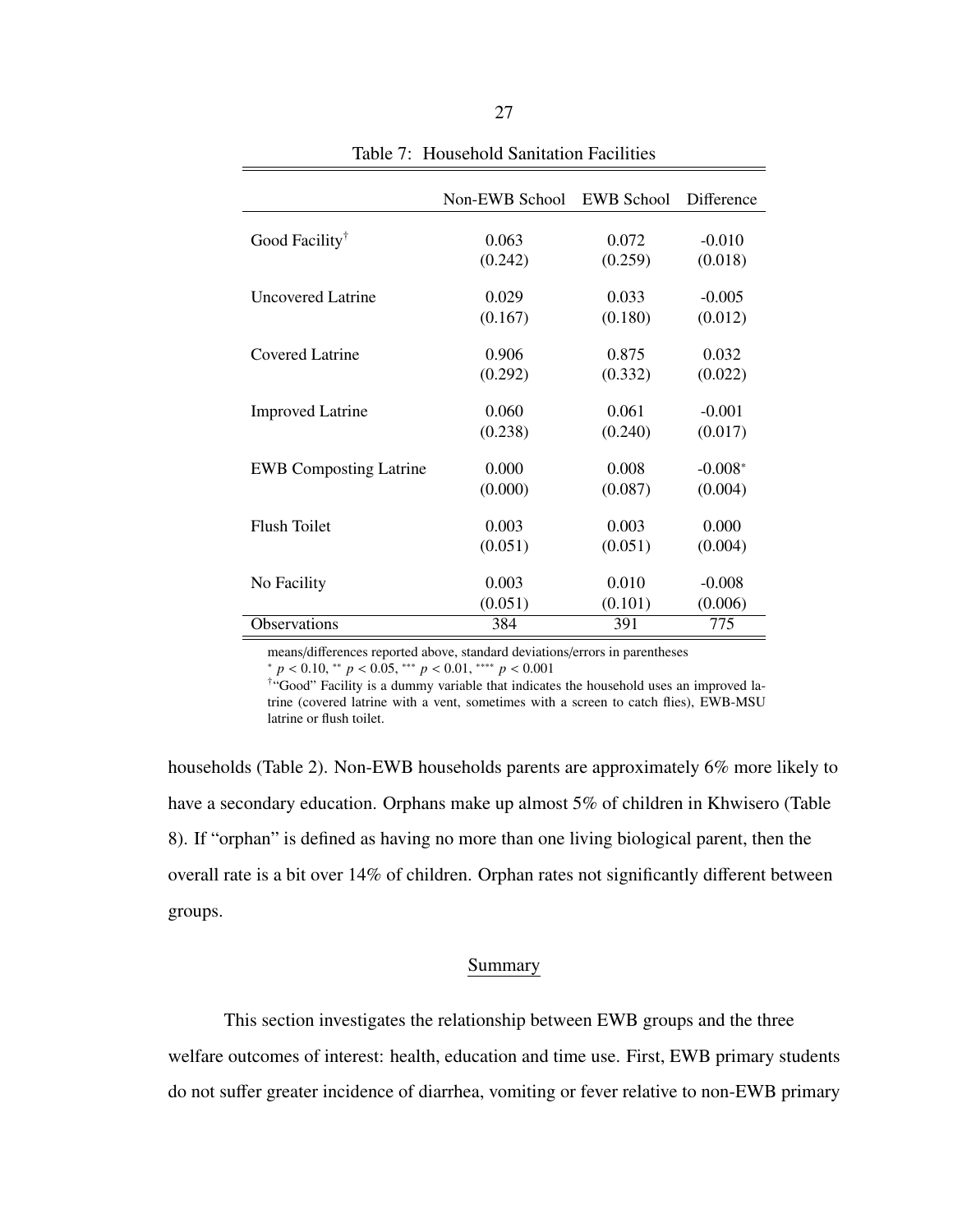Table 7: Household Sanitation Facilities

| | Non-EWB School | EWB School | Difference |
|---|---|---|---|
| Good Facility† | 0.063 | 0.072 | -0.010 |
| | (0.242) | (0.259) | (0.018) |
| Uncovered Latrine | 0.029 | 0.033 | -0.005 |
| | (0.167) | (0.180) | (0.012) |
| Covered Latrine | 0.906 | 0.875 | 0.032 |
| | (0.292) | (0.332) | (0.022) |
| Improved Latrine | 0.060 | 0.061 | -0.001 |
| | (0.238) | (0.240) | (0.017) |
| EWB Composting Latrine | 0.000 | 0.008 | -0.008* |
| | (0.000) | (0.087) | (0.004) |
| Flush Toilet | 0.003 | 0.003 | 0.000 |
| | (0.051) | (0.051) | (0.004) |
| No Facility | 0.003 | 0.010 | -0.008 |
| | (0.051) | (0.101) | (0.006) |
| Observations | 384 | 391 | 775 |

means/differences reported above, standard deviations/errors in parentheses

* $p < 0.10$, ** $p < 0.05$, *** $p < 0.01$, **** $p < 0.001$

†"Good" Facility is a dummy variable that indicates the household uses an improved latrine (covered latrine with a vent, sometimes with a screen to catch flies), EWB-MSU latrine or flush toilet.

households (Table 2). Non-EWB households parents are approximately 6% more likely to have a secondary education. Orphans make up almost 5% of children in Khwisero (Table 8). If "orphan" is defined as having no more than one living biological parent, then the overall rate is a bit over 14% of children. Orphan rates not significantly different between groups.

## Summary

This section investigates the relationship between EWB groups and the three welfare outcomes of interest: health, education and time use. First, EWB primary students do not suffer greater incidence of diarrhea, vomiting or fever relative to non-EWB primary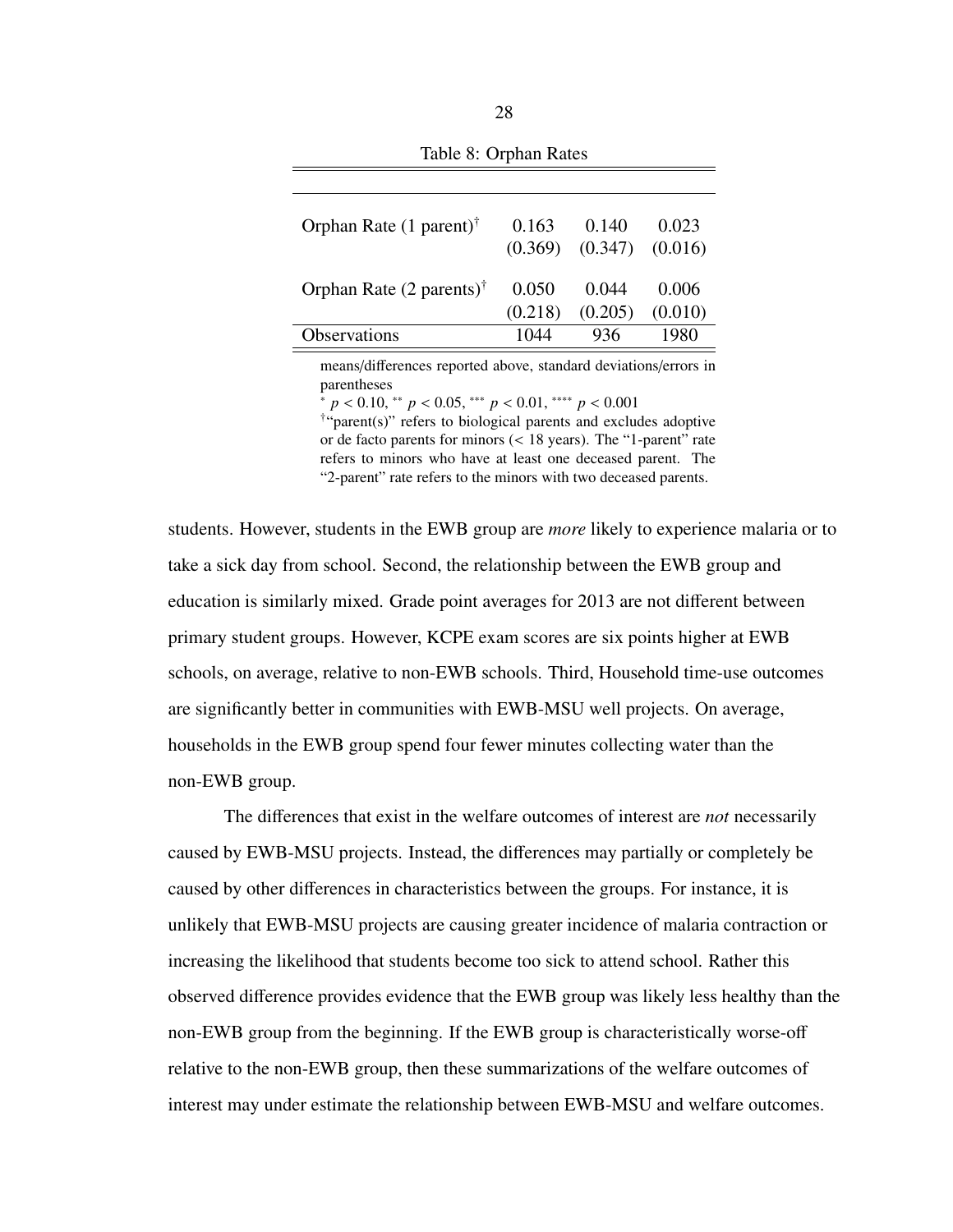Table 8: Orphan Rates

| | | | |
|---|---|---|---|
| Orphan Rate (1 parent)† | 0.163 | 0.140 | 0.023 |
| | (0.369) | (0.347) | (0.016) |
| Orphan Rate (2 parents)† | 0.050 | 0.044 | 0.006 |
| | (0.218) | (0.205) | (0.010) |
| Observations | 1044 | 936 | 1980 |

means/differences reported above, standard deviations/errors in parentheses

\* $p < 0.10$, \*\* $p < 0.05$, \*\*\* $p < 0.01$, \*\*\*\* $p < 0.001$

†"parent(s)" refers to biological parents and excludes adoptive or de facto parents for minors (< 18 years). The "1-parent" rate refers to minors who have at least one deceased parent. The "2-parent" rate refers to the minors with two deceased parents.

students. However, students in the EWB group are *more* likely to experience malaria or to take a sick day from school. Second, the relationship between the EWB group and education is similarly mixed. Grade point averages for 2013 are not different between primary student groups. However, KCPE exam scores are six points higher at EWB schools, on average, relative to non-EWB schools. Third, Household time-use outcomes are significantly better in communities with EWB-MSU well projects. On average, households in the EWB group spend four fewer minutes collecting water than the non-EWB group.

The differences that exist in the welfare outcomes of interest are *not* necessarily caused by EWB-MSU projects. Instead, the differences may partially or completely be caused by other differences in characteristics between the groups. For instance, it is unlikely that EWB-MSU projects are causing greater incidence of malaria contraction or increasing the likelihood that students become too sick to attend school. Rather this observed difference provides evidence that the EWB group was likely less healthy than the non-EWB group from the beginning. If the EWB group is characteristically worse-off relative to the non-EWB group, then these summarizations of the welfare outcomes of interest may under estimate the relationship between EWB-MSU and welfare outcomes.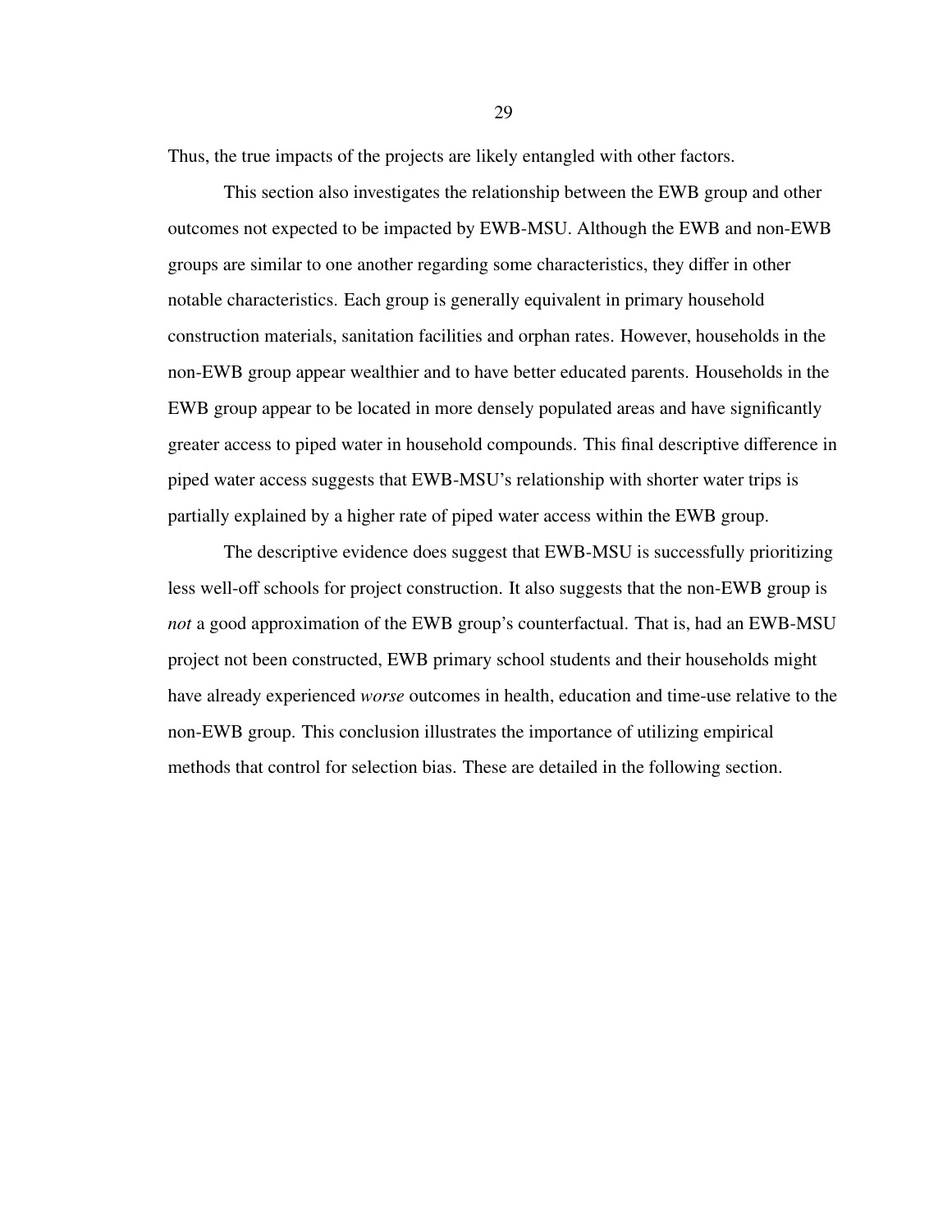Thus, the true impacts of the projects are likely entangled with other factors.

This section also investigates the relationship between the EWB group and other outcomes not expected to be impacted by EWB-MSU. Although the EWB and non-EWB groups are similar to one another regarding some characteristics, they differ in other notable characteristics. Each group is generally equivalent in primary household construction materials, sanitation facilities and orphan rates. However, households in the non-EWB group appear wealthier and to have better educated parents. Households in the EWB group appear to be located in more densely populated areas and have significantly greater access to piped water in household compounds. This final descriptive difference in piped water access suggests that EWB-MSU's relationship with shorter water trips is partially explained by a higher rate of piped water access within the EWB group.

The descriptive evidence does suggest that EWB-MSU is successfully prioritizing less well-off schools for project construction. It also suggests that the non-EWB group is *not* a good approximation of the EWB group's counterfactual. That is, had an EWB-MSU project not been constructed, EWB primary school students and their households might have already experienced *worse* outcomes in health, education and time-use relative to the non-EWB group. This conclusion illustrates the importance of utilizing empirical methods that control for selection bias. These are detailed in the following section.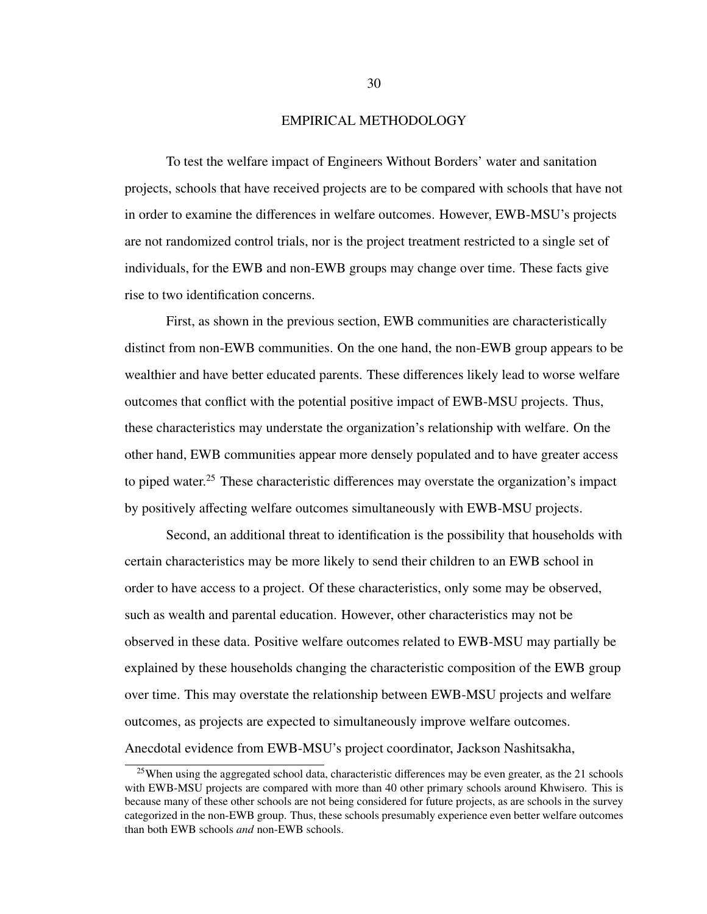# EMPIRICAL METHODOLOGY

To test the welfare impact of Engineers Without Borders' water and sanitation projects, schools that have received projects are to be compared with schools that have not in order to examine the differences in welfare outcomes. However, EWB-MSU's projects are not randomized control trials, nor is the project treatment restricted to a single set of individuals, for the EWB and non-EWB groups may change over time. These facts give rise to two identification concerns.

First, as shown in the previous section, EWB communities are characteristically distinct from non-EWB communities. On the one hand, the non-EWB group appears to be wealthier and have better educated parents. These differences likely lead to worse welfare outcomes that conflict with the potential positive impact of EWB-MSU projects. Thus, these characteristics may understate the organization's relationship with welfare. On the other hand, EWB communities appear more densely populated and to have greater access to piped water.[25] These characteristic differences may overstate the organization's impact by positively affecting welfare outcomes simultaneously with EWB-MSU projects.

Second, an additional threat to identification is the possibility that households with certain characteristics may be more likely to send their children to an EWB school in order to have access to a project. Of these characteristics, only some may be observed, such as wealth and parental education. However, other characteristics may not be observed in these data. Positive welfare outcomes related to EWB-MSU may partially be explained by these households changing the characteristic composition of the EWB group over time. This may overstate the relationship between EWB-MSU projects and welfare outcomes, as projects are expected to simultaneously improve welfare outcomes. Anecdotal evidence from EWB-MSU's project coordinator, Jackson Nashitsakha,

[25] When using the aggregated school data, characteristic differences may be even greater, as the 21 schools with EWB-MSU projects are compared with more than 40 other primary schools around Khwisero. This is because many of these other schools are not being considered for future projects, as are schools in the survey categorized in the non-EWB group. Thus, these schools presumably experience even better welfare outcomes than both EWB schools *and* non-EWB schools.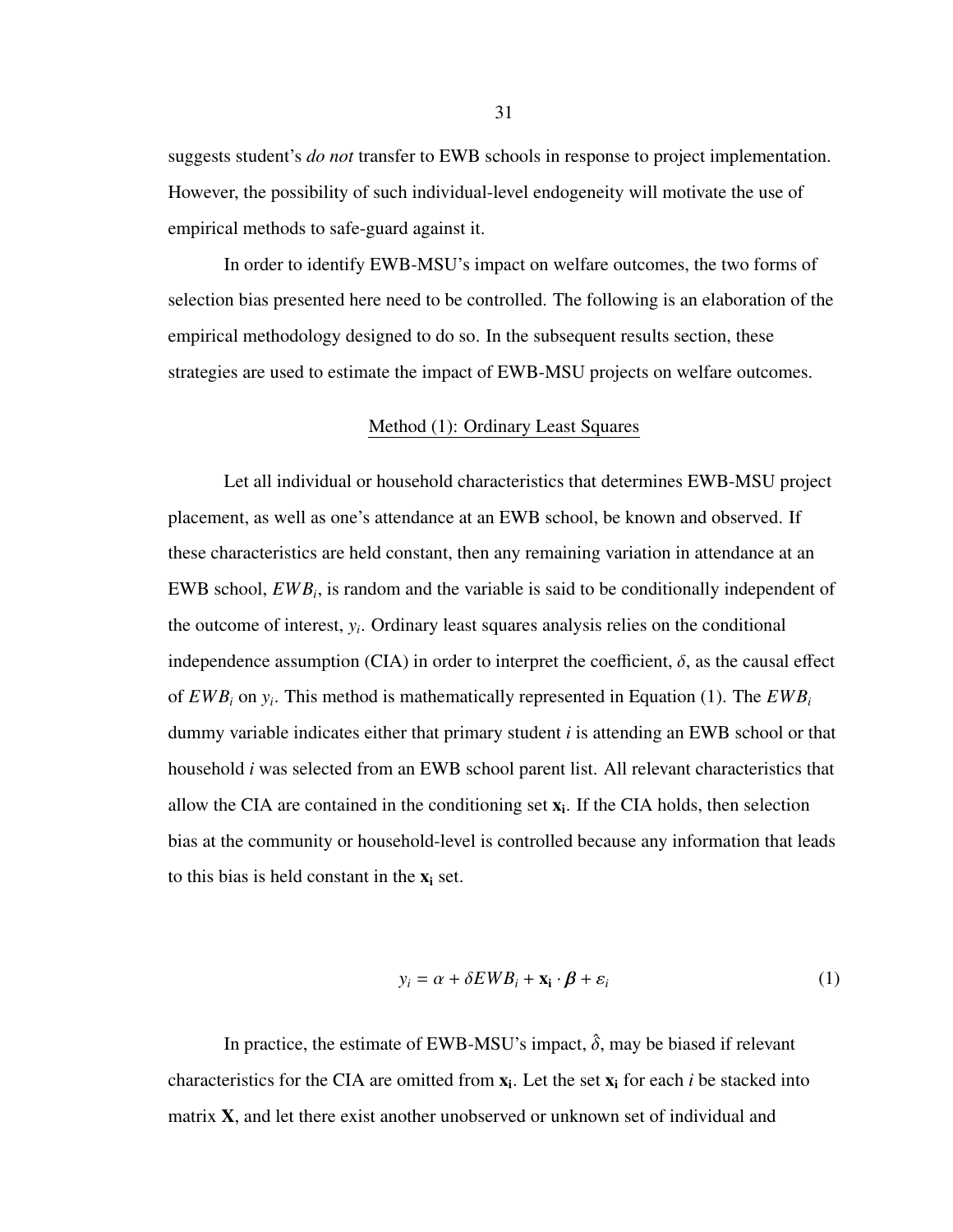suggests student's *do not* transfer to EWB schools in response to project implementation. However, the possibility of such individual-level endogeneity will motivate the use of empirical methods to safe-guard against it.

In order to identify EWB-MSU's impact on welfare outcomes, the two forms of selection bias presented here need to be controlled. The following is an elaboration of the empirical methodology designed to do so. In the subsequent results section, these strategies are used to estimate the impact of EWB-MSU projects on welfare outcomes.

## Method (1): Ordinary Least Squares

Let all individual or household characteristics that determines EWB-MSU project placement, as well as one's attendance at an EWB school, be known and observed. If these characteristics are held constant, then any remaining variation in attendance at an EWB school, $EWB_i$, is random and the variable is said to be conditionally independent of the outcome of interest, $y_i$. Ordinary least squares analysis relies on the conditional independence assumption (CIA) in order to interpret the coefficient, $\delta$, as the causal effect of $EWB_i$ on $y_i$. This method is mathematically represented in Equation (1). The $EWB_i$ dummy variable indicates either that primary student $i$ is attending an EWB school or that household $i$ was selected from an EWB school parent list. All relevant characteristics that allow the CIA are contained in the conditioning set $\mathbf{x_i}$. If the CIA holds, then selection bias at the community or household-level is controlled because any information that leads to this bias is held constant in the $\mathbf{x_i}$ set.

$$y_i = \alpha + \delta EWB_i + \mathbf{x_i} \cdot \boldsymbol{\beta} + \varepsilon_i \tag{1}$$

In practice, the estimate of EWB-MSU's impact, $\hat{\delta}$, may be biased if relevant characteristics for the CIA are omitted from $\mathbf{x_i}$. Let the set $\mathbf{x_i}$ for each $i$ be stacked into matrix $\mathbf{X}$, and let there exist another unobserved or unknown set of individual and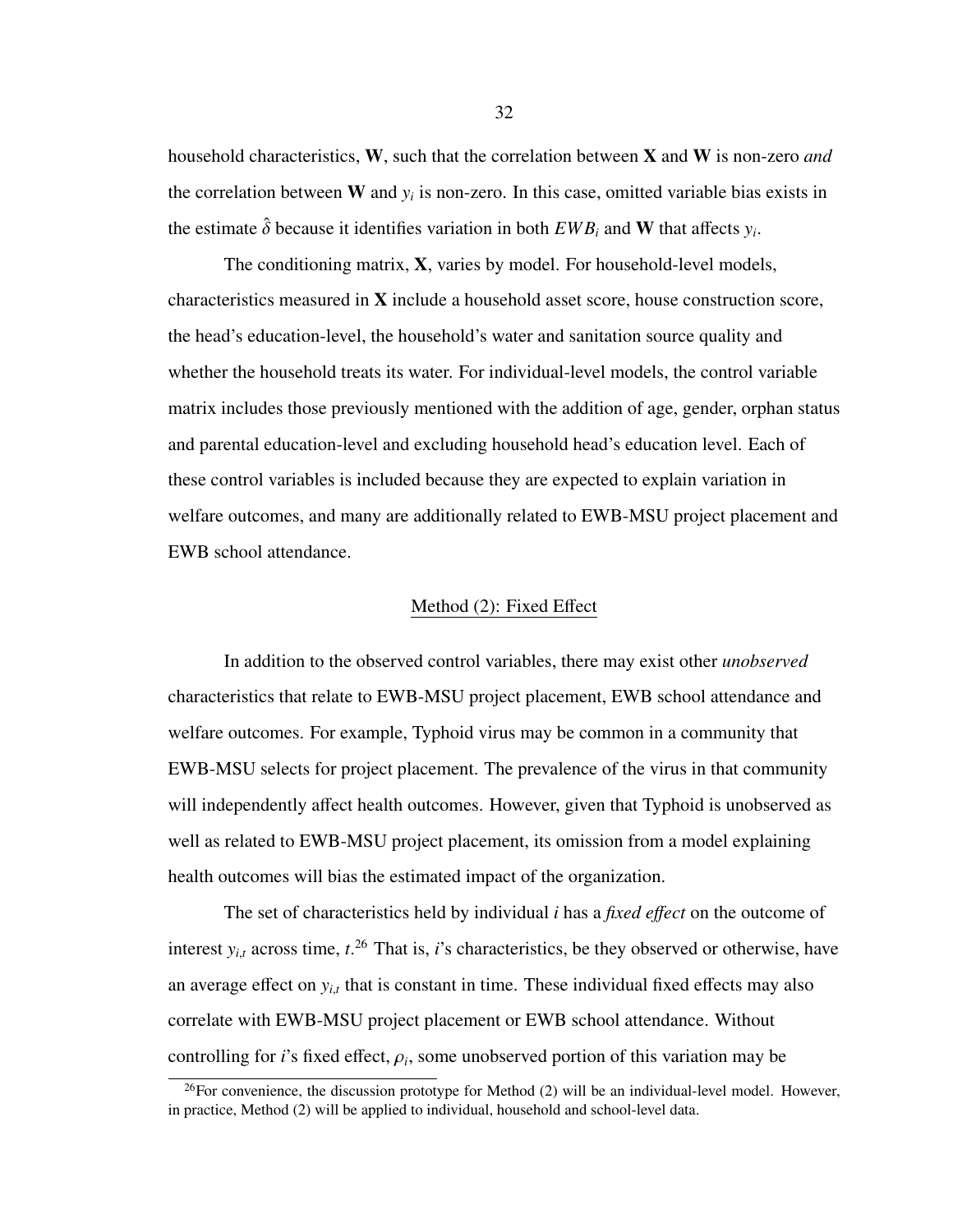household characteristics, **W**, such that the correlation between **X** and **W** is non-zero *and* the correlation between **W** and $y_i$ is non-zero. In this case, omitted variable bias exists in the estimate $\hat{\delta}$ because it identifies variation in both $EWB_i$ and **W** that affects $y_i$.

The conditioning matrix, **X**, varies by model. For household-level models, characteristics measured in **X** include a household asset score, house construction score, the head's education-level, the household's water and sanitation source quality and whether the household treats its water. For individual-level models, the control variable matrix includes those previously mentioned with the addition of age, gender, orphan status and parental education-level and excluding household head's education level. Each of these control variables is included because they are expected to explain variation in welfare outcomes, and many are additionally related to EWB-MSU project placement and EWB school attendance.

### Method (2): Fixed Effect

In addition to the observed control variables, there may exist other *unobserved* characteristics that relate to EWB-MSU project placement, EWB school attendance and welfare outcomes. For example, Typhoid virus may be common in a community that EWB-MSU selects for project placement. The prevalence of the virus in that community will independently affect health outcomes. However, given that Typhoid is unobserved as well as related to EWB-MSU project placement, its omission from a model explaining health outcomes will bias the estimated impact of the organization.

The set of characteristics held by individual $i$ has a *fixed effect* on the outcome of interest $y_{i,t}$ across time, $t$.[26] That is, $i$'s characteristics, be they observed or otherwise, have an average effect on $y_{i,t}$ that is constant in time. These individual fixed effects may also correlate with EWB-MSU project placement or EWB school attendance. Without controlling for $i$'s fixed effect, $\rho_i$, some unobserved portion of this variation may be

[26] For convenience, the discussion prototype for Method (2) will be an individual-level model. However, in practice, Method (2) will be applied to individual, household and school-level data.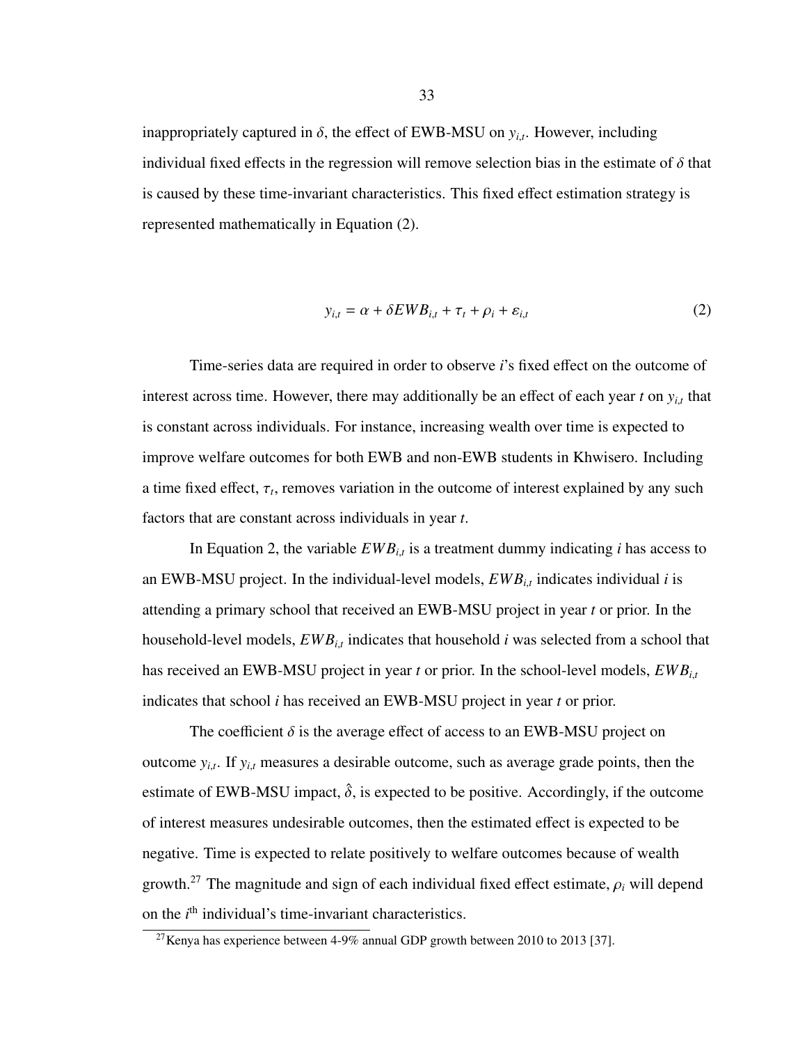inappropriately captured in $\delta$, the effect of EWB-MSU on $y_{i,t}$. However, including individual fixed effects in the regression will remove selection bias in the estimate of $\delta$ that is caused by these time-invariant characteristics. This fixed effect estimation strategy is represented mathematically in Equation (2).

$$y_{i,t} = \alpha + \delta EWB_{i,t} + \tau_t + \rho_i + \varepsilon_{i,t} \tag{2}$$

Time-series data are required in order to observe $i$'s fixed effect on the outcome of interest across time. However, there may additionally be an effect of each year $t$ on $y_{i,t}$ that is constant across individuals. For instance, increasing wealth over time is expected to improve welfare outcomes for both EWB and non-EWB students in Khwisero. Including a time fixed effect, $\tau_t$, removes variation in the outcome of interest explained by any such factors that are constant across individuals in year $t$.

In Equation 2, the variable $EWB_{i,t}$ is a treatment dummy indicating $i$ has access to an EWB-MSU project. In the individual-level models, $EWB_{i,t}$ indicates individual $i$ is attending a primary school that received an EWB-MSU project in year $t$ or prior. In the household-level models, $EWB_{i,t}$ indicates that household $i$ was selected from a school that has received an EWB-MSU project in year $t$ or prior. In the school-level models, $EWB_{i,t}$ indicates that school $i$ has received an EWB-MSU project in year $t$ or prior.

The coefficient $\delta$ is the average effect of access to an EWB-MSU project on outcome $y_{i,t}$. If $y_{i,t}$ measures a desirable outcome, such as average grade points, then the estimate of EWB-MSU impact, $\hat{\delta}$, is expected to be positive. Accordingly, if the outcome of interest measures undesirable outcomes, then the estimated effect is expected to be negative. Time is expected to relate positively to welfare outcomes because of wealth growth.[27] The magnitude and sign of each individual fixed effect estimate, $\rho_i$ will depend on the $i^{\text{th}}$ individual's time-invariant characteristics.

[27] Kenya has experience between 4-9% annual GDP growth between 2010 to 2013 [37].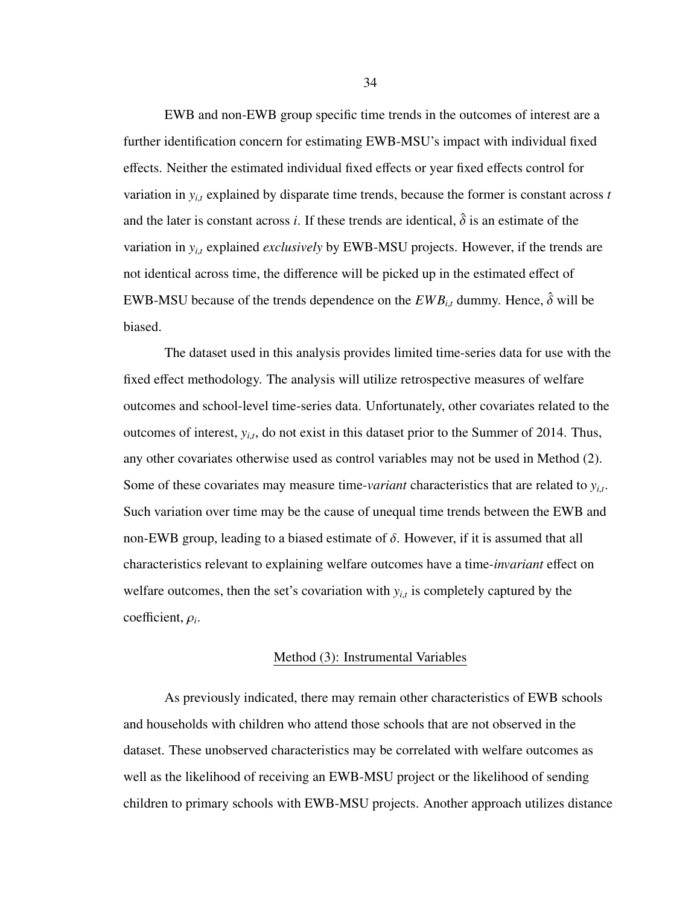EWB and non-EWB group specific time trends in the outcomes of interest are a further identification concern for estimating EWB-MSU's impact with individual fixed effects. Neither the estimated individual fixed effects or year fixed effects control for variation in $y_{i,t}$ explained by disparate time trends, because the former is constant across $t$ and the later is constant across $i$. If these trends are identical, $\hat{\delta}$ is an estimate of the variation in $y_{i,t}$ explained *exclusively* by EWB-MSU projects. However, if the trends are not identical across time, the difference will be picked up in the estimated effect of EWB-MSU because of the trends dependence on the $EWB_{i,t}$ dummy. Hence, $\hat{\delta}$ will be biased.

The dataset used in this analysis provides limited time-series data for use with the fixed effect methodology. The analysis will utilize retrospective measures of welfare outcomes and school-level time-series data. Unfortunately, other covariates related to the outcomes of interest, $y_{i,t}$, do not exist in this dataset prior to the Summer of 2014. Thus, any other covariates otherwise used as control variables may not be used in Method (2). Some of these covariates may measure time-*variant* characteristics that are related to $y_{i,t}$. Such variation over time may be the cause of unequal time trends between the EWB and non-EWB group, leading to a biased estimate of $\delta$. However, if it is assumed that all characteristics relevant to explaining welfare outcomes have a time-*invariant* effect on welfare outcomes, then the set's covariation with $y_{i,t}$ is completely captured by the coefficient, $\rho_i$.

## Method (3): Instrumental Variables

As previously indicated, there may remain other characteristics of EWB schools and households with children who attend those schools that are not observed in the dataset. These unobserved characteristics may be correlated with welfare outcomes as well as the likelihood of receiving an EWB-MSU project or the likelihood of sending children to primary schools with EWB-MSU projects. Another approach utilizes distance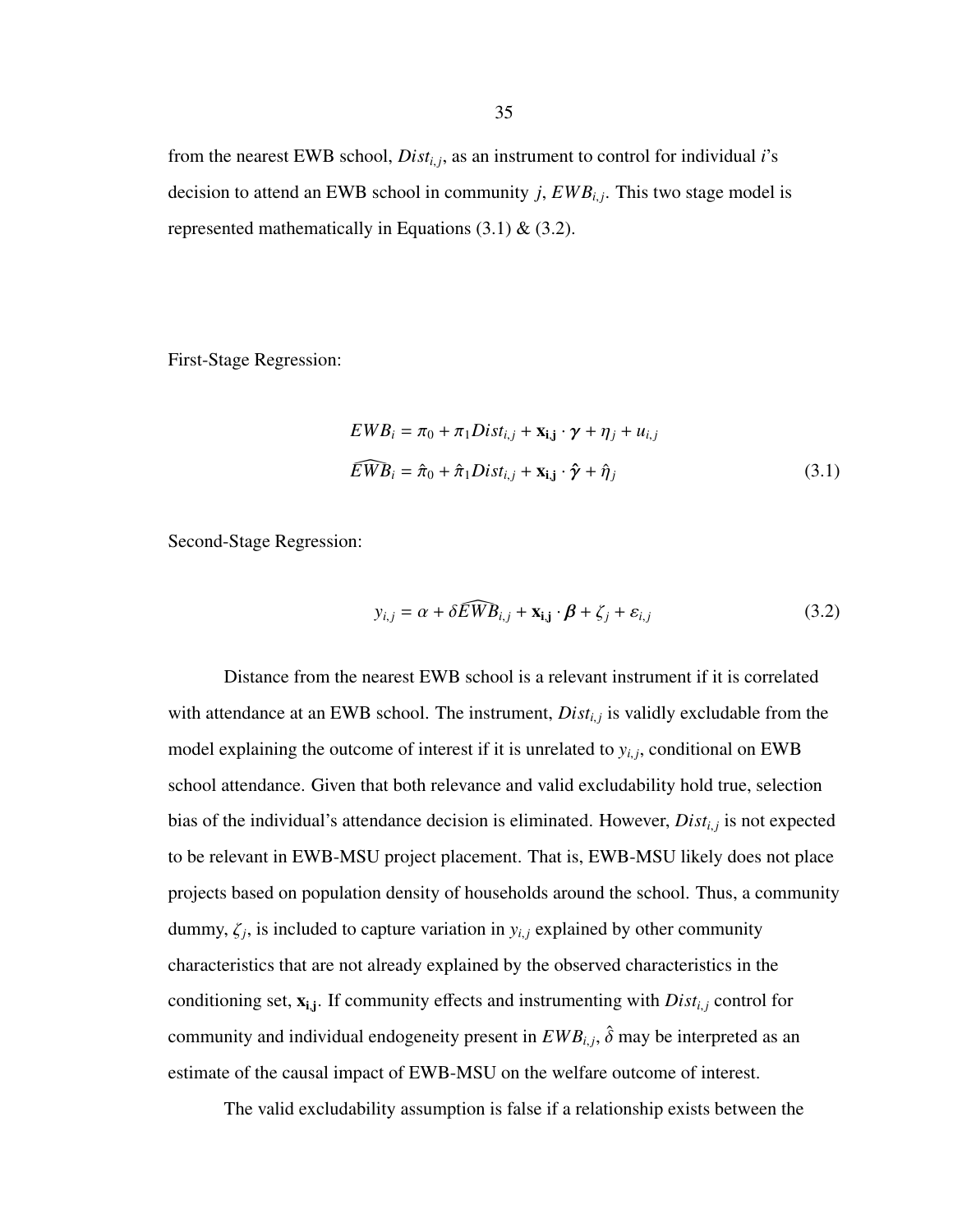from the nearest EWB school, $Dist_{i,j}$, as an instrument to control for individual $i$'s decision to attend an EWB school in community $j$, $EWB_{i,j}$. This two stage model is represented mathematically in Equations (3.1) & (3.2).

First-Stage Regression:

$$EWB_i = \pi_0 + \pi_1 Dist_{i,j} + \mathbf{x_{i,j}} \cdot \boldsymbol{\gamma} + \eta_j + u_{i,j}$$

$$\widehat{EWB}_i = \hat{\pi}_0 + \hat{\pi}_1 Dist_{i,j} + \mathbf{x_{i,j}} \cdot \hat{\boldsymbol{\gamma}} + \hat{\eta}_j \tag{3.1}$$

Second-Stage Regression:

$$y_{i,j} = \alpha + \delta \widehat{EWB}_{i,j} + \mathbf{x_{i,j}} \cdot \boldsymbol{\beta} + \zeta_j + \varepsilon_{i,j} \tag{3.2}$$

Distance from the nearest EWB school is a relevant instrument if it is correlated with attendance at an EWB school. The instrument, $Dist_{i,j}$ is validly excludable from the model explaining the outcome of interest if it is unrelated to $y_{i,j}$, conditional on EWB school attendance. Given that both relevance and valid excludability hold true, selection bias of the individual's attendance decision is eliminated. However, $Dist_{i,j}$ is not expected to be relevant in EWB-MSU project placement. That is, EWB-MSU likely does not place projects based on population density of households around the school. Thus, a community dummy, $\zeta_j$, is included to capture variation in $y_{i,j}$ explained by other community characteristics that are not already explained by the observed characteristics in the conditioning set, $\mathbf{x_{i,j}}$. If community effects and instrumenting with $Dist_{i,j}$ control for community and individual endogeneity present in $EWB_{i,j}$, $\hat{\delta}$ may be interpreted as an estimate of the causal impact of EWB-MSU on the welfare outcome of interest.

The valid excludability assumption is false if a relationship exists between the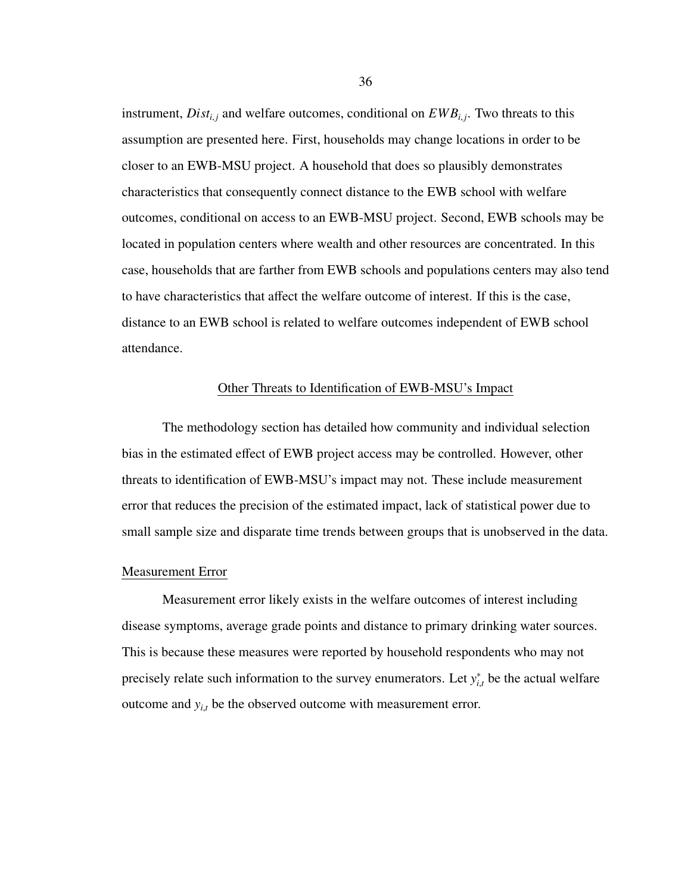instrument, $Dist_{i,j}$ and welfare outcomes, conditional on $EWB_{i,j}$. Two threats to this assumption are presented here. First, households may change locations in order to be closer to an EWB-MSU project. A household that does so plausibly demonstrates characteristics that consequently connect distance to the EWB school with welfare outcomes, conditional on access to an EWB-MSU project. Second, EWB schools may be located in population centers where wealth and other resources are concentrated. In this case, households that are farther from EWB schools and populations centers may also tend to have characteristics that affect the welfare outcome of interest. If this is the case, distance to an EWB school is related to welfare outcomes independent of EWB school attendance.

## Other Threats to Identification of EWB-MSU's Impact

The methodology section has detailed how community and individual selection bias in the estimated effect of EWB project access may be controlled. However, other threats to identification of EWB-MSU's impact may not. These include measurement error that reduces the precision of the estimated impact, lack of statistical power due to small sample size and disparate time trends between groups that is unobserved in the data.

### Measurement Error

Measurement error likely exists in the welfare outcomes of interest including disease symptoms, average grade points and distance to primary drinking water sources. This is because these measures were reported by household respondents who may not precisely relate such information to the survey enumerators. Let $y^*_{i,t}$ be the actual welfare outcome and $y_{i,t}$ be the observed outcome with measurement error.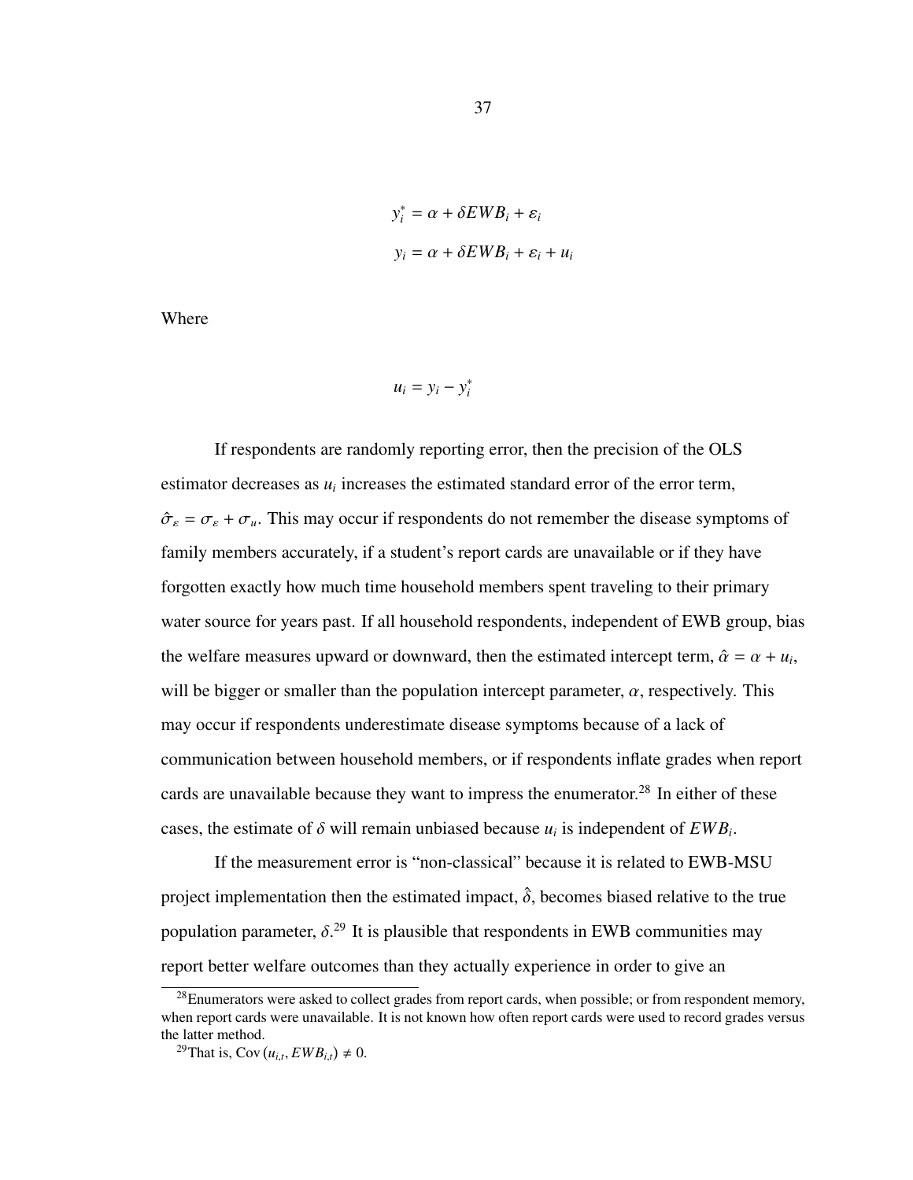$$y_i^* = \alpha + \delta EWB_i + \varepsilon_i$$

$$y_i = \alpha + \delta EWB_i + \varepsilon_i + u_i$$

Where

$$u_i = y_i - y_i^*$$

If respondents are randomly reporting error, then the precision of the OLS estimator decreases as $u_i$ increases the estimated standard error of the error term, $\hat{\sigma}_\varepsilon = \sigma_\varepsilon + \sigma_u$. This may occur if respondents do not remember the disease symptoms of family members accurately, if a student's report cards are unavailable or if they have forgotten exactly how much time household members spent traveling to their primary water source for years past. If all household respondents, independent of EWB group, bias the welfare measures upward or downward, then the estimated intercept term, $\hat{\alpha} = \alpha + u_i$, will be bigger or smaller than the population intercept parameter, $\alpha$, respectively. This may occur if respondents underestimate disease symptoms because of a lack of communication between household members, or if respondents inflate grades when report cards are unavailable because they want to impress the enumerator.[28] In either of these cases, the estimate of $\delta$ will remain unbiased because $u_i$ is independent of $EWB_i$.

If the measurement error is "non-classical" because it is related to EWB-MSU project implementation then the estimated impact, $\hat{\delta}$, becomes biased relative to the true population parameter, $\delta$.[29] It is plausible that respondents in EWB communities may report better welfare outcomes than they actually experience in order to give an

[28] Enumerators were asked to collect grades from report cards, when possible; or from respondent memory, when report cards were unavailable. It is not known how often report cards were used to record grades versus the latter method.

[29] That is, $\text{Cov}(u_{i,t}, EWB_{i,t}) \neq 0$.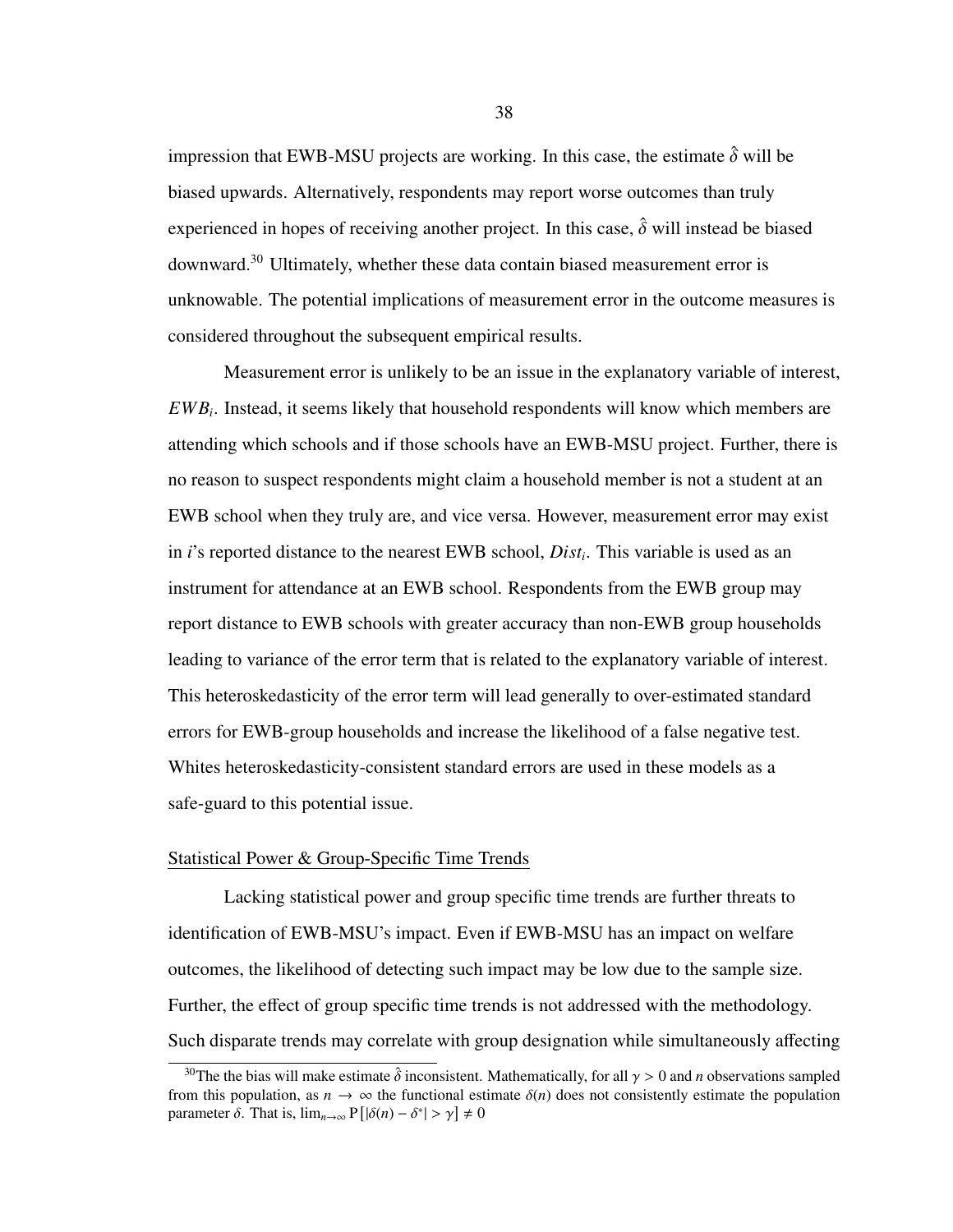impression that EWB-MSU projects are working. In this case, the estimate $\hat{\delta}$ will be biased upwards. Alternatively, respondents may report worse outcomes than truly experienced in hopes of receiving another project. In this case, $\hat{\delta}$ will instead be biased downward.[30] Ultimately, whether these data contain biased measurement error is unknowable. The potential implications of measurement error in the outcome measures is considered throughout the subsequent empirical results.

Measurement error is unlikely to be an issue in the explanatory variable of interest, $EWB_i$. Instead, it seems likely that household respondents will know which members are attending which schools and if those schools have an EWB-MSU project. Further, there is no reason to suspect respondents might claim a household member is not a student at an EWB school when they truly are, and vice versa. However, measurement error may exist in $i$'s reported distance to the nearest EWB school, $Dist_i$. This variable is used as an instrument for attendance at an EWB school. Respondents from the EWB group may report distance to EWB schools with greater accuracy than non-EWB group households leading to variance of the error term that is related to the explanatory variable of interest. This heteroskedasticity of the error term will lead generally to over-estimated standard errors for EWB-group households and increase the likelihood of a false negative test. Whites heteroskedasticity-consistent standard errors are used in these models as a safe-guard to this potential issue.

Statistical Power & Group-Specific Time Trends

Lacking statistical power and group specific time trends are further threats to identification of EWB-MSU's impact. Even if EWB-MSU has an impact on welfare outcomes, the likelihood of detecting such impact may be low due to the sample size. Further, the effect of group specific time trends is not addressed with the methodology. Such disparate trends may correlate with group designation while simultaneously affecting

[30] The the bias will make estimate $\hat{\delta}$ inconsistent. Mathematically, for all $\gamma > 0$ and $n$ observations sampled from this population, as $n \rightarrow \infty$ the functional estimate $\delta(n)$ does not consistently estimate the population parameter $\delta$. That is, $\lim_{n\to\infty} \mathrm{P}\left[|\delta(n) - \delta^{*}| > \gamma\right] \neq 0$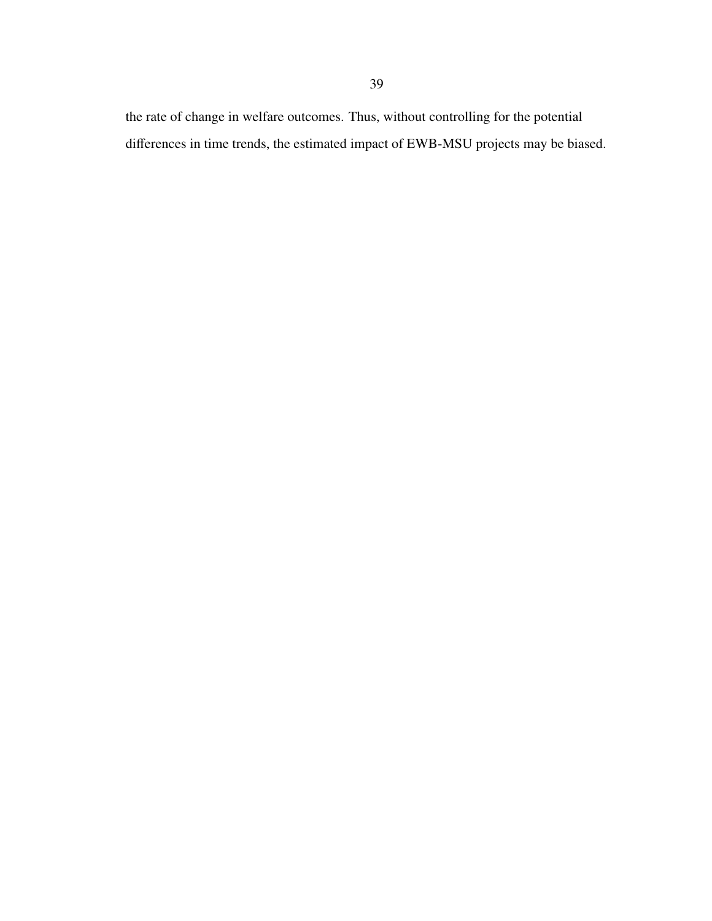the rate of change in welfare outcomes. Thus, without controlling for the potential differences in time trends, the estimated impact of EWB-MSU projects may be biased.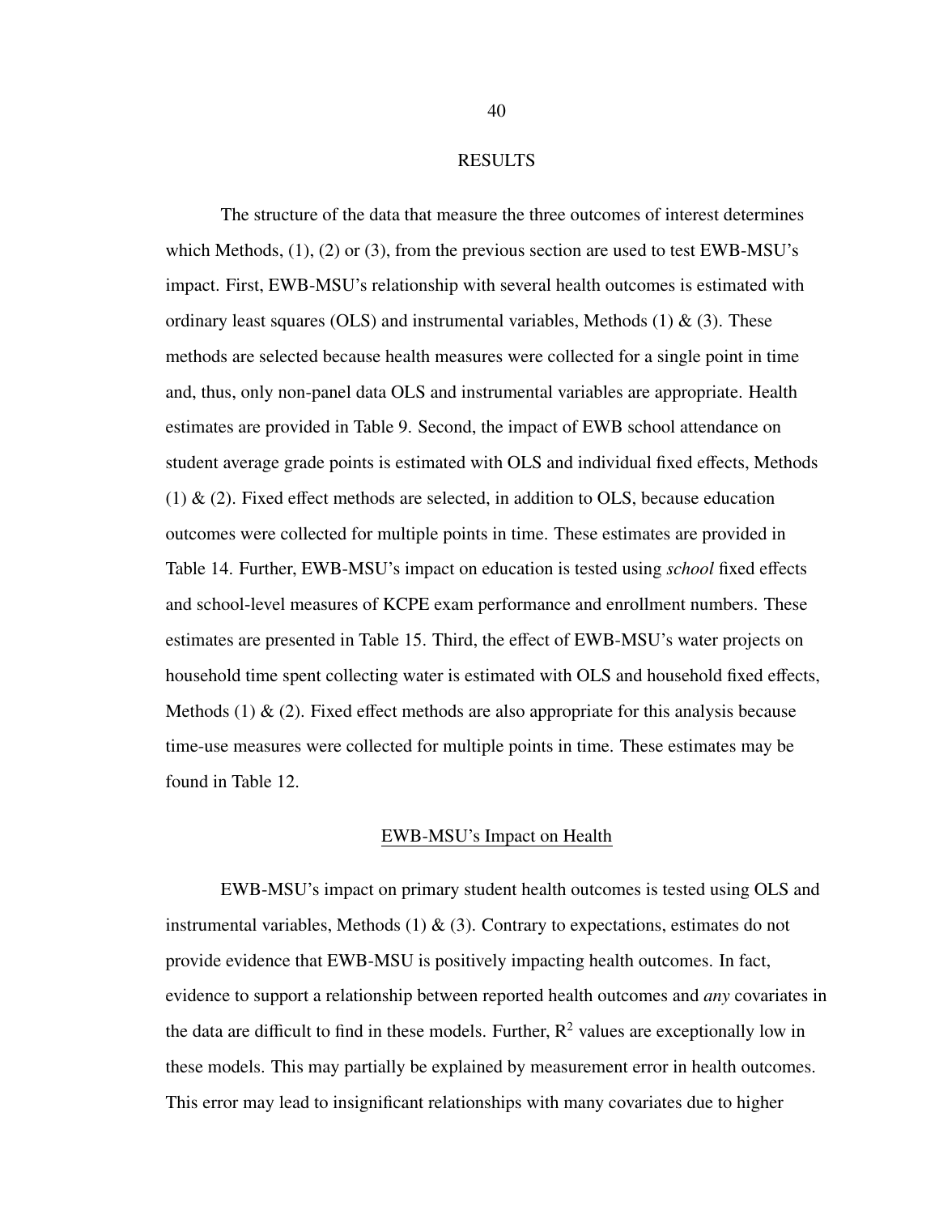## RESULTS

The structure of the data that measure the three outcomes of interest determines which Methods, (1), (2) or (3), from the previous section are used to test EWB-MSU's impact. First, EWB-MSU's relationship with several health outcomes is estimated with ordinary least squares (OLS) and instrumental variables, Methods (1) & (3). These methods are selected because health measures were collected for a single point in time and, thus, only non-panel data OLS and instrumental variables are appropriate. Health estimates are provided in Table 9. Second, the impact of EWB school attendance on student average grade points is estimated with OLS and individual fixed effects, Methods (1) & (2). Fixed effect methods are selected, in addition to OLS, because education outcomes were collected for multiple points in time. These estimates are provided in Table 14. Further, EWB-MSU's impact on education is tested using *school* fixed effects and school-level measures of KCPE exam performance and enrollment numbers. These estimates are presented in Table 15. Third, the effect of EWB-MSU's water projects on household time spent collecting water is estimated with OLS and household fixed effects, Methods (1) & (2). Fixed effect methods are also appropriate for this analysis because time-use measures were collected for multiple points in time. These estimates may be found in Table 12.

### EWB-MSU's Impact on Health

EWB-MSU's impact on primary student health outcomes is tested using OLS and instrumental variables, Methods (1) & (3). Contrary to expectations, estimates do not provide evidence that EWB-MSU is positively impacting health outcomes. In fact, evidence to support a relationship between reported health outcomes and *any* covariates in the data are difficult to find in these models. Further, $R^2$ values are exceptionally low in these models. This may partially be explained by measurement error in health outcomes. This error may lead to insignificant relationships with many covariates due to higher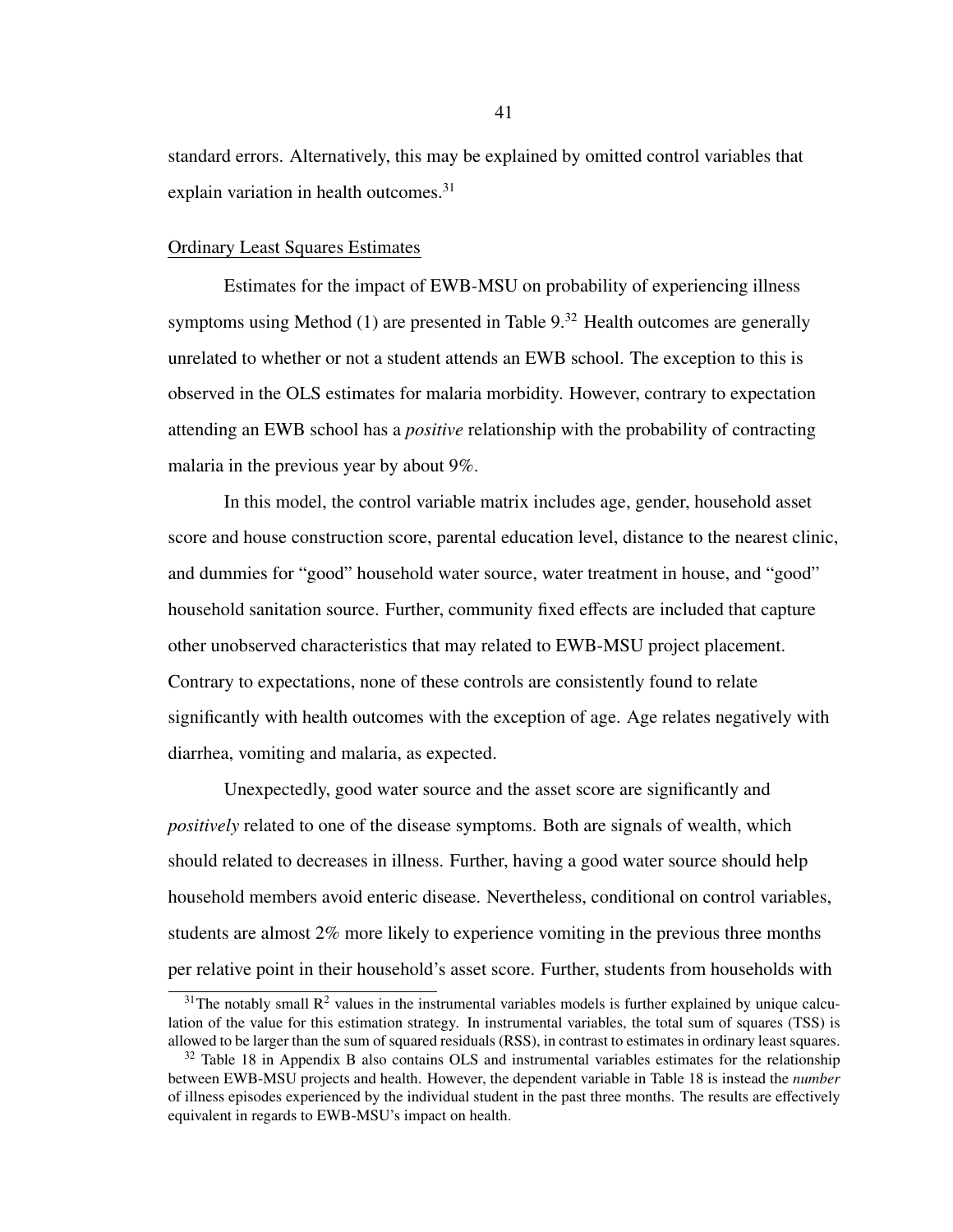standard errors. Alternatively, this may be explained by omitted control variables that explain variation in health outcomes.[31]

Ordinary Least Squares Estimates

Estimates for the impact of EWB-MSU on probability of experiencing illness symptoms using Method (1) are presented in Table 9.[32] Health outcomes are generally unrelated to whether or not a student attends an EWB school. The exception to this is observed in the OLS estimates for malaria morbidity. However, contrary to expectation attending an EWB school has a *positive* relationship with the probability of contracting malaria in the previous year by about 9%.

In this model, the control variable matrix includes age, gender, household asset score and house construction score, parental education level, distance to the nearest clinic, and dummies for "good" household water source, water treatment in house, and "good" household sanitation source. Further, community fixed effects are included that capture other unobserved characteristics that may related to EWB-MSU project placement. Contrary to expectations, none of these controls are consistently found to relate significantly with health outcomes with the exception of age. Age relates negatively with diarrhea, vomiting and malaria, as expected.

Unexpectedly, good water source and the asset score are significantly and *positively* related to one of the disease symptoms. Both are signals of wealth, which should related to decreases in illness. Further, having a good water source should help household members avoid enteric disease. Nevertheless, conditional on control variables, students are almost 2% more likely to experience vomiting in the previous three months per relative point in their household's asset score. Further, students from households with

[31] The notably small $R^2$ values in the instrumental variables models is further explained by unique calculation of the value for this estimation strategy. In instrumental variables, the total sum of squares (TSS) is allowed to be larger than the sum of squared residuals (RSS), in contrast to estimates in ordinary least squares.

[32] Table 18 in Appendix B also contains OLS and instrumental variables estimates for the relationship between EWB-MSU projects and health. However, the dependent variable in Table 18 is instead the *number* of illness episodes experienced by the individual student in the past three months. The results are effectively equivalent in regards to EWB-MSU's impact on health.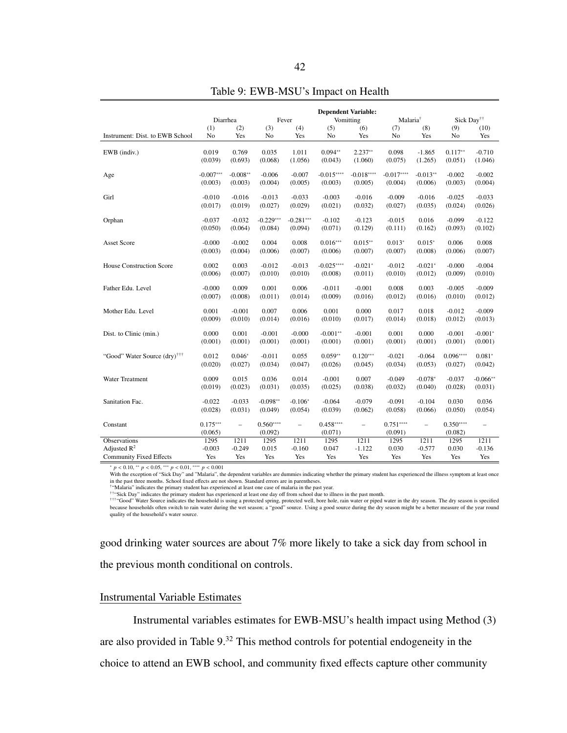Table 9: EWB-MSU's Impact on Health

| | Dependent Variable: | | | | | | | | | |
|---|---|---|---|---|---|---|---|---|---|---|
| | Diarrhea | | Fever | | Vomitting | | Malaria[†] | | Sick Day[††] | |
| | (1) | (2) | (3) | (4) | (5) | (6) | (7) | (8) | (9) | (10) |
| Instrument: Dist. to EWB School | No | Yes | No | Yes | No | Yes | No | Yes | No | Yes |
| EWB (indiv.) | 0.019 | 0.769 | 0.035 | 1.011 | 0.094** | 2.237** | 0.098 | -1.865 | 0.117** | -0.710 |
| | (0.039) | (0.693) | (0.068) | (1.056) | (0.043) | (1.060) | (0.075) | (1.265) | (0.051) | (1.046) |
| Age | -0.007*** | -0.008** | -0.006 | -0.007 | -0.015**** | -0.018**** | -0.017**** | -0.013** | -0.002 | -0.002 |
| | (0.003) | (0.003) | (0.004) | (0.005) | (0.003) | (0.005) | (0.004) | (0.006) | (0.003) | (0.004) |
| Girl | -0.010 | -0.016 | -0.013 | -0.033 | -0.003 | -0.016 | -0.009 | -0.016 | -0.025 | -0.033 |
| | (0.017) | (0.019) | (0.027) | (0.029) | (0.021) | (0.032) | (0.027) | (0.035) | (0.024) | (0.026) |
| Orphan | -0.037 | -0.032 | -0.229*** | -0.281*** | -0.102 | -0.123 | -0.015 | 0.016 | -0.099 | -0.122 |
| | (0.050) | (0.064) | (0.084) | (0.094) | (0.071) | (0.129) | (0.111) | (0.162) | (0.093) | (0.102) |
| Asset Score | -0.000 | -0.002 | 0.004 | 0.008 | 0.016*** | 0.015** | 0.013* | 0.015* | 0.006 | 0.008 |
| | (0.003) | (0.004) | (0.006) | (0.007) | (0.006) | (0.007) | (0.007) | (0.008) | (0.006) | (0.007) |
| House Construction Score | 0.002 | 0.003 | -0.012 | -0.013 | -0.025**** | -0.021* | -0.012 | -0.021* | -0.000 | -0.004 |
| | (0.006) | (0.007) | (0.010) | (0.010) | (0.008) | (0.011) | (0.010) | (0.012) | (0.009) | (0.010) |
| Father Edu. Level | -0.000 | 0.009 | 0.001 | 0.006 | -0.011 | -0.001 | 0.008 | 0.003 | -0.005 | -0.009 |
| | (0.007) | (0.008) | (0.011) | (0.014) | (0.009) | (0.016) | (0.012) | (0.016) | (0.010) | (0.012) |
| Mother Edu. Level | 0.001 | -0.001 | 0.007 | 0.006 | 0.001 | 0.000 | 0.017 | 0.018 | -0.012 | -0.009 |
| | (0.009) | (0.010) | (0.014) | (0.016) | (0.010) | (0.017) | (0.014) | (0.018) | (0.012) | (0.013) |
| Dist. to Clinic (min.) | 0.000 | 0.001 | -0.001 | -0.000 | -0.001** | -0.001 | 0.001 | 0.000 | -0.001 | -0.001* |
| | (0.001) | (0.001) | (0.001) | (0.001) | (0.001) | (0.001) | (0.001) | (0.001) | (0.001) | (0.001) |
| "Good" Water Source (dry)[†††] | 0.012 | 0.046* | -0.011 | 0.055 | 0.059** | 0.120*** | -0.021 | -0.064 | 0.096**** | 0.081* |
| | (0.020) | (0.027) | (0.034) | (0.047) | (0.026) | (0.045) | (0.034) | (0.053) | (0.027) | (0.042) |
| Water Treatment | 0.009 | 0.015 | 0.036 | 0.014 | -0.001 | 0.007 | -0.049 | -0.078* | -0.037 | -0.066** |
| | (0.019) | (0.023) | (0.031) | (0.035) | (0.025) | (0.038) | (0.032) | (0.040) | (0.028) | (0.031) |
| Sanitation Fac. | -0.022 | -0.033 | -0.098** | -0.106* | -0.064 | -0.079 | -0.091 | -0.104 | 0.030 | 0.036 |
| | (0.028) | (0.031) | (0.049) | (0.054) | (0.039) | (0.062) | (0.058) | (0.066) | (0.050) | (0.054) |
| Constant | 0.175*** | – | 0.560**** | – | 0.458**** | – | 0.751**** | – | 0.350**** | – |
| | (0.065) | | (0.092) | | (0.071) | | (0.091) | | (0.082) | |
| Observations | 1295 | 1211 | 1295 | 1211 | 1295 | 1211 | 1295 | 1211 | 1295 | 1211 |
| Adjusted $R^2$ | -0.003 | -0.249 | 0.015 | -0.160 | 0.047 | -1.122 | 0.030 | -0.577 | 0.030 | -0.136 |
| Community Fixed Effects | Yes | Yes | Yes | Yes | Yes | Yes | Yes | Yes | Yes | Yes |

* $p < 0.10$, ** $p < 0.05$, *** $p < 0.01$, **** $p < 0.001$

With the exception of "Sick Day" and "Malaria", the dependent variables are dummies indicating whether the primary student has experienced the illness symptom at least once in the past three months. School fixed effects are not shown. Standard errors are in parentheses.

[†]"Malaria" indicates the primary student has experienced at least one case of malaria in the past year.

[††]"Sick Day" indicates the primary student has experienced at least one day off from school due to illness in the past month.

[†††]"Good" Water Source indicates the household is using a protected spring, protected well, bore hole, rain water or piped water in the dry season. The dry season is specified because households often switch to rain water during the wet season; a "good" source. Using a good source during the dry season might be a better measure of the year round quality of the household's water source.

good drinking water sources are about 7% more likely to take a sick day from school in the previous month conditional on controls.

## Instrumental Variable Estimates

Instrumental variables estimates for EWB-MSU's health impact using Method (3) are also provided in Table 9.[32] This method controls for potential endogeneity in the choice to attend an EWB school, and community fixed effects capture other community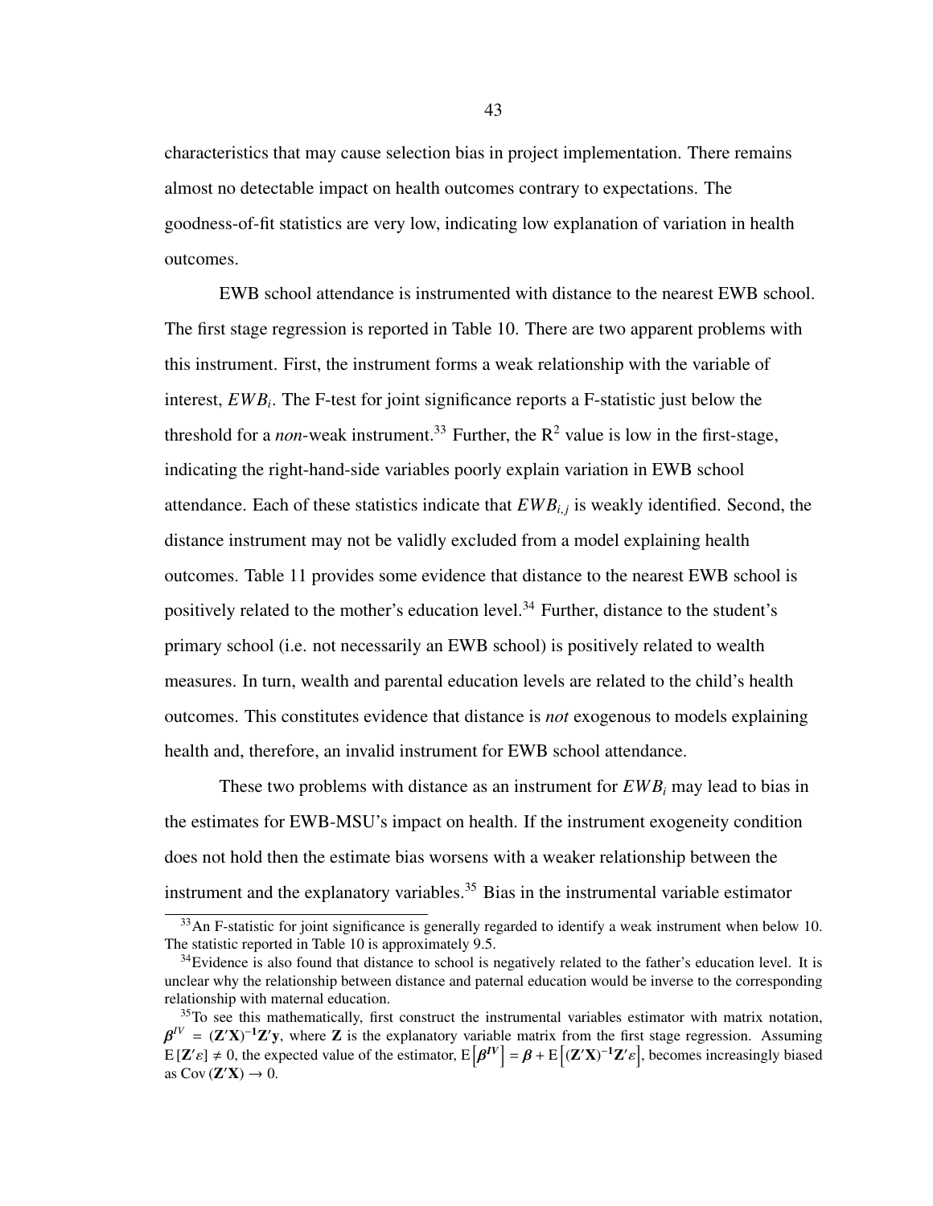characteristics that may cause selection bias in project implementation. There remains almost no detectable impact on health outcomes contrary to expectations. The goodness-of-fit statistics are very low, indicating low explanation of variation in health outcomes.

EWB school attendance is instrumented with distance to the nearest EWB school. The first stage regression is reported in Table 10. There are two apparent problems with this instrument. First, the instrument forms a weak relationship with the variable of interest, $EWB_i$. The F-test for joint significance reports a F-statistic just below the threshold for a *non*-weak instrument.[33] Further, the $R^2$ value is low in the first-stage, indicating the right-hand-side variables poorly explain variation in EWB school attendance. Each of these statistics indicate that $EWB_{i,j}$ is weakly identified. Second, the distance instrument may not be validly excluded from a model explaining health outcomes. Table 11 provides some evidence that distance to the nearest EWB school is positively related to the mother's education level.[34] Further, distance to the student's primary school (i.e. not necessarily an EWB school) is positively related to wealth measures. In turn, wealth and parental education levels are related to the child's health outcomes. This constitutes evidence that distance is *not* exogenous to models explaining health and, therefore, an invalid instrument for EWB school attendance.

These two problems with distance as an instrument for $EWB_i$ may lead to bias in the estimates for EWB-MSU's impact on health. If the instrument exogeneity condition does not hold then the estimate bias worsens with a weaker relationship between the instrument and the explanatory variables.[35] Bias in the instrumental variable estimator

[33] An F-statistic for joint significance is generally regarded to identify a weak instrument when below 10. The statistic reported in Table 10 is approximately 9.5.

[34] Evidence is also found that distance to school is negatively related to the father's education level. It is unclear why the relationship between distance and paternal education would be inverse to the corresponding relationship with maternal education.

[35] To see this mathematically, first construct the instrumental variables estimator with matrix notation, $\boldsymbol{\beta}^{IV} = (\mathbf{Z}'\mathbf{X})^{-1}\mathbf{Z}'\mathbf{y}$, where $\mathbf{Z}$ is the explanatory variable matrix from the first stage regression. Assuming $\mathrm{E}[\mathbf{Z}'\varepsilon] \neq 0$, the expected value of the estimator, $\mathrm{E}\left[\boldsymbol{\beta}^{IV}\right] = \boldsymbol{\beta} + \mathrm{E}\left[(\mathbf{Z}'\mathbf{X})^{-1}\mathbf{Z}'\varepsilon\right]$, becomes increasingly biased as $\mathrm{Cov}(\mathbf{Z}'\mathbf{X}) \rightarrow 0$.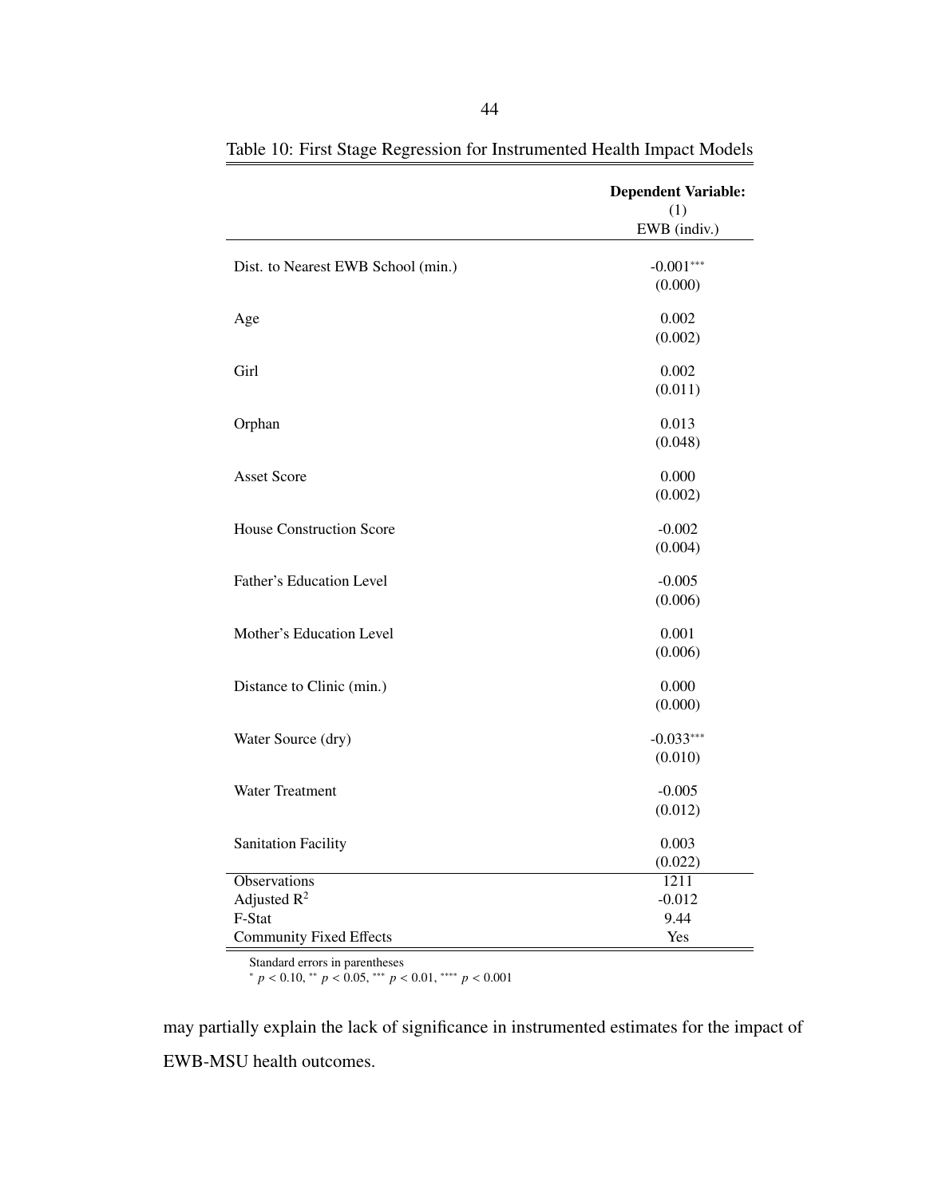Table 10: First Stage Regression for Instrumented Health Impact Models

| | **Dependent Variable:** (1) EWB (indiv.) |
|---|---|
| Dist. to Nearest EWB School (min.) | -0.001*** |
| | (0.000) |
| Age | 0.002 |
| | (0.002) |
| Girl | 0.002 |
| | (0.011) |
| Orphan | 0.013 |
| | (0.048) |
| Asset Score | 0.000 |
| | (0.002) |
| House Construction Score | -0.002 |
| | (0.004) |
| Father's Education Level | -0.005 |
| | (0.006) |
| Mother's Education Level | 0.001 |
| | (0.006) |
| Distance to Clinic (min.) | 0.000 |
| | (0.000) |
| Water Source (dry) | -0.033*** |
| | (0.010) |
| Water Treatment | -0.005 |
| | (0.012) |
| Sanitation Facility | 0.003 |
| | (0.022) |
| Observations | 1211 |
| Adjusted $R^2$ | -0.012 |
| F-Stat | 9.44 |
| Community Fixed Effects | Yes |

Standard errors in parentheses
* $p < 0.10$, ** $p < 0.05$, *** $p < 0.01$, **** $p < 0.001$

may partially explain the lack of significance in instrumented estimates for the impact of EWB-MSU health outcomes.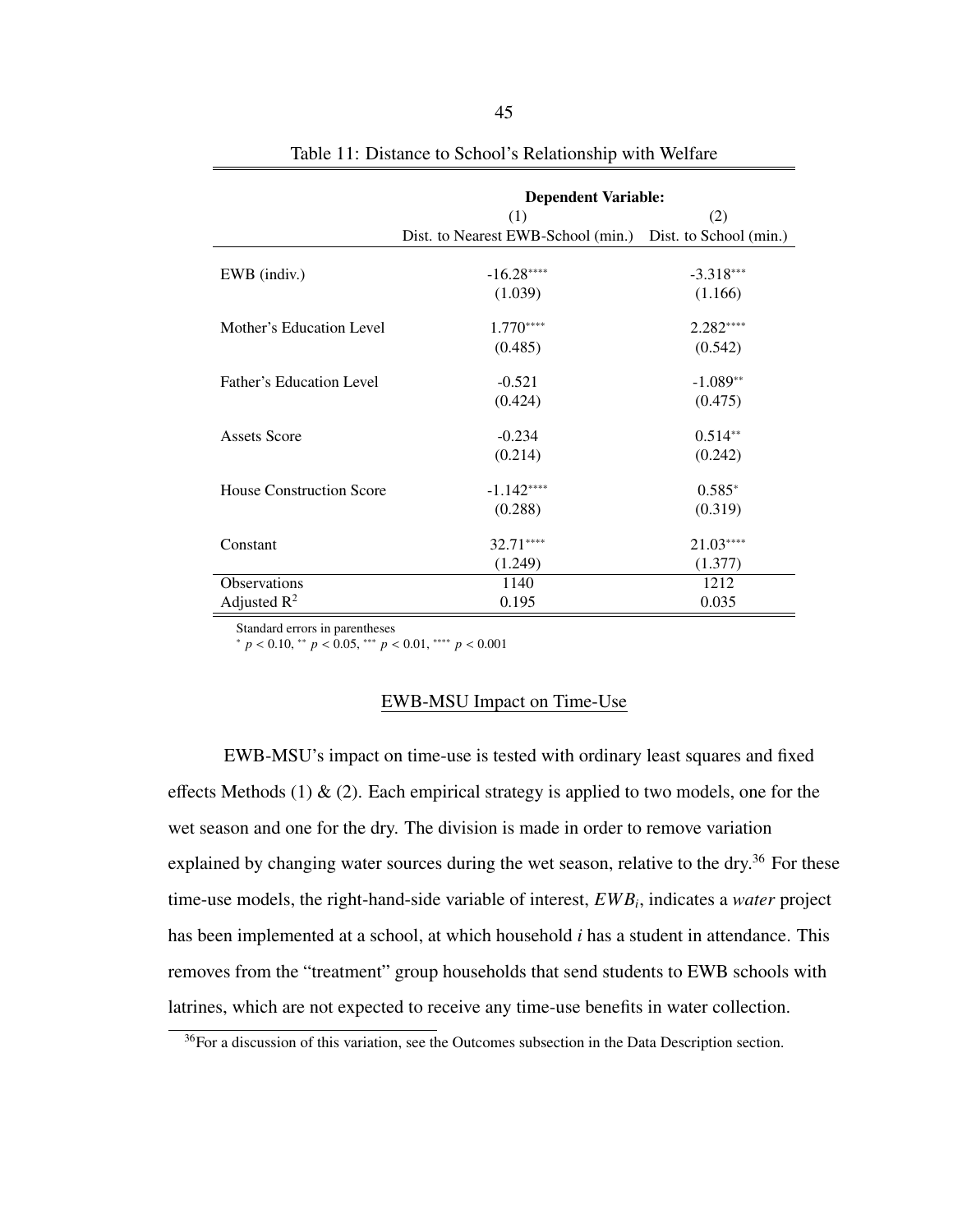Table 11: Distance to School's Relationship with Welfare

| | **Dependent Variable:** | |
|---|---|---|
| | (1) | (2) |
| | Dist. to Nearest EWB-School (min.) | Dist. to School (min.) |
| EWB (indiv.) | -16.28**** | -3.318*** |
| | (1.039) | (1.166) |
| Mother's Education Level | 1.770**** | 2.282**** |
| | (0.485) | (0.542) |
| Father's Education Level | -0.521 | -1.089** |
| | (0.424) | (0.475) |
| Assets Score | -0.234 | 0.514** |
| | (0.214) | (0.242) |
| House Construction Score | -1.142**** | 0.585* |
| | (0.288) | (0.319) |
| Constant | 32.71**** | 21.03**** |
| | (1.249) | (1.377) |
| Observations | 1140 | 1212 |
| Adjusted $R^2$ | 0.195 | 0.035 |

Standard errors in parentheses
$^{*}$ $p < 0.10$, $^{**}$ $p < 0.05$, $^{***}$ $p < 0.01$, $^{****}$ $p < 0.001$

## EWB-MSU Impact on Time-Use

EWB-MSU's impact on time-use is tested with ordinary least squares and fixed effects Methods (1) & (2). Each empirical strategy is applied to two models, one for the wet season and one for the dry. The division is made in order to remove variation explained by changing water sources during the wet season, relative to the dry.[36] For these time-use models, the right-hand-side variable of interest, $EWB_i$, indicates a *water* project has been implemented at a school, at which household $i$ has a student in attendance. This removes from the "treatment" group households that send students to EWB schools with latrines, which are not expected to receive any time-use benefits in water collection.

[36]For a discussion of this variation, see the Outcomes subsection in the Data Description section.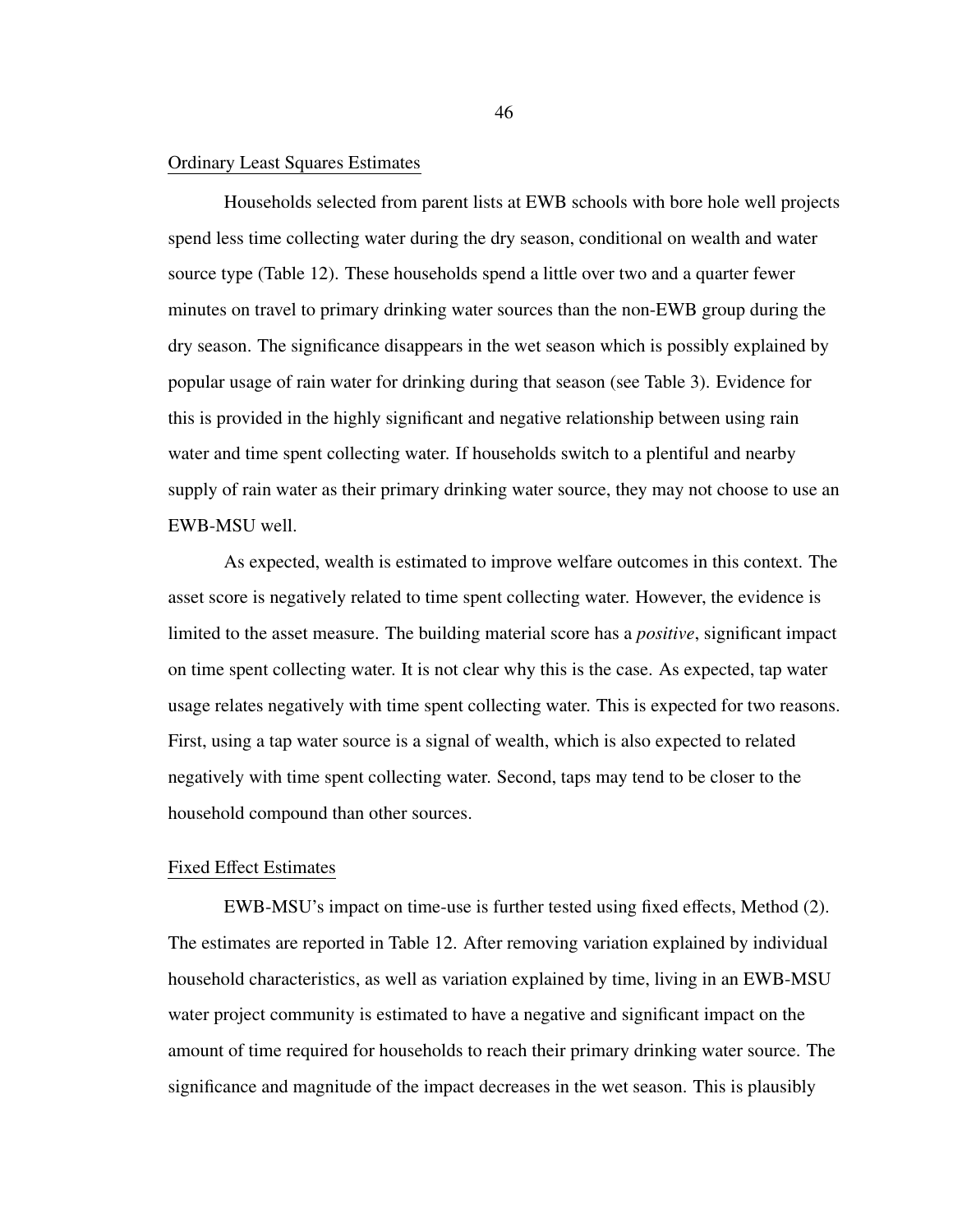### Ordinary Least Squares Estimates

Households selected from parent lists at EWB schools with bore hole well projects spend less time collecting water during the dry season, conditional on wealth and water source type (Table 12). These households spend a little over two and a quarter fewer minutes on travel to primary drinking water sources than the non-EWB group during the dry season. The significance disappears in the wet season which is possibly explained by popular usage of rain water for drinking during that season (see Table 3). Evidence for this is provided in the highly significant and negative relationship between using rain water and time spent collecting water. If households switch to a plentiful and nearby supply of rain water as their primary drinking water source, they may not choose to use an EWB-MSU well.

As expected, wealth is estimated to improve welfare outcomes in this context. The asset score is negatively related to time spent collecting water. However, the evidence is limited to the asset measure. The building material score has a *positive*, significant impact on time spent collecting water. It is not clear why this is the case. As expected, tap water usage relates negatively with time spent collecting water. This is expected for two reasons. First, using a tap water source is a signal of wealth, which is also expected to related negatively with time spent collecting water. Second, taps may tend to be closer to the household compound than other sources.

### Fixed Effect Estimates

EWB-MSU's impact on time-use is further tested using fixed effects, Method (2). The estimates are reported in Table 12. After removing variation explained by individual household characteristics, as well as variation explained by time, living in an EWB-MSU water project community is estimated to have a negative and significant impact on the amount of time required for households to reach their primary drinking water source. The significance and magnitude of the impact decreases in the wet season. This is plausibly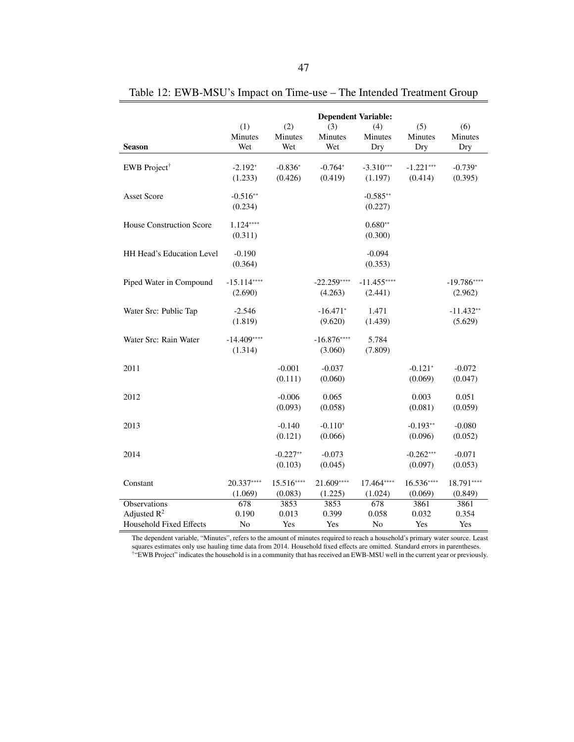Table 12: EWB-MSU's Impact on Time-use – The Intended Treatment Group

| | **Dependent Variable:** | | | | | |
|---|---|---|---|---|---|---|
| | (1) | (2) | (3) | (4) | (5) | (6) |
| | Minutes | Minutes | Minutes | Minutes | Minutes | Minutes |
| **Season** | Wet | Wet | Wet | Dry | Dry | Dry |
| EWB Project[†] | -2.192* | -0.836* | -0.764* | -3.310*** | -1.221*** | -0.739* |
| | (1.233) | (0.426) | (0.419) | (1.197) | (0.414) | (0.395) |
| Asset Score | -0.516** | | | -0.585** | | |
| | (0.234) | | | (0.227) | | |
| House Construction Score | 1.124**** | | | 0.680** | | |
| | (0.311) | | | (0.300) | | |
| HH Head's Education Level | -0.190 | | | -0.094 | | |
| | (0.364) | | | (0.353) | | |
| Piped Water in Compound | -15.114**** | | -22.259**** | -11.455**** | | -19.786**** |
| | (2.690) | | (4.263) | (2.441) | | (2.962) |
| Water Src: Public Tap | -2.546 | | -16.471* | 1.471 | | -11.432** |
| | (1.819) | | (9.620) | (1.439) | | (5.629) |
| Water Src: Rain Water | -14.409**** | | -16.876**** | 5.784 | | |
| | (1.314) | | (3.060) | (7.809) | | |
| 2011 | | -0.001 | -0.037 | | -0.121* | -0.072 |
| | | (0.111) | (0.060) | | (0.069) | (0.047) |
| 2012 | | -0.006 | 0.065 | | 0.003 | 0.051 |
| | | (0.093) | (0.058) | | (0.081) | (0.059) |
| 2013 | | -0.140 | -0.110* | | -0.193** | -0.080 |
| | | (0.121) | (0.066) | | (0.096) | (0.052) |
| 2014 | | -0.227** | -0.073 | | -0.262*** | -0.071 |
| | | (0.103) | (0.045) | | (0.097) | (0.053) |
| Constant | 20.337**** | 15.516**** | 21.609**** | 17.464**** | 16.536**** | 18.791**** |
| | (1.069) | (0.083) | (1.225) | (1.024) | (0.069) | (0.849) |
| Observations | 678 | 3853 | 3853 | 678 | 3861 | 3861 |
| Adjusted $R^2$ | 0.190 | 0.013 | 0.399 | 0.058 | 0.032 | 0.354 |
| Household Fixed Effects | No | Yes | Yes | No | Yes | Yes |

The dependent variable, "Minutes", refers to the amount of minutes required to reach a household's primary water source. Least squares estimates only use hauling time data from 2014. Household fixed effects are omitted. Standard errors in parentheses.
[†]"EWB Project" indicates the household is in a community that has received an EWB-MSU well in the current year or previously.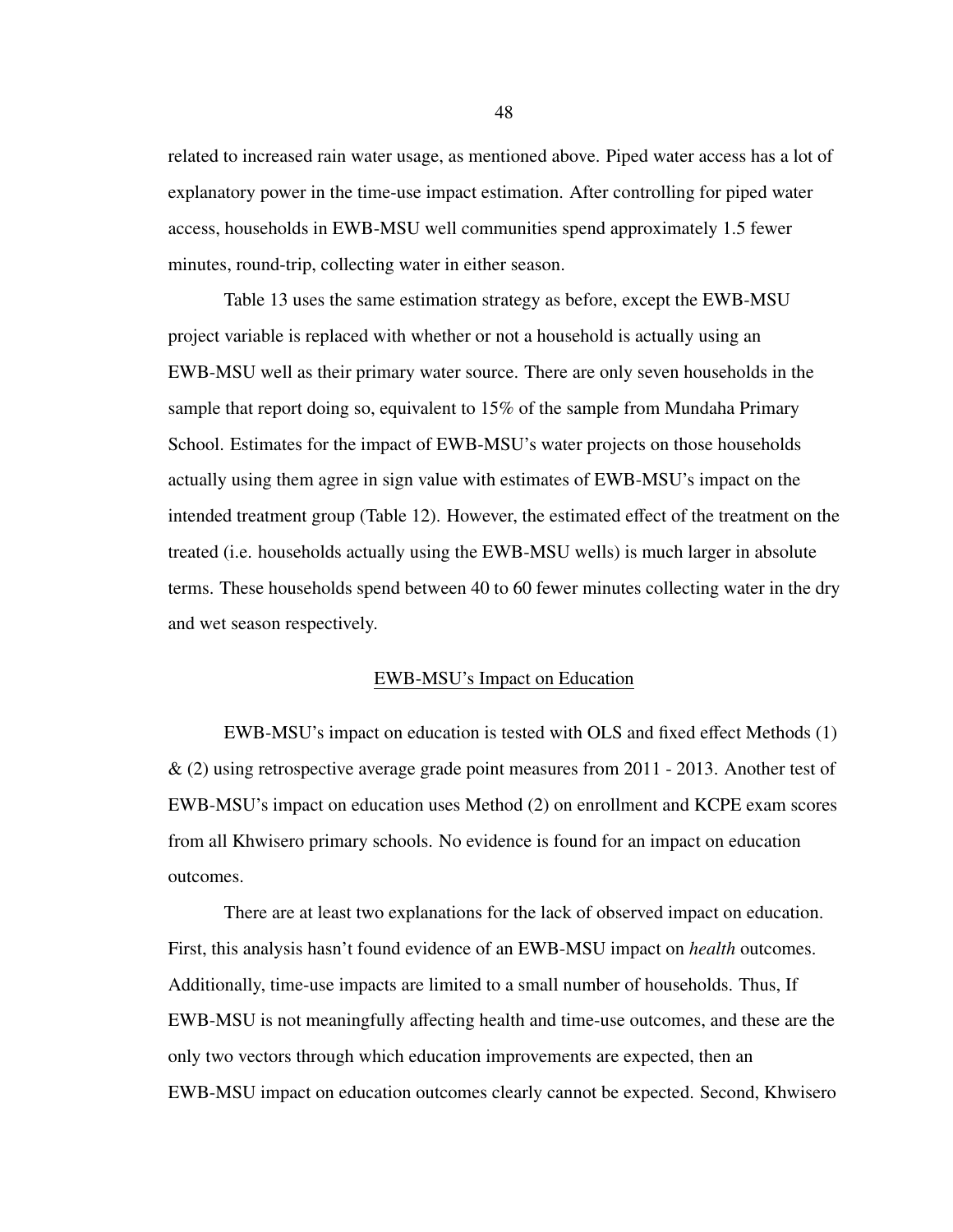related to increased rain water usage, as mentioned above. Piped water access has a lot of explanatory power in the time-use impact estimation. After controlling for piped water access, households in EWB-MSU well communities spend approximately 1.5 fewer minutes, round-trip, collecting water in either season.

Table 13 uses the same estimation strategy as before, except the EWB-MSU project variable is replaced with whether or not a household is actually using an EWB-MSU well as their primary water source. There are only seven households in the sample that report doing so, equivalent to 15% of the sample from Mundaha Primary School. Estimates for the impact of EWB-MSU's water projects on those households actually using them agree in sign value with estimates of EWB-MSU's impact on the intended treatment group (Table 12). However, the estimated effect of the treatment on the treated (i.e. households actually using the EWB-MSU wells) is much larger in absolute terms. These households spend between 40 to 60 fewer minutes collecting water in the dry and wet season respectively.

## EWB-MSU's Impact on Education

EWB-MSU's impact on education is tested with OLS and fixed effect Methods (1) & (2) using retrospective average grade point measures from 2011 - 2013. Another test of EWB-MSU's impact on education uses Method (2) on enrollment and KCPE exam scores from all Khwisero primary schools. No evidence is found for an impact on education outcomes.

There are at least two explanations for the lack of observed impact on education. First, this analysis hasn't found evidence of an EWB-MSU impact on *health* outcomes. Additionally, time-use impacts are limited to a small number of households. Thus, If EWB-MSU is not meaningfully affecting health and time-use outcomes, and these are the only two vectors through which education improvements are expected, then an EWB-MSU impact on education outcomes clearly cannot be expected. Second, Khwisero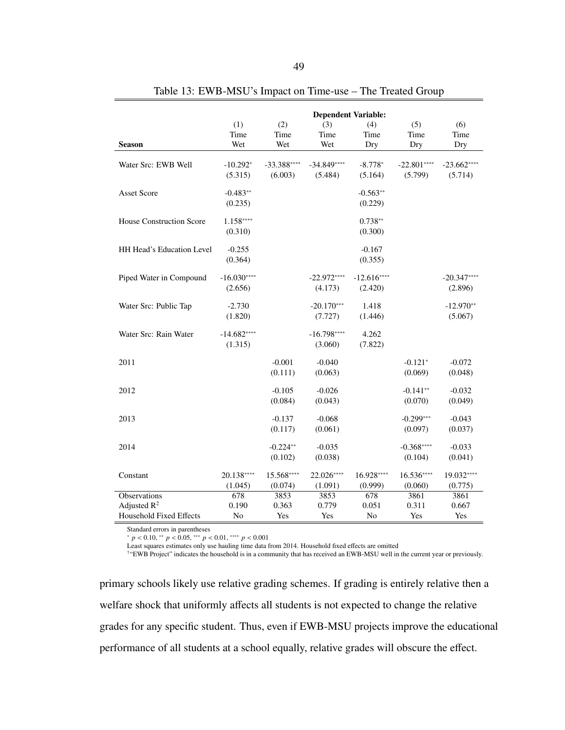Table 13: EWB-MSU's Impact on Time-use – The Treated Group

| | **Dependent Variable:** | | | | | |
|---|---|---|---|---|---|---|
| | (1) | (2) | (3) | (4) | (5) | (6) |
| | Time | Time | Time | Time | Time | Time |
| **Season** | Wet | Wet | Wet | Dry | Dry | Dry |
| Water Src: EWB Well | -10.292* | -33.388**** | -34.849**** | -8.778* | -22.801**** | -23.662**** |
| | (5.315) | (6.003) | (5.484) | (5.164) | (5.799) | (5.714) |
| Asset Score | -0.483** | | | -0.563** | | |
| | (0.235) | | | (0.229) | | |
| House Construction Score | 1.158**** | | | 0.738** | | |
| | (0.310) | | | (0.300) | | |
| HH Head's Education Level | -0.255 | | | -0.167 | | |
| | (0.364) | | | (0.355) | | |
| Piped Water in Compound | -16.030**** | | -22.972**** | -12.616**** | | -20.347**** |
| | (2.656) | | (4.173) | (2.420) | | (2.896) |
| Water Src: Public Tap | -2.730 | | -20.170*** | 1.418 | | -12.970** |
| | (1.820) | | (7.727) | (1.446) | | (5.067) |
| Water Src: Rain Water | -14.682**** | | -16.798**** | 4.262 | | |
| | (1.315) | | (3.060) | (7.822) | | |
| 2011 | | -0.001 | -0.040 | | -0.121* | -0.072 |
| | | (0.111) | (0.063) | | (0.069) | (0.048) |
| 2012 | | -0.105 | -0.026 | | -0.141** | -0.032 |
| | | (0.084) | (0.043) | | (0.070) | (0.049) |
| 2013 | | -0.137 | -0.068 | | -0.299*** | -0.043 |
| | | (0.117) | (0.061) | | (0.097) | (0.037) |
| 2014 | | -0.224** | -0.035 | | -0.368**** | -0.033 |
| | | (0.102) | (0.038) | | (0.104) | (0.041) |
| Constant | 20.138**** | 15.568**** | 22.026**** | 16.928**** | 16.536**** | 19.032**** |
| | (1.045) | (0.074) | (1.091) | (0.999) | (0.060) | (0.775) |
| Observations | 678 | 3853 | 3853 | 678 | 3861 | 3861 |
| Adjusted $R^2$ | 0.190 | 0.363 | 0.779 | 0.051 | 0.311 | 0.667 |
| Household Fixed Effects | No | Yes | Yes | No | Yes | Yes |

Standard errors in parentheses

* $p < 0.10$, ** $p < 0.05$, *** $p < 0.01$, **** $p < 0.001$

Least squares estimates only use hauling time data from 2014. Household fixed effects are omitted

†"EWB Project" indicates the household is in a community that has received an EWB-MSU well in the current year or previously.

primary schools likely use relative grading schemes. If grading is entirely relative then a welfare shock that uniformly affects all students is not expected to change the relative grades for any specific student. Thus, even if EWB-MSU projects improve the educational performance of all students at a school equally, relative grades will obscure the effect.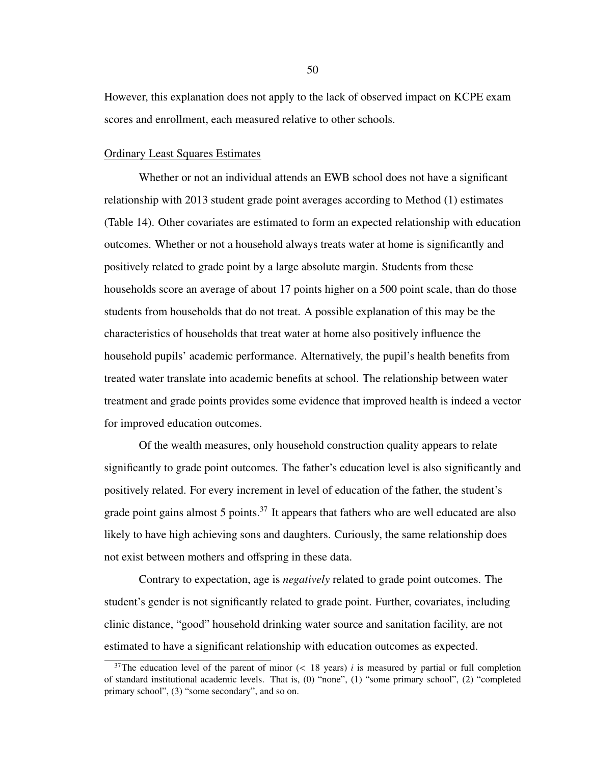However, this explanation does not apply to the lack of observed impact on KCPE exam scores and enrollment, each measured relative to other schools.

## Ordinary Least Squares Estimates

Whether or not an individual attends an EWB school does not have a significant relationship with 2013 student grade point averages according to Method (1) estimates (Table 14). Other covariates are estimated to form an expected relationship with education outcomes. Whether or not a household always treats water at home is significantly and positively related to grade point by a large absolute margin. Students from these households score an average of about 17 points higher on a 500 point scale, than do those students from households that do not treat. A possible explanation of this may be the characteristics of households that treat water at home also positively influence the household pupils' academic performance. Alternatively, the pupil's health benefits from treated water translate into academic benefits at school. The relationship between water treatment and grade points provides some evidence that improved health is indeed a vector for improved education outcomes.

Of the wealth measures, only household construction quality appears to relate significantly to grade point outcomes. The father's education level is also significantly and positively related. For every increment in level of education of the father, the student's grade point gains almost 5 points.[37] It appears that fathers who are well educated are also likely to have high achieving sons and daughters. Curiously, the same relationship does not exist between mothers and offspring in these data.

Contrary to expectation, age is *negatively* related to grade point outcomes. The student's gender is not significantly related to grade point. Further, covariates, including clinic distance, "good" household drinking water source and sanitation facility, are not estimated to have a significant relationship with education outcomes as expected.

[37] The education level of the parent of minor ($<$ 18 years) $i$ is measured by partial or full completion of standard institutional academic levels. That is, (0) "none", (1) "some primary school", (2) "completed primary school", (3) "some secondary", and so on.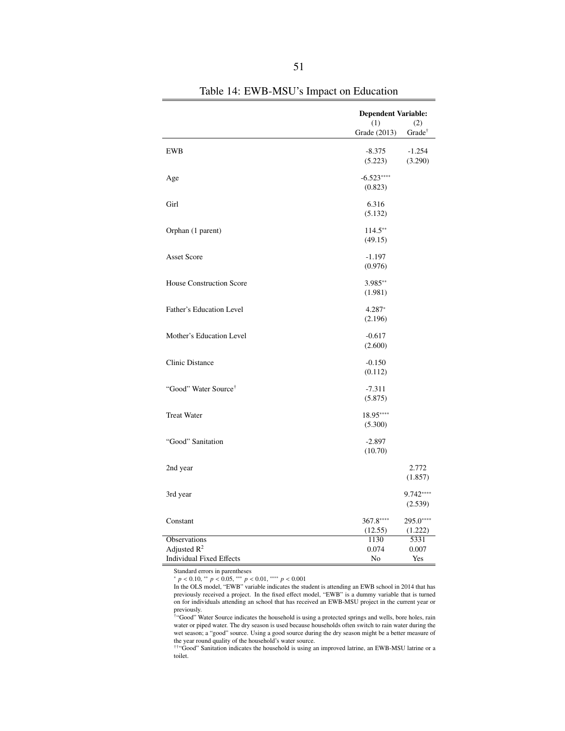Table 14: EWB-MSU's Impact on Education

| | Dependent Variable: | |
|---|---|---|
| | (1) | (2) |
| | Grade (2013) | Grade† |
| EWB | -8.375 | -1.254 |
| | (5.223) | (3.290) |
| Age | -6.523**** | |
| | (0.823) | |
| Girl | 6.316 | |
| | (5.132) | |
| Orphan (1 parent) | 114.5** | |
| | (49.15) | |
| Asset Score | -1.197 | |
| | (0.976) | |
| House Construction Score | 3.985** | |
| | (1.981) | |
| Father's Education Level | 4.287* | |
| | (2.196) | |
| Mother's Education Level | -0.617 | |
| | (2.600) | |
| Clinic Distance | -0.150 | |
| | (0.112) | |
| "Good" Water Source† | -7.311 | |
| | (5.875) | |
| Treat Water | 18.95**** | |
| | (5.300) | |
| "Good" Sanitation | -2.897 | |
| | (10.70) | |
| 2nd year | | 2.772 |
| | | (1.857) |
| 3rd year | | 9.742**** |
| | | (2.539) |
| Constant | 367.8**** | 295.0**** |
| | (12.55) | (1.222) |
| Observations | 1130 | 5331 |
| Adjusted $R^2$ | 0.074 | 0.007 |
| Individual Fixed Effects | No | Yes |

Standard errors in parentheses

* $p < 0.10$, ** $p < 0.05$, *** $p < 0.01$, **** $p < 0.001$

In the OLS model, "EWB" variable indicates the student is attending an EWB school in 2014 that has previously received a project. In the fixed effect model, "EWB" is a dummy variable that is turned on for individuals attending an school that has received an EWB-MSU project in the current year or previously.

†"Good" Water Source indicates the household is using a protected springs and wells, bore holes, rain water or piped water. The dry season is used because households often switch to rain water during the wet season; a "good" source. Using a good source during the dry season might be a better measure of the year round quality of the household's water source.

††"Good" Sanitation indicates the household is using an improved latrine, an EWB-MSU latrine or a toilet.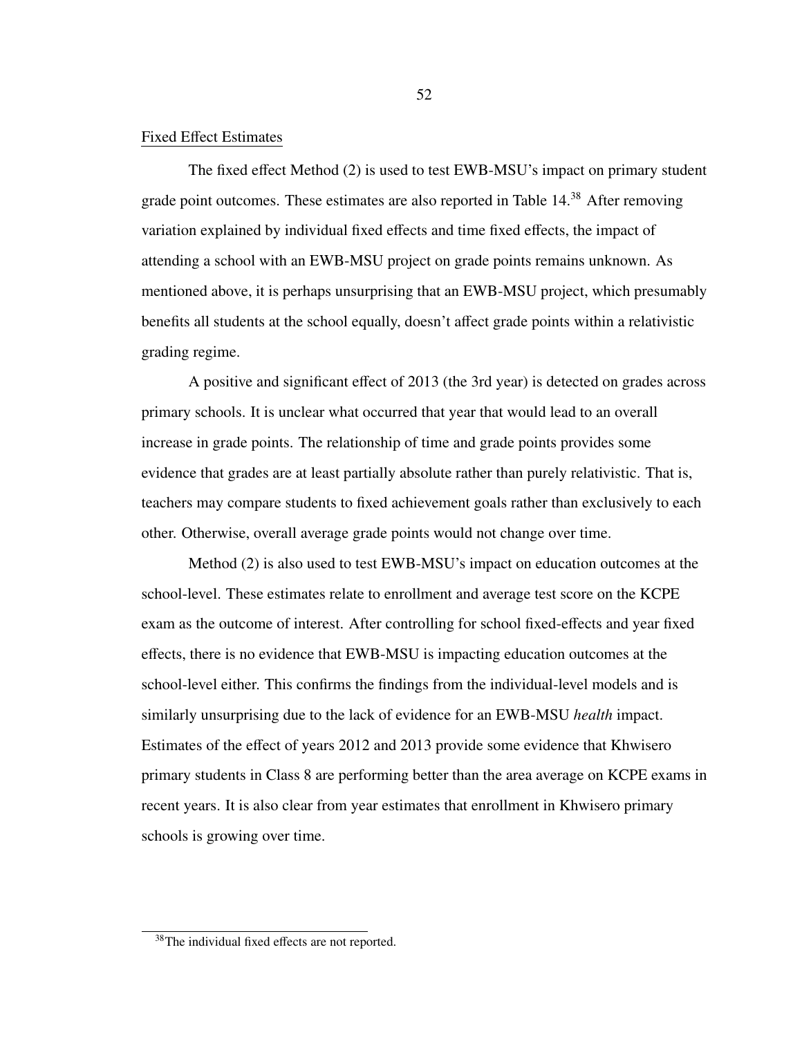Fixed Effect Estimates

The fixed effect Method (2) is used to test EWB-MSU's impact on primary student grade point outcomes. These estimates are also reported in Table 14.[38] After removing variation explained by individual fixed effects and time fixed effects, the impact of attending a school with an EWB-MSU project on grade points remains unknown. As mentioned above, it is perhaps unsurprising that an EWB-MSU project, which presumably benefits all students at the school equally, doesn't affect grade points within a relativistic grading regime.

A positive and significant effect of 2013 (the 3rd year) is detected on grades across primary schools. It is unclear what occurred that year that would lead to an overall increase in grade points. The relationship of time and grade points provides some evidence that grades are at least partially absolute rather than purely relativistic. That is, teachers may compare students to fixed achievement goals rather than exclusively to each other. Otherwise, overall average grade points would not change over time.

Method (2) is also used to test EWB-MSU's impact on education outcomes at the school-level. These estimates relate to enrollment and average test score on the KCPE exam as the outcome of interest. After controlling for school fixed-effects and year fixed effects, there is no evidence that EWB-MSU is impacting education outcomes at the school-level either. This confirms the findings from the individual-level models and is similarly unsurprising due to the lack of evidence for an EWB-MSU *health* impact. Estimates of the effect of years 2012 and 2013 provide some evidence that Khwisero primary students in Class 8 are performing better than the area average on KCPE exams in recent years. It is also clear from year estimates that enrollment in Khwisero primary schools is growing over time.

[38]The individual fixed effects are not reported.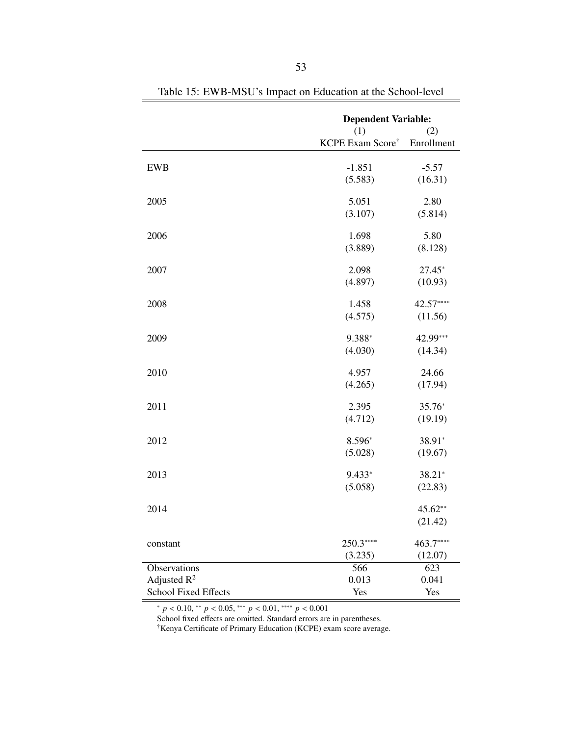Table 15: EWB-MSU's Impact on Education at the School-level

| | **Dependent Variable:** | |
|---|---|---|
| | (1) | (2) |
| | KCPE Exam Score† | Enrollment |
| EWB | -1.851 | -5.57 |
| | (5.583) | (16.31) |
| 2005 | 5.051 | 2.80 |
| | (3.107) | (5.814) |
| 2006 | 1.698 | 5.80 |
| | (3.889) | (8.128) |
| 2007 | 2.098 | 27.45* |
| | (4.897) | (10.93) |
| 2008 | 1.458 | 42.57**** |
| | (4.575) | (11.56) |
| 2009 | 9.388* | 42.99*** |
| | (4.030) | (14.34) |
| 2010 | 4.957 | 24.66 |
| | (4.265) | (17.94) |
| 2011 | 2.395 | 35.76* |
| | (4.712) | (19.19) |
| 2012 | 8.596* | 38.91* |
| | (5.028) | (19.67) |
| 2013 | 9.433* | 38.21* |
| | (5.058) | (22.83) |
| 2014 | | 45.62** |
| | | (21.42) |
| constant | 250.3**** | 463.7**** |
| | (3.235) | (12.07) |
| Observations | 566 | 623 |
| Adjusted $R^2$ | 0.013 | 0.041 |
| School Fixed Effects | Yes | Yes |

* $p < 0.10$, ** $p < 0.05$, *** $p < 0.01$, **** $p < 0.001$

School fixed effects are omitted. Standard errors are in parentheses.

†Kenya Certificate of Primary Education (KCPE) exam score average.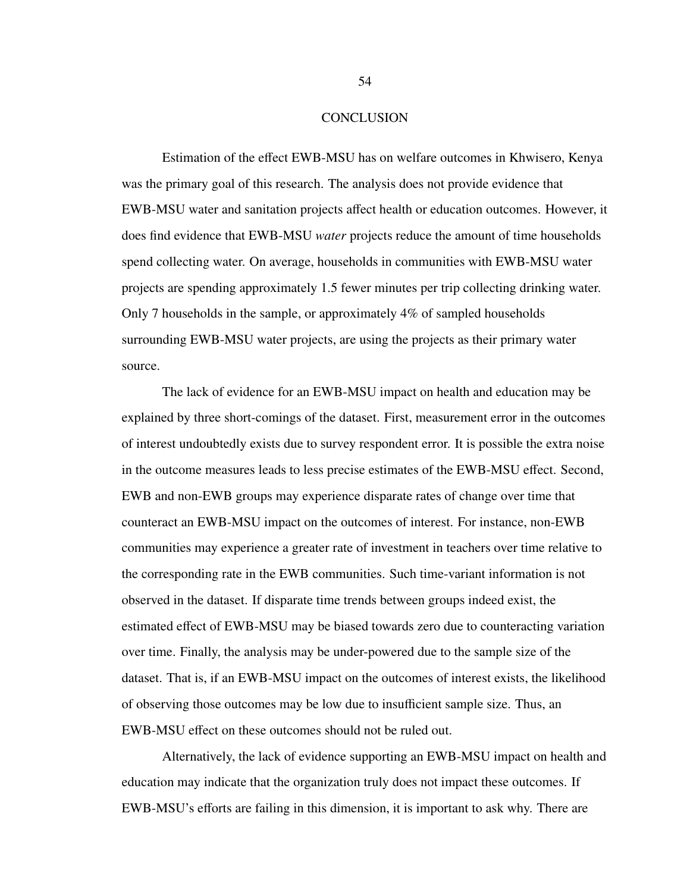# CONCLUSION

Estimation of the effect EWB-MSU has on welfare outcomes in Khwisero, Kenya was the primary goal of this research. The analysis does not provide evidence that EWB-MSU water and sanitation projects affect health or education outcomes. However, it does find evidence that EWB-MSU *water* projects reduce the amount of time households spend collecting water. On average, households in communities with EWB-MSU water projects are spending approximately 1.5 fewer minutes per trip collecting drinking water. Only 7 households in the sample, or approximately 4% of sampled households surrounding EWB-MSU water projects, are using the projects as their primary water source.

The lack of evidence for an EWB-MSU impact on health and education may be explained by three short-comings of the dataset. First, measurement error in the outcomes of interest undoubtedly exists due to survey respondent error. It is possible the extra noise in the outcome measures leads to less precise estimates of the EWB-MSU effect. Second, EWB and non-EWB groups may experience disparate rates of change over time that counteract an EWB-MSU impact on the outcomes of interest. For instance, non-EWB communities may experience a greater rate of investment in teachers over time relative to the corresponding rate in the EWB communities. Such time-variant information is not observed in the dataset. If disparate time trends between groups indeed exist, the estimated effect of EWB-MSU may be biased towards zero due to counteracting variation over time. Finally, the analysis may be under-powered due to the sample size of the dataset. That is, if an EWB-MSU impact on the outcomes of interest exists, the likelihood of observing those outcomes may be low due to insufficient sample size. Thus, an EWB-MSU effect on these outcomes should not be ruled out.

Alternatively, the lack of evidence supporting an EWB-MSU impact on health and education may indicate that the organization truly does not impact these outcomes. If EWB-MSU's efforts are failing in this dimension, it is important to ask why. There are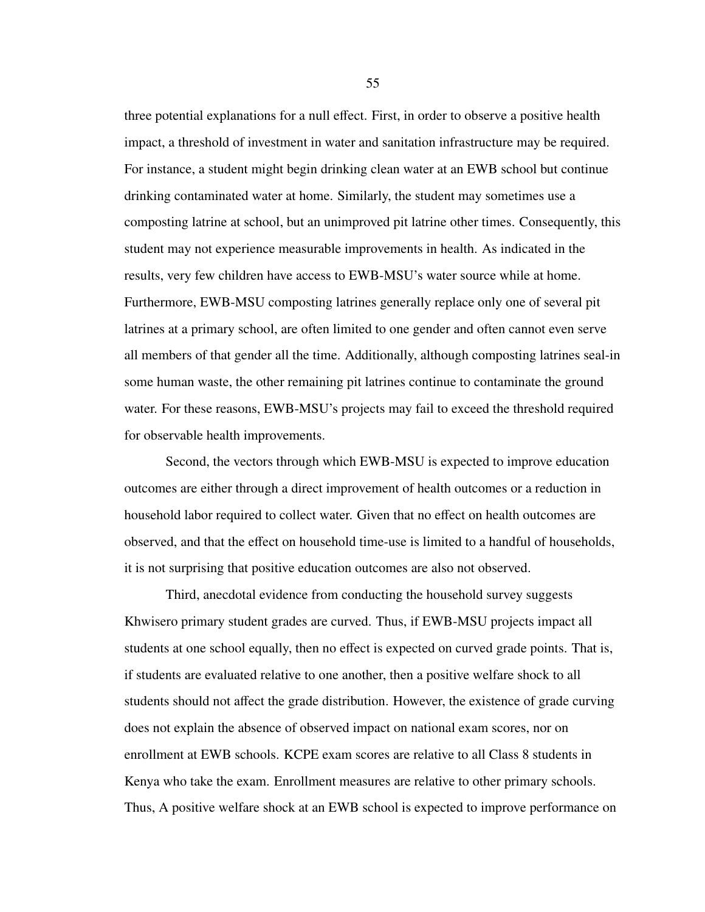three potential explanations for a null effect. First, in order to observe a positive health impact, a threshold of investment in water and sanitation infrastructure may be required. For instance, a student might begin drinking clean water at an EWB school but continue drinking contaminated water at home. Similarly, the student may sometimes use a composting latrine at school, but an unimproved pit latrine other times. Consequently, this student may not experience measurable improvements in health. As indicated in the results, very few children have access to EWB-MSU's water source while at home. Furthermore, EWB-MSU composting latrines generally replace only one of several pit latrines at a primary school, are often limited to one gender and often cannot even serve all members of that gender all the time. Additionally, although composting latrines seal-in some human waste, the other remaining pit latrines continue to contaminate the ground water. For these reasons, EWB-MSU's projects may fail to exceed the threshold required for observable health improvements.

Second, the vectors through which EWB-MSU is expected to improve education outcomes are either through a direct improvement of health outcomes or a reduction in household labor required to collect water. Given that no effect on health outcomes are observed, and that the effect on household time-use is limited to a handful of households, it is not surprising that positive education outcomes are also not observed.

Third, anecdotal evidence from conducting the household survey suggests Khwisero primary student grades are curved. Thus, if EWB-MSU projects impact all students at one school equally, then no effect is expected on curved grade points. That is, if students are evaluated relative to one another, then a positive welfare shock to all students should not affect the grade distribution. However, the existence of grade curving does not explain the absence of observed impact on national exam scores, nor on enrollment at EWB schools. KCPE exam scores are relative to all Class 8 students in Kenya who take the exam. Enrollment measures are relative to other primary schools. Thus, A positive welfare shock at an EWB school is expected to improve performance on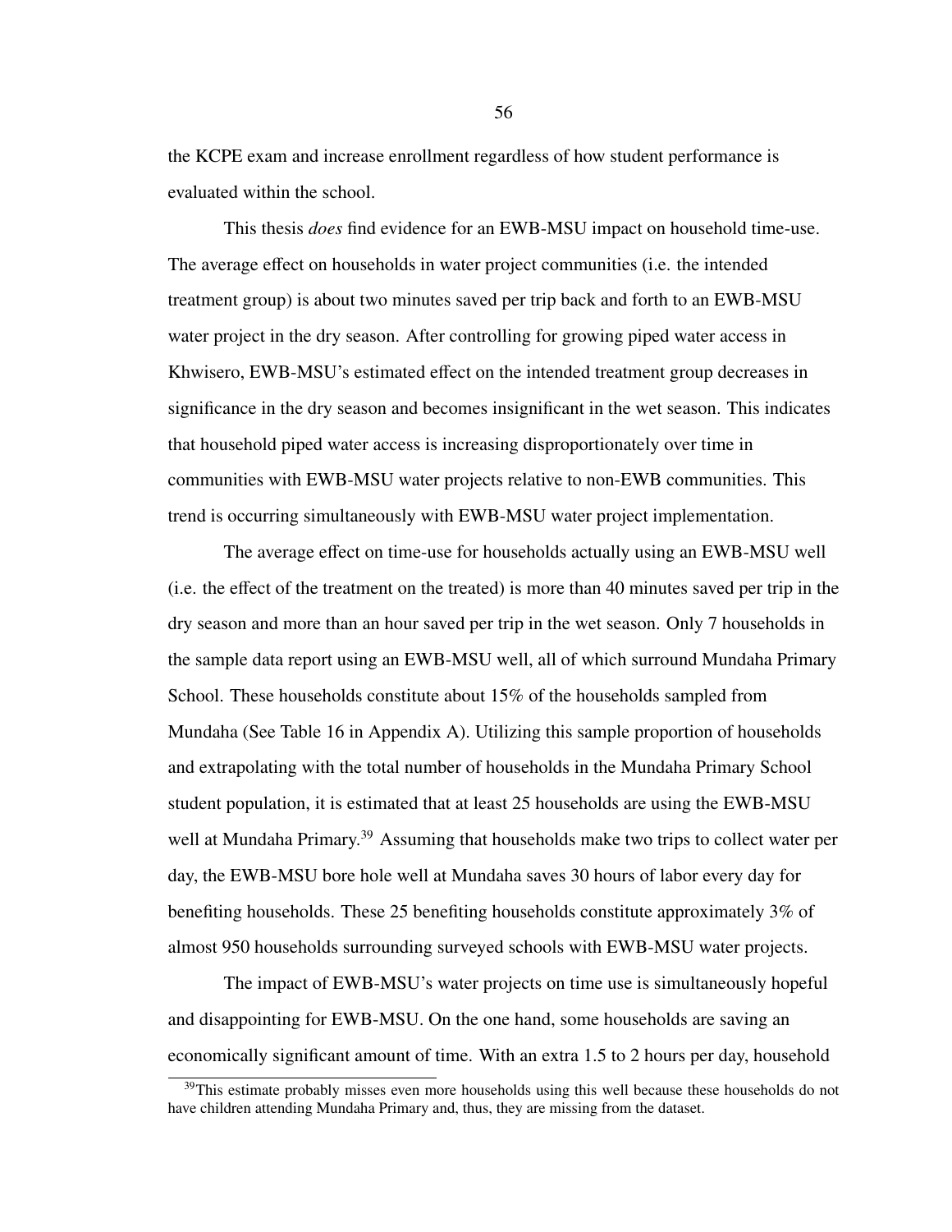the KCPE exam and increase enrollment regardless of how student performance is evaluated within the school.

This thesis *does* find evidence for an EWB-MSU impact on household time-use. The average effect on households in water project communities (i.e. the intended treatment group) is about two minutes saved per trip back and forth to an EWB-MSU water project in the dry season. After controlling for growing piped water access in Khwisero, EWB-MSU's estimated effect on the intended treatment group decreases in significance in the dry season and becomes insignificant in the wet season. This indicates that household piped water access is increasing disproportionately over time in communities with EWB-MSU water projects relative to non-EWB communities. This trend is occurring simultaneously with EWB-MSU water project implementation.

The average effect on time-use for households actually using an EWB-MSU well (i.e. the effect of the treatment on the treated) is more than 40 minutes saved per trip in the dry season and more than an hour saved per trip in the wet season. Only 7 households in the sample data report using an EWB-MSU well, all of which surround Mundaha Primary School. These households constitute about 15% of the households sampled from Mundaha (See Table 16 in Appendix A). Utilizing this sample proportion of households and extrapolating with the total number of households in the Mundaha Primary School student population, it is estimated that at least 25 households are using the EWB-MSU well at Mundaha Primary.[39] Assuming that households make two trips to collect water per day, the EWB-MSU bore hole well at Mundaha saves 30 hours of labor every day for benefiting households. These 25 benefiting households constitute approximately 3% of almost 950 households surrounding surveyed schools with EWB-MSU water projects.

The impact of EWB-MSU's water projects on time use is simultaneously hopeful and disappointing for EWB-MSU. On the one hand, some households are saving an economically significant amount of time. With an extra 1.5 to 2 hours per day, household

[39] This estimate probably misses even more households using this well because these households do not have children attending Mundaha Primary and, thus, they are missing from the dataset.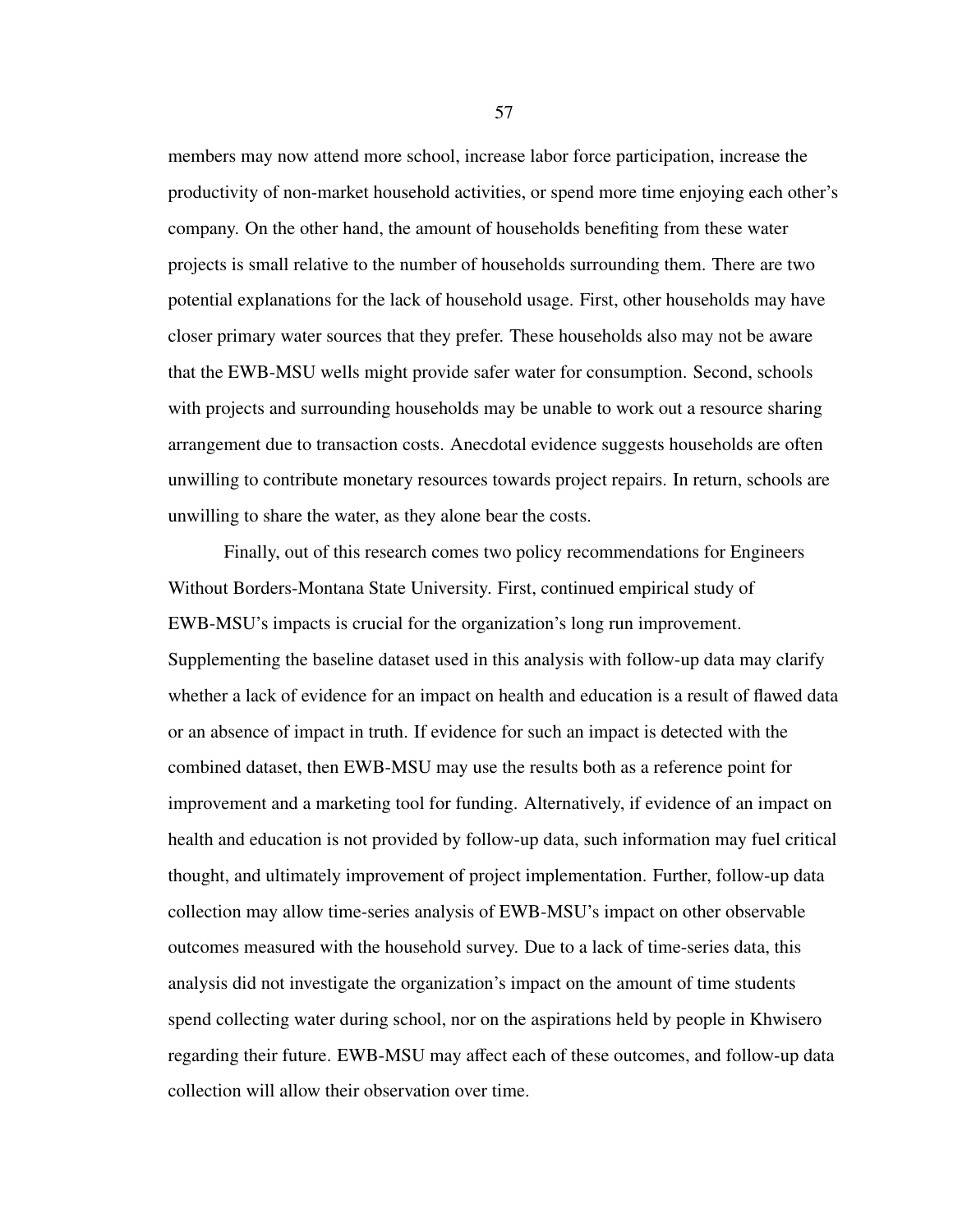members may now attend more school, increase labor force participation, increase the productivity of non-market household activities, or spend more time enjoying each other's company. On the other hand, the amount of households benefiting from these water projects is small relative to the number of households surrounding them. There are two potential explanations for the lack of household usage. First, other households may have closer primary water sources that they prefer. These households also may not be aware that the EWB-MSU wells might provide safer water for consumption. Second, schools with projects and surrounding households may be unable to work out a resource sharing arrangement due to transaction costs. Anecdotal evidence suggests households are often unwilling to contribute monetary resources towards project repairs. In return, schools are unwilling to share the water, as they alone bear the costs.

Finally, out of this research comes two policy recommendations for Engineers Without Borders-Montana State University. First, continued empirical study of EWB-MSU's impacts is crucial for the organization's long run improvement. Supplementing the baseline dataset used in this analysis with follow-up data may clarify whether a lack of evidence for an impact on health and education is a result of flawed data or an absence of impact in truth. If evidence for such an impact is detected with the combined dataset, then EWB-MSU may use the results both as a reference point for improvement and a marketing tool for funding. Alternatively, if evidence of an impact on health and education is not provided by follow-up data, such information may fuel critical thought, and ultimately improvement of project implementation. Further, follow-up data collection may allow time-series analysis of EWB-MSU's impact on other observable outcomes measured with the household survey. Due to a lack of time-series data, this analysis did not investigate the organization's impact on the amount of time students spend collecting water during school, nor on the aspirations held by people in Khwisero regarding their future. EWB-MSU may affect each of these outcomes, and follow-up data collection will allow their observation over time.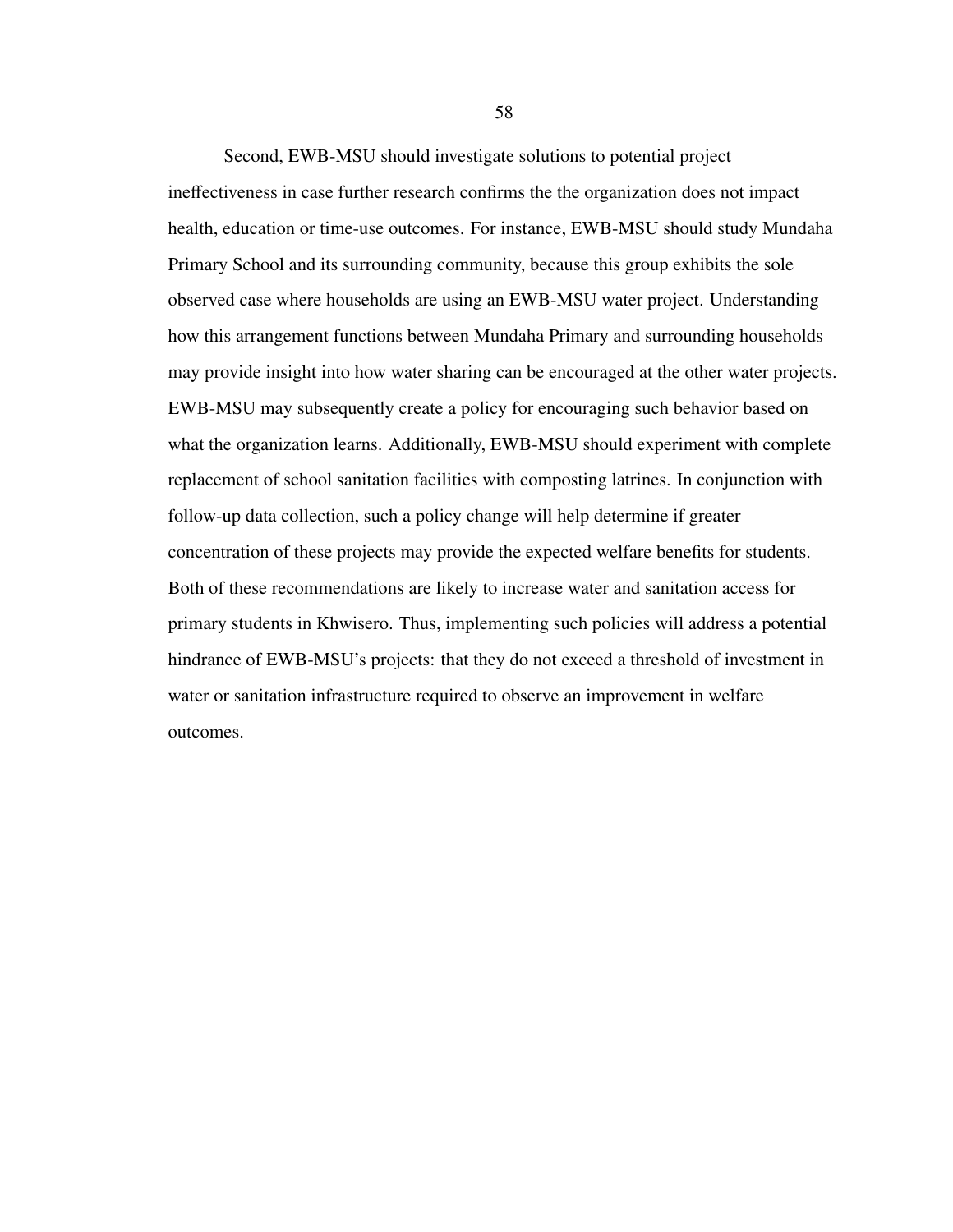Second, EWB-MSU should investigate solutions to potential project ineffectiveness in case further research confirms the the organization does not impact health, education or time-use outcomes. For instance, EWB-MSU should study Mundaha Primary School and its surrounding community, because this group exhibits the sole observed case where households are using an EWB-MSU water project. Understanding how this arrangement functions between Mundaha Primary and surrounding households may provide insight into how water sharing can be encouraged at the other water projects. EWB-MSU may subsequently create a policy for encouraging such behavior based on what the organization learns. Additionally, EWB-MSU should experiment with complete replacement of school sanitation facilities with composting latrines. In conjunction with follow-up data collection, such a policy change will help determine if greater concentration of these projects may provide the expected welfare benefits for students. Both of these recommendations are likely to increase water and sanitation access for primary students in Khwisero. Thus, implementing such policies will address a potential hindrance of EWB-MSU's projects: that they do not exceed a threshold of investment in water or sanitation infrastructure required to observe an improvement in welfare outcomes.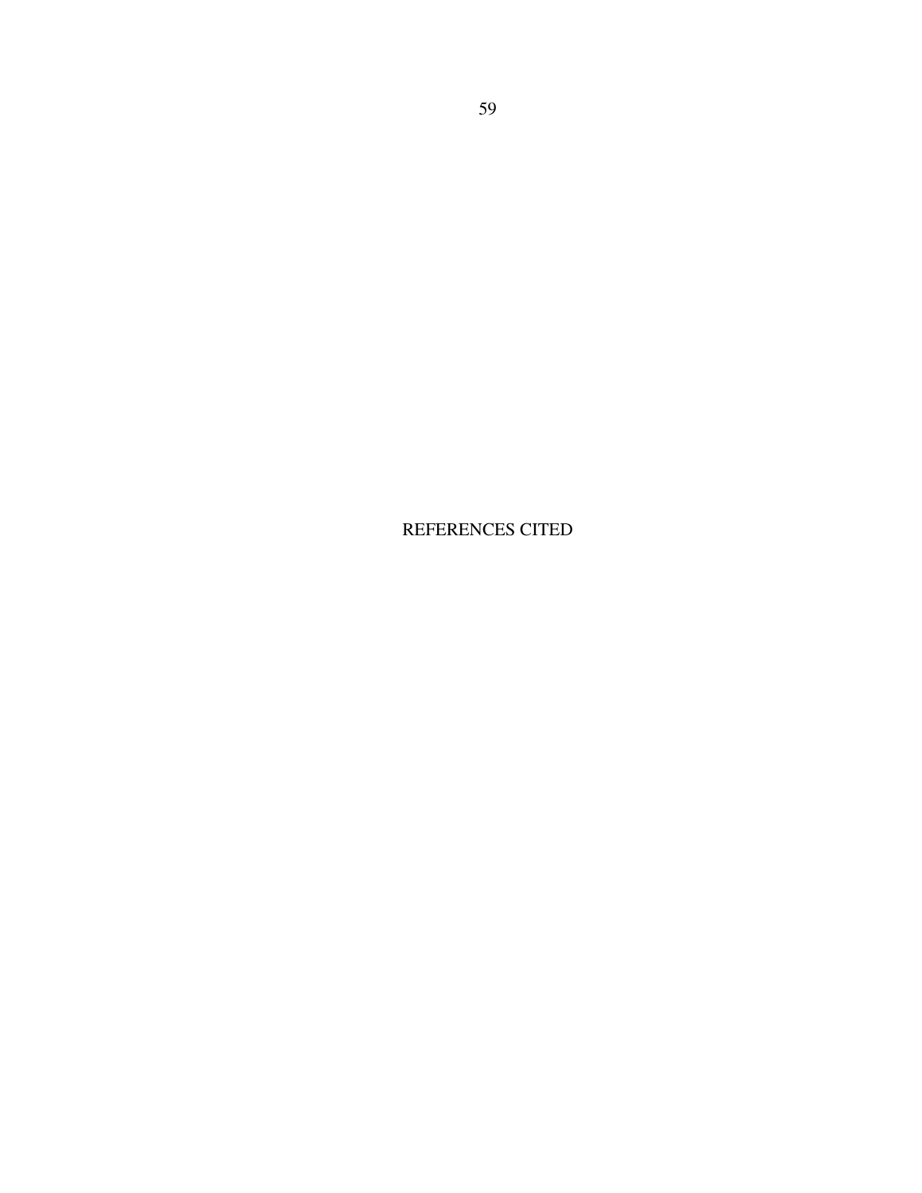# REFERENCES CITED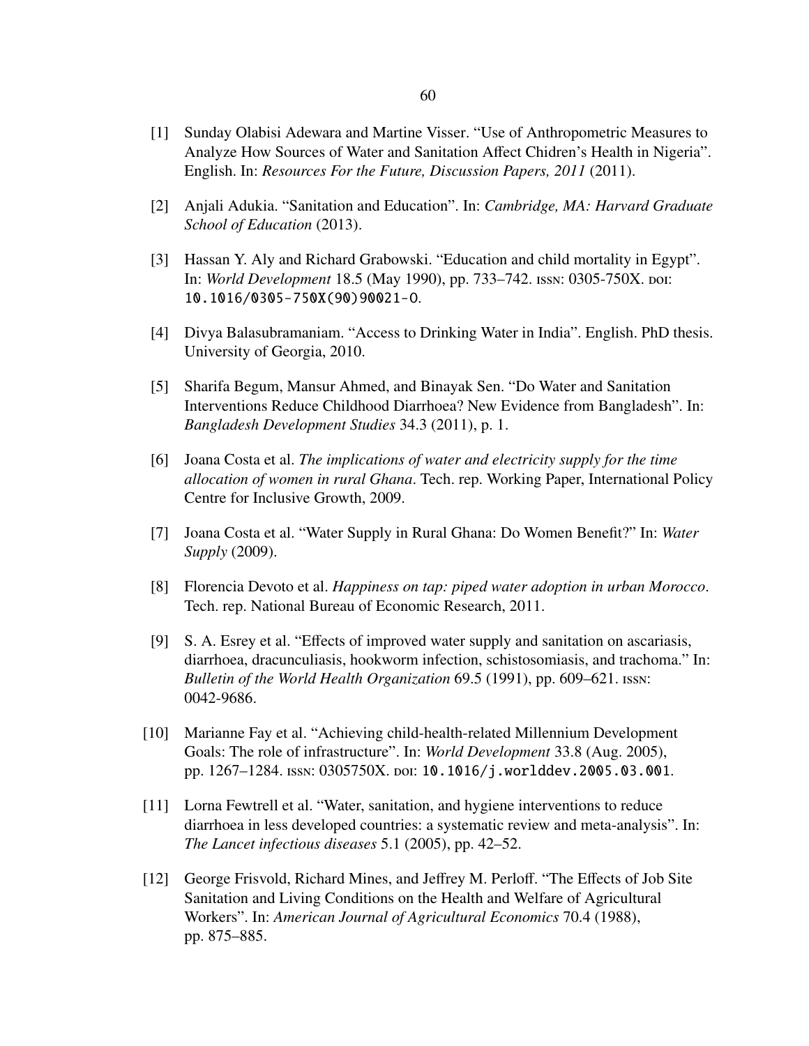[1] Sunday Olabisi Adewara and Martine Visser. "Use of Anthropometric Measures to Analyze How Sources of Water and Sanitation Affect Chidren's Health in Nigeria". English. In: *Resources For the Future, Discussion Papers, 2011* (2011).

[2] Anjali Adukia. "Sanitation and Education". In: *Cambridge, MA: Harvard Graduate School of Education* (2013).

[3] Hassan Y. Aly and Richard Grabowski. "Education and child mortality in Egypt". In: *World Development* 18.5 (May 1990), pp. 733–742. ISSN: 0305-750X. DOI: 10.1016/0305-750X(90)90021-O.

[4] Divya Balasubramaniam. "Access to Drinking Water in India". English. PhD thesis. University of Georgia, 2010.

[5] Sharifa Begum, Mansur Ahmed, and Binayak Sen. "Do Water and Sanitation Interventions Reduce Childhood Diarrhoea? New Evidence from Bangladesh". In: *Bangladesh Development Studies* 34.3 (2011), p. 1.

[6] Joana Costa et al. *The implications of water and electricity supply for the time allocation of women in rural Ghana*. Tech. rep. Working Paper, International Policy Centre for Inclusive Growth, 2009.

[7] Joana Costa et al. "Water Supply in Rural Ghana: Do Women Benefit?" In: *Water Supply* (2009).

[8] Florencia Devoto et al. *Happiness on tap: piped water adoption in urban Morocco*. Tech. rep. National Bureau of Economic Research, 2011.

[9] S. A. Esrey et al. "Effects of improved water supply and sanitation on ascariasis, diarrhoea, dracunculiasis, hookworm infection, schistosomiasis, and trachoma." In: *Bulletin of the World Health Organization* 69.5 (1991), pp. 609–621. ISSN: 0042-9686.

[10] Marianne Fay et al. "Achieving child-health-related Millennium Development Goals: The role of infrastructure". In: *World Development* 33.8 (Aug. 2005), pp. 1267–1284. ISSN: 0305750X. DOI: 10.1016/j.worlddev.2005.03.001.

[11] Lorna Fewtrell et al. "Water, sanitation, and hygiene interventions to reduce diarrhoea in less developed countries: a systematic review and meta-analysis". In: *The Lancet infectious diseases* 5.1 (2005), pp. 42–52.

[12] George Frisvold, Richard Mines, and Jeffrey M. Perloff. "The Effects of Job Site Sanitation and Living Conditions on the Health and Welfare of Agricultural Workers". In: *American Journal of Agricultural Economics* 70.4 (1988), pp. 875–885.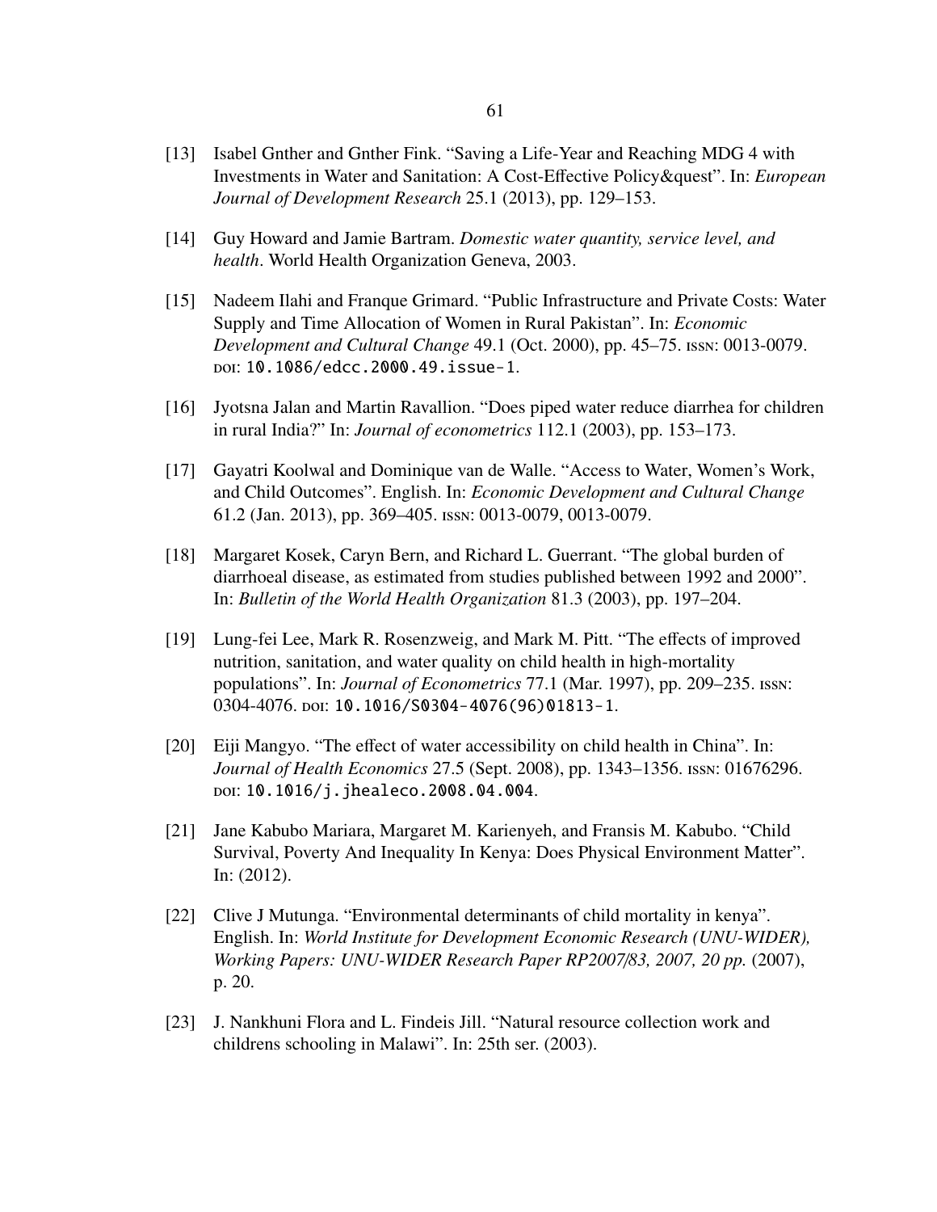[13] Isabel Gnther and Gnther Fink. "Saving a Life-Year and Reaching MDG 4 with Investments in Water and Sanitation: A Cost-Effective Policy&quest". In: *European Journal of Development Research* 25.1 (2013), pp. 129–153.

[14] Guy Howard and Jamie Bartram. *Domestic water quantity, service level, and health*. World Health Organization Geneva, 2003.

[15] Nadeem Ilahi and Franque Grimard. "Public Infrastructure and Private Costs: Water Supply and Time Allocation of Women in Rural Pakistan". In: *Economic Development and Cultural Change* 49.1 (Oct. 2000), pp. 45–75. ISSN: 0013-0079. DOI: 10.1086/edcc.2000.49.issue-1.

[16] Jyotsna Jalan and Martin Ravallion. "Does piped water reduce diarrhea for children in rural India?" In: *Journal of econometrics* 112.1 (2003), pp. 153–173.

[17] Gayatri Koolwal and Dominique van de Walle. "Access to Water, Women's Work, and Child Outcomes". English. In: *Economic Development and Cultural Change* 61.2 (Jan. 2013), pp. 369–405. ISSN: 0013-0079, 0013-0079.

[18] Margaret Kosek, Caryn Bern, and Richard L. Guerrant. "The global burden of diarrhoeal disease, as estimated from studies published between 1992 and 2000". In: *Bulletin of the World Health Organization* 81.3 (2003), pp. 197–204.

[19] Lung-fei Lee, Mark R. Rosenzweig, and Mark M. Pitt. "The effects of improved nutrition, sanitation, and water quality on child health in high-mortality populations". In: *Journal of Econometrics* 77.1 (Mar. 1997), pp. 209–235. ISSN: 0304-4076. DOI: 10.1016/S0304-4076(96)01813-1.

[20] Eiji Mangyo. "The effect of water accessibility on child health in China". In: *Journal of Health Economics* 27.5 (Sept. 2008), pp. 1343–1356. ISSN: 01676296. DOI: 10.1016/j.jhealeco.2008.04.004.

[21] Jane Kabubo Mariara, Margaret M. Karienyeh, and Fransis M. Kabubo. "Child Survival, Poverty And Inequality In Kenya: Does Physical Environment Matter". In: (2012).

[22] Clive J Mutunga. "Environmental determinants of child mortality in kenya". English. In: *World Institute for Development Economic Research (UNU-WIDER), Working Papers: UNU-WIDER Research Paper RP2007/83, 2007, 20 pp.* (2007), p. 20.

[23] J. Nankhuni Flora and L. Findeis Jill. "Natural resource collection work and childrens schooling in Malawi". In: 25th ser. (2003).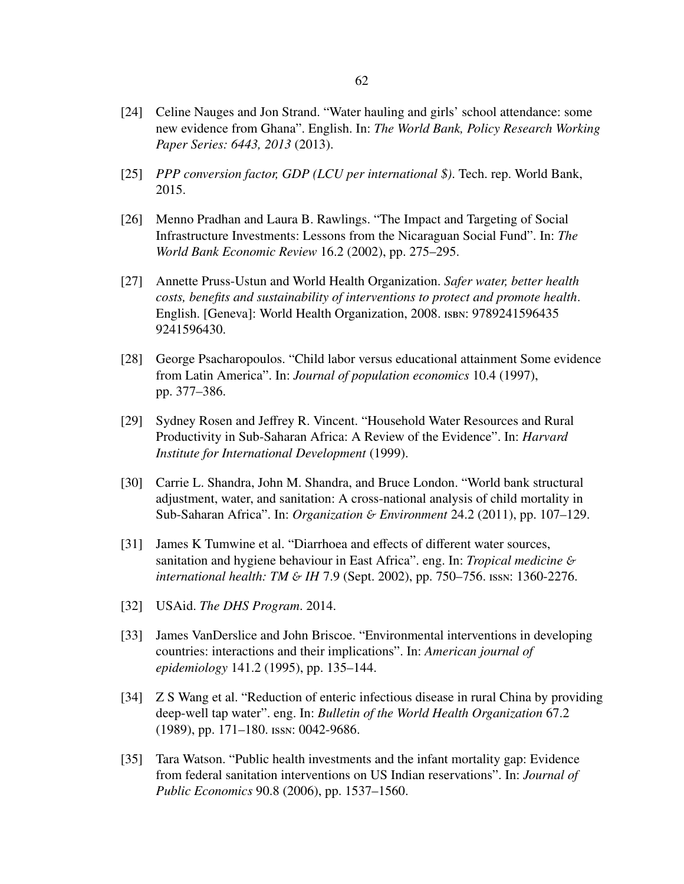[24] Celine Nauges and Jon Strand. "Water hauling and girls' school attendance: some new evidence from Ghana". English. In: *The World Bank, Policy Research Working Paper Series: 6443, 2013* (2013).

[25] *PPP conversion factor, GDP (LCU per international $)*. Tech. rep. World Bank, 2015.

[26] Menno Pradhan and Laura B. Rawlings. "The Impact and Targeting of Social Infrastructure Investments: Lessons from the Nicaraguan Social Fund". In: *The World Bank Economic Review* 16.2 (2002), pp. 275–295.

[27] Annette Pruss-Ustun and World Health Organization. *Safer water, better health costs, benefits and sustainability of interventions to protect and promote health*. English. [Geneva]: World Health Organization, 2008. ISBN: 9789241596435 9241596430.

[28] George Psacharopoulos. "Child labor versus educational attainment Some evidence from Latin America". In: *Journal of population economics* 10.4 (1997), pp. 377–386.

[29] Sydney Rosen and Jeffrey R. Vincent. "Household Water Resources and Rural Productivity in Sub-Saharan Africa: A Review of the Evidence". In: *Harvard Institute for International Development* (1999).

[30] Carrie L. Shandra, John M. Shandra, and Bruce London. "World bank structural adjustment, water, and sanitation: A cross-national analysis of child mortality in Sub-Saharan Africa". In: *Organization & Environment* 24.2 (2011), pp. 107–129.

[31] James K Tumwine et al. "Diarrhoea and effects of different water sources, sanitation and hygiene behaviour in East Africa". eng. In: *Tropical medicine & international health: TM & IH* 7.9 (Sept. 2002), pp. 750–756. ISSN: 1360-2276.

[32] USAid. *The DHS Program*. 2014.

[33] James VanDerslice and John Briscoe. "Environmental interventions in developing countries: interactions and their implications". In: *American journal of epidemiology* 141.2 (1995), pp. 135–144.

[34] Z S Wang et al. "Reduction of enteric infectious disease in rural China by providing deep-well tap water". eng. In: *Bulletin of the World Health Organization* 67.2 (1989), pp. 171–180. ISSN: 0042-9686.

[35] Tara Watson. "Public health investments and the infant mortality gap: Evidence from federal sanitation interventions on US Indian reservations". In: *Journal of Public Economics* 90.8 (2006), pp. 1537–1560.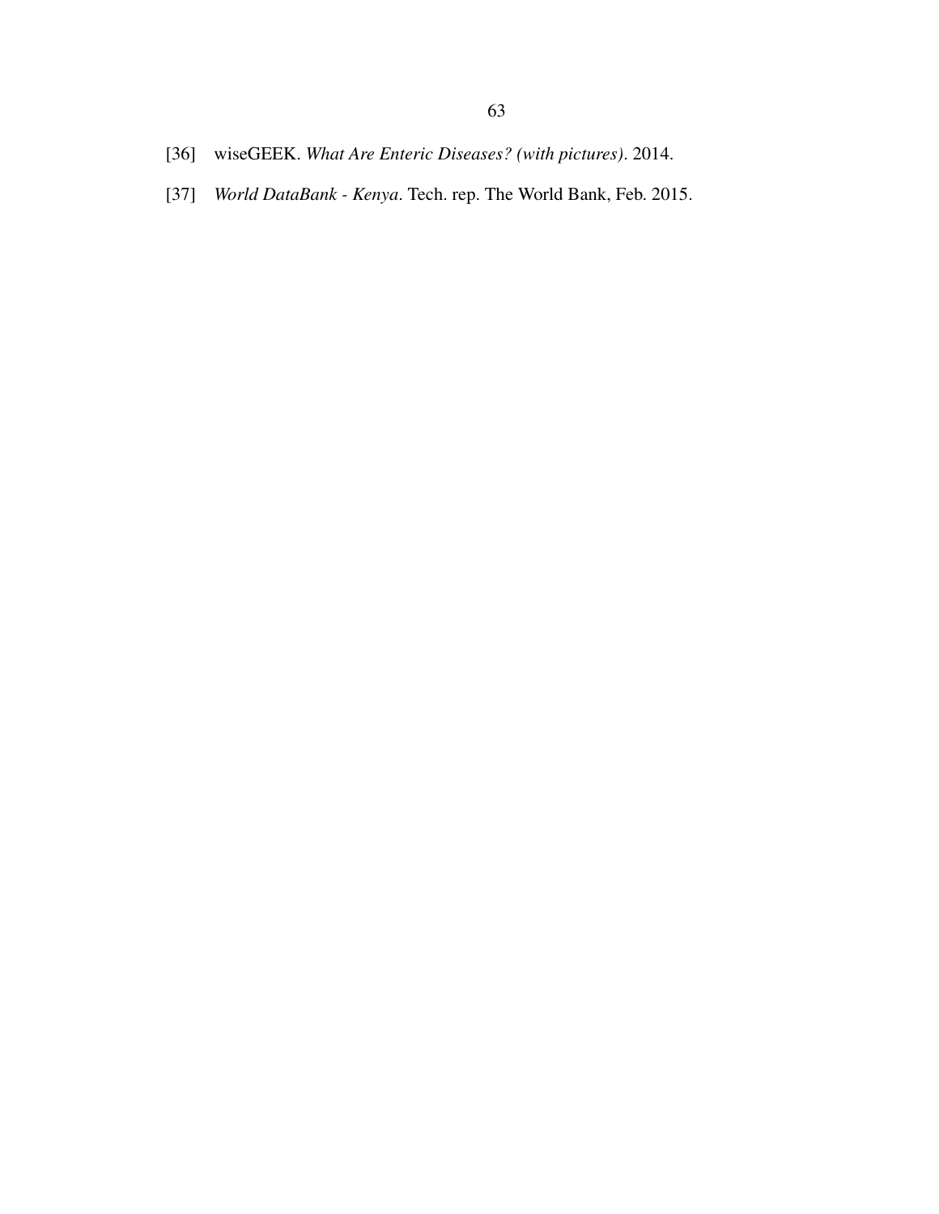[36] wiseGEEK. *What Are Enteric Diseases? (with pictures)*. 2014.

[37] *World DataBank - Kenya*. Tech. rep. The World Bank, Feb. 2015.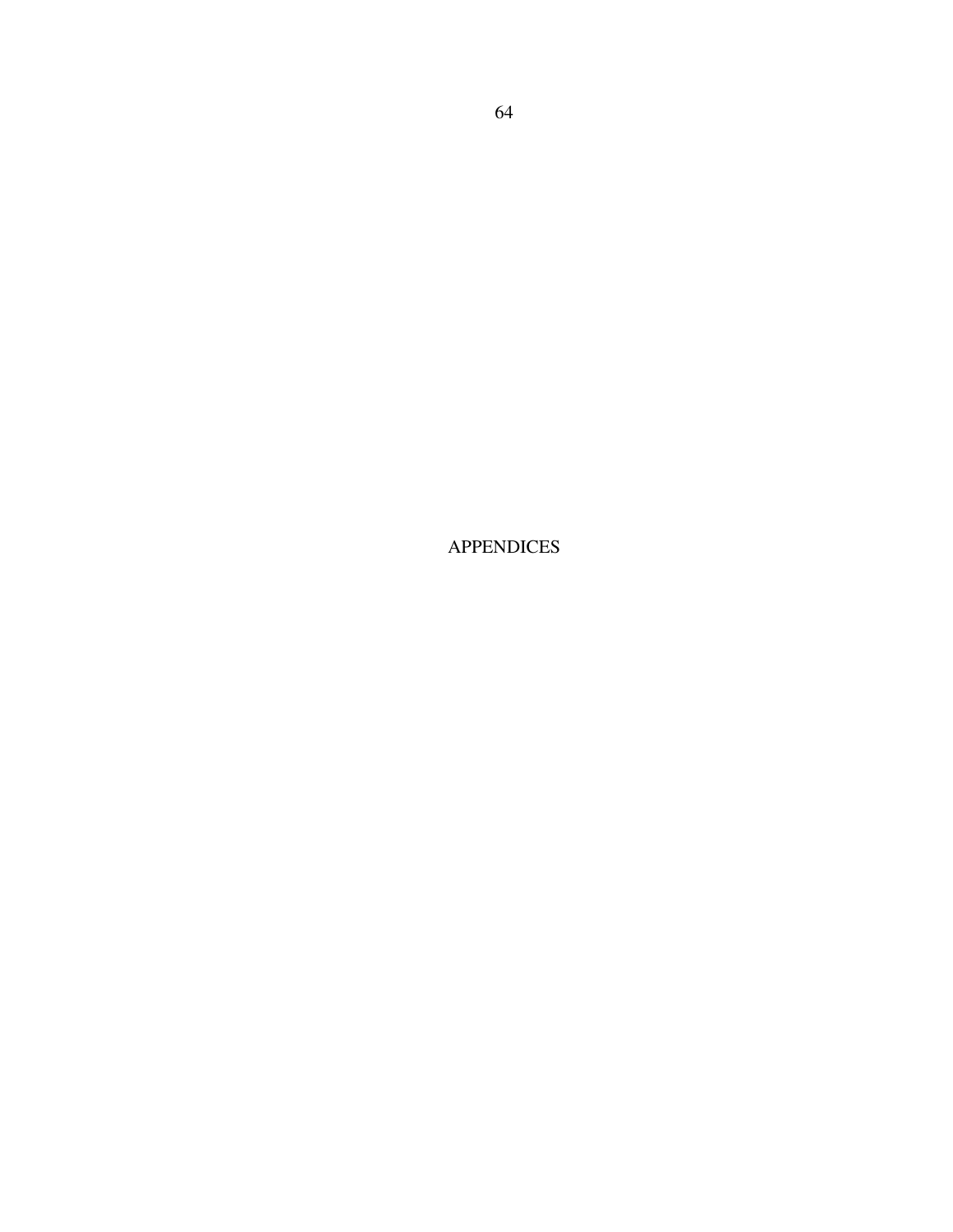# APPENDICES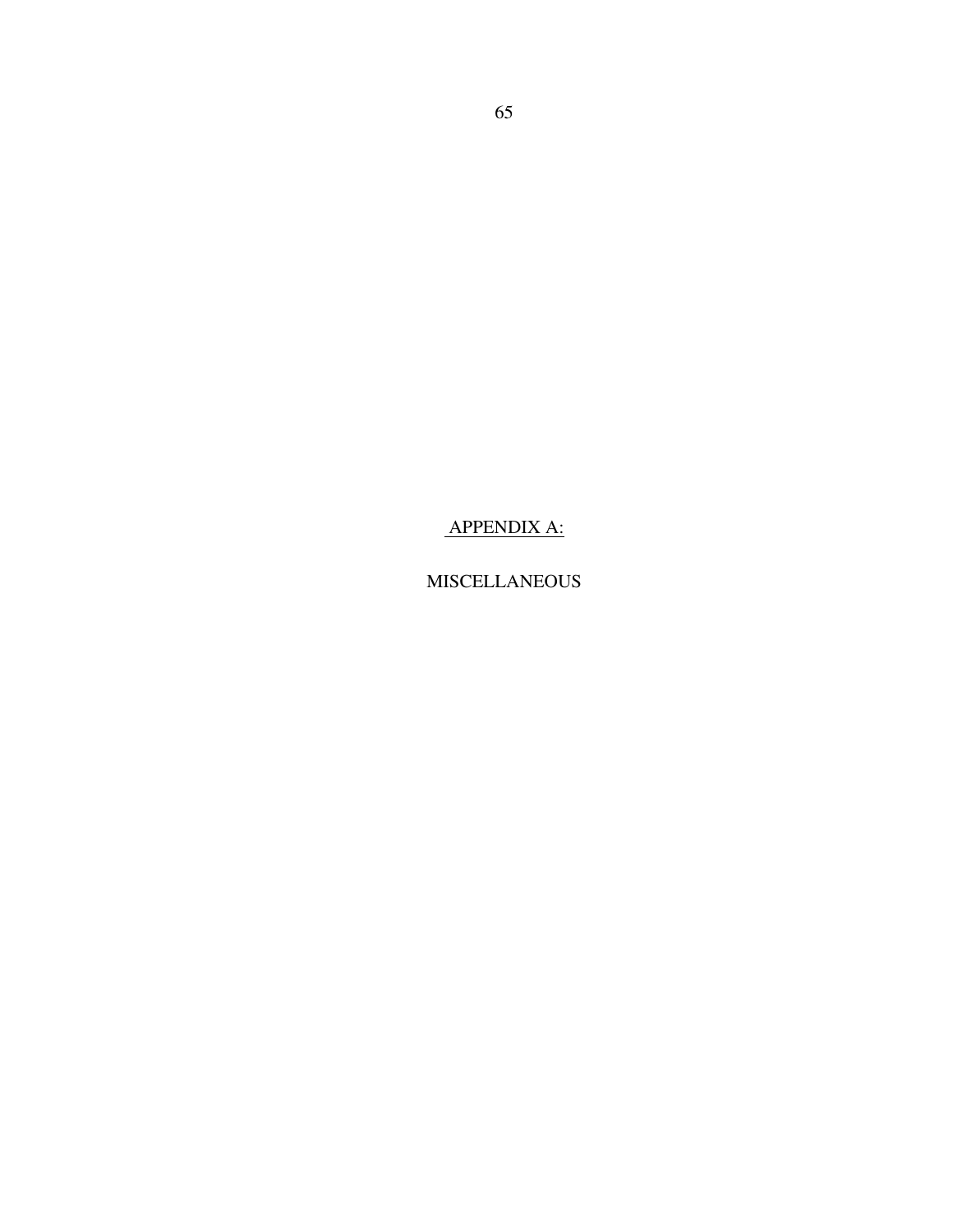# APPENDIX A:

# MISCELLANEOUS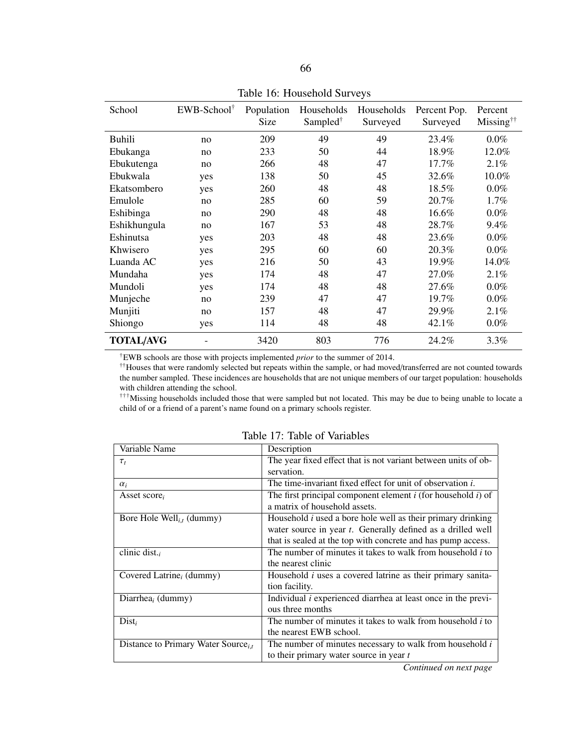Table 16: Household Surveys

| School | EWB-School[†] | Population Size | Households Sampled[†] | Households Surveyed | Percent Pop. Surveyed | Percent Missing[††] |
|---|---|---|---|---|---|---|
| Buhili | no | 209 | 49 | 49 | 23.4% | 0.0% |
| Ebukanga | no | 233 | 50 | 44 | 18.9% | 12.0% |
| Ebukutenga | no | 266 | 48 | 47 | 17.7% | 2.1% |
| Ebukwala | yes | 138 | 50 | 45 | 32.6% | 10.0% |
| Ekatsombero | yes | 260 | 48 | 48 | 18.5% | 0.0% |
| Emulole | no | 285 | 60 | 59 | 20.7% | 1.7% |
| Eshibinga | no | 290 | 48 | 48 | 16.6% | 0.0% |
| Eshikhungula | no | 167 | 53 | 48 | 28.7% | 9.4% |
| Eshinutsa | yes | 203 | 48 | 48 | 23.6% | 0.0% |
| Khwisero | yes | 295 | 60 | 60 | 20.3% | 0.0% |
| Luanda AC | yes | 216 | 50 | 43 | 19.9% | 14.0% |
| Mundaha | yes | 174 | 48 | 47 | 27.0% | 2.1% |
| Mundoli | yes | 174 | 48 | 48 | 27.6% | 0.0% |
| Munjeche | no | 239 | 47 | 47 | 19.7% | 0.0% |
| Munjiti | no | 157 | 48 | 47 | 29.9% | 2.1% |
| Shiongo | yes | 114 | 48 | 48 | 42.1% | 0.0% |
| **TOTAL/AVG** | - | 3420 | 803 | 776 | 24.2% | 3.3% |

[†]EWB schools are those with projects implemented *prior* to the summer of 2014.

[††]Houses that were randomly selected but repeats within the sample, or had moved/transferred are not counted towards the number sampled. These incidences are households that are not unique members of our target population: households with children attending the school.

[†††]Missing households included those that were sampled but not located. This may be due to being unable to locate a child of or a friend of a parent's name found on a primary schools register.

Table 17: Table of Variables

| Variable Name | Description |
|---|---|
| $\tau_t$ | The year fixed effect that is not variant between units of observation. |
| $\alpha_i$ | The time-invariant fixed effect for unit of observation $i$. |
| Asset score$_i$ | The first principal component element $i$ (for household $i$) of a matrix of household assets. |
| Bore Hole Well$_{i,t}$ (dummy) | Household $i$ used a bore hole well as their primary drinking water source in year $t$. Generally defined as a drilled well that is sealed at the top with concrete and has pump access. |
| clinic dist.$_i$ | The number of minutes it takes to walk from household $i$ to the nearest clinic |
| Covered Latrine$_i$ (dummy) | Household $i$ uses a covered latrine as their primary sanitation facility. |
| Diarrhea$_i$ (dummy) | Individual $i$ experienced diarrhea at least once in the previous three months |
| Dist$_i$ | The number of minutes it takes to walk from household $i$ to the nearest EWB school. |
| Distance to Primary Water Source$_{i,t}$ | The number of minutes necessary to walk from household $i$ to their primary water source in year $t$ |

*Continued on next page*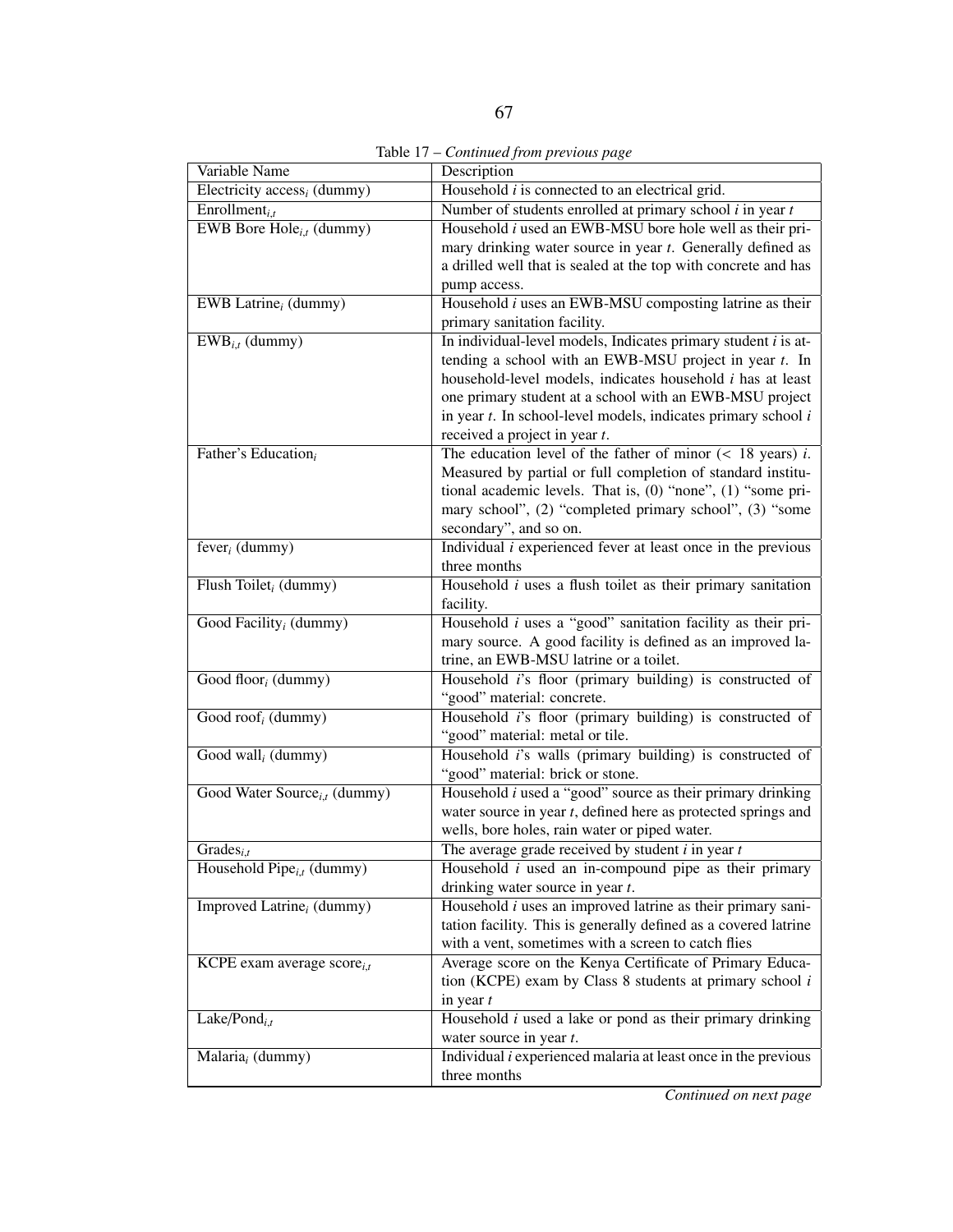Table 17 – *Continued from previous page*

| Variable Name | Description |
|---|---|
| Electricity access$_i$ (dummy) | Household $i$ is connected to an electrical grid. |
| Enrollment$_{i,t}$ | Number of students enrolled at primary school $i$ in year $t$ |
| EWB Bore Hole$_{i,t}$ (dummy) | Household $i$ used an EWB-MSU bore hole well as their primary drinking water source in year $t$. Generally defined as a drilled well that is sealed at the top with concrete and has pump access. |
| EWB Latrine$_i$ (dummy) | Household $i$ uses an EWB-MSU composting latrine as their primary sanitation facility. |
| EWB$_{i,t}$ (dummy) | In individual-level models, Indicates primary student $i$ is attending a school with an EWB-MSU project in year $t$. In household-level models, indicates household $i$ has at least one primary student at a school with an EWB-MSU project in year $t$. In school-level models, indicates primary school $i$ received a project in year $t$. |
| Father's Education$_i$ | The education level of the father of minor (< 18 years) $i$. Measured by partial or full completion of standard institutional academic levels. That is, (0) "none", (1) "some primary school", (2) "completed primary school", (3) "some secondary", and so on. |
| fever$_i$ (dummy) | Individual $i$ experienced fever at least once in the previous three months |
| Flush Toilet$_i$ (dummy) | Household $i$ uses a flush toilet as their primary sanitation facility. |
| Good Facility$_i$ (dummy) | Household $i$ uses a "good" sanitation facility as their primary source. A good facility is defined as an improved latrine, an EWB-MSU latrine or a toilet. |
| Good floor$_i$ (dummy) | Household $i$'s floor (primary building) is constructed of "good" material: concrete. |
| Good roof$_i$ (dummy) | Household $i$'s floor (primary building) is constructed of "good" material: metal or tile. |
| Good wall$_i$ (dummy) | Household $i$'s walls (primary building) is constructed of "good" material: brick or stone. |
| Good Water Source$_{i,t}$ (dummy) | Household $i$ used a "good" source as their primary drinking water source in year $t$, defined here as protected springs and wells, bore holes, rain water or piped water. |
| Grades$_{i,t}$ | The average grade received by student $i$ in year $t$ |
| Household Pipe$_{i,t}$ (dummy) | Household $i$ used an in-compound pipe as their primary drinking water source in year $t$. |
| Improved Latrine$_i$ (dummy) | Household $i$ uses an improved latrine as their primary sanitation facility. This is generally defined as a covered latrine with a vent, sometimes with a screen to catch flies |
| KCPE exam average score$_{i,t}$ | Average score on the Kenya Certificate of Primary Education (KCPE) exam by Class 8 students at primary school $i$ in year $t$ |
| Lake/Pond$_{i,t}$ | Household $i$ used a lake or pond as their primary drinking water source in year $t$. |
| Malaria$_i$ (dummy) | Individual $i$ experienced malaria at least once in the previous three months |

*Continued on next page*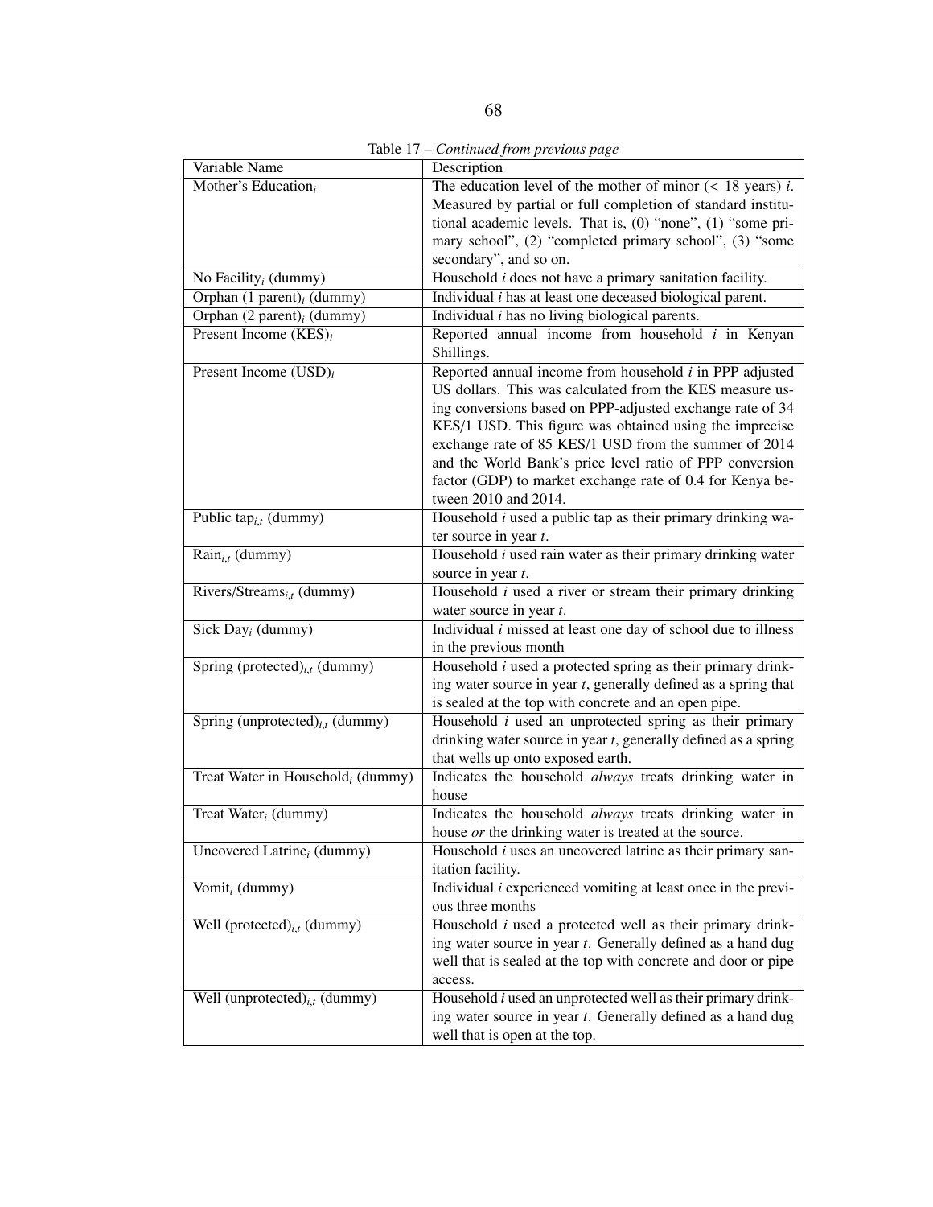Table 17 – *Continued from previous page*

| Variable Name | Description |
|---|---|
| Mother's Education$_i$ | The education level of the mother of minor (< 18 years) $i$. Measured by partial or full completion of standard institutional academic levels. That is, (0) "none", (1) "some primary school", (2) "completed primary school", (3) "some secondary", and so on. |
| No Facility$_i$ (dummy) | Household $i$ does not have a primary sanitation facility. |
| Orphan (1 parent)$_i$ (dummy) | Individual $i$ has at least one deceased biological parent. |
| Orphan (2 parent)$_i$ (dummy) | Individual $i$ has no living biological parents. |
| Present Income (KES)$_i$ | Reported annual income from household $i$ in Kenyan Shillings. |
| Present Income (USD)$_i$ | Reported annual income from household $i$ in PPP adjusted US dollars. This was calculated from the KES measure using conversions based on PPP-adjusted exchange rate of 34 KES/1 USD. This figure was obtained using the imprecise exchange rate of 85 KES/1 USD from the summer of 2014 and the World Bank's price level ratio of PPP conversion factor (GDP) to market exchange rate of 0.4 for Kenya between 2010 and 2014. |
| Public tap$_{i,t}$ (dummy) | Household $i$ used a public tap as their primary drinking water source in year $t$. |
| Rain$_{i,t}$ (dummy) | Household $i$ used rain water as their primary drinking water source in year $t$. |
| Rivers/Streams$_{i,t}$ (dummy) | Household $i$ used a river or stream their primary drinking water source in year $t$. |
| Sick Day$_i$ (dummy) | Individual $i$ missed at least one day of school due to illness in the previous month |
| Spring (protected)$_{i,t}$ (dummy) | Household $i$ used a protected spring as their primary drinking water source in year $t$, generally defined as a spring that is sealed at the top with concrete and an open pipe. |
| Spring (unprotected)$_{i,t}$ (dummy) | Household $i$ used an unprotected spring as their primary drinking water source in year $t$, generally defined as a spring that wells up onto exposed earth. |
| Treat Water in Household$_i$ (dummy) | Indicates the household *always* treats drinking water in house |
| Treat Water$_i$ (dummy) | Indicates the household *always* treats drinking water in house *or* the drinking water is treated at the source. |
| Uncovered Latrine$_i$ (dummy) | Household $i$ uses an uncovered latrine as their primary sanitation facility. |
| Vomit$_i$ (dummy) | Individual $i$ experienced vomiting at least once in the previous three months |
| Well (protected)$_{i,t}$ (dummy) | Household $i$ used a protected well as their primary drinking water source in year $t$. Generally defined as a hand dug well that is sealed at the top with concrete and door or pipe access. |
| Well (unprotected)$_{i,t}$ (dummy) | Household $i$ used an unprotected well as their primary drinking water source in year $t$. Generally defined as a hand dug well that is open at the top. |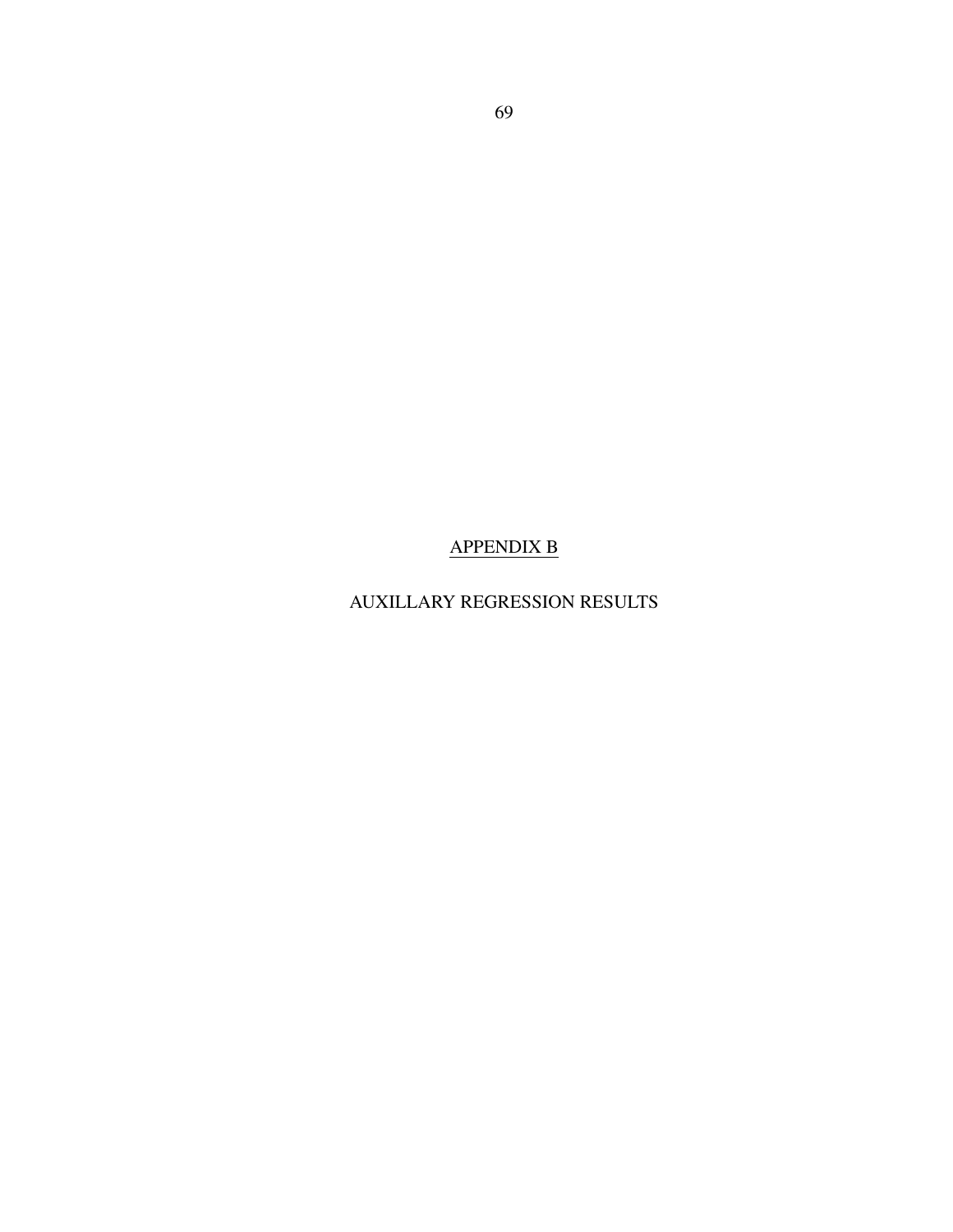# APPENDIX B

## AUXILLARY REGRESSION RESULTS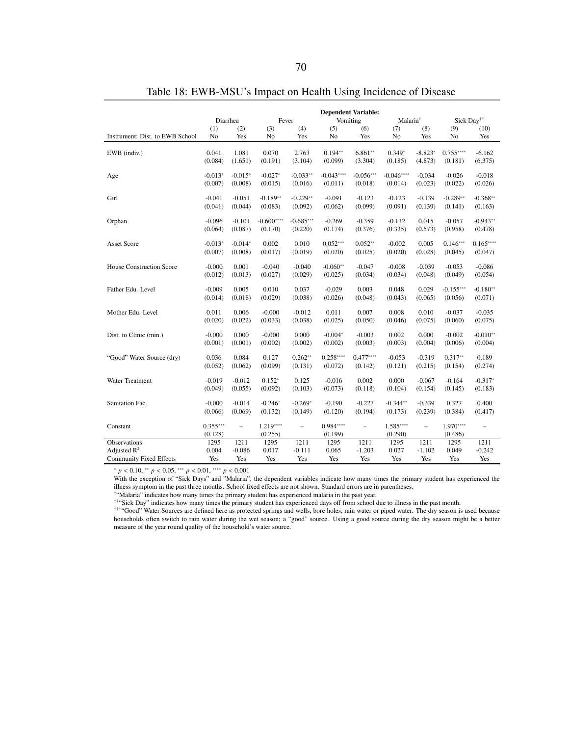Table 18: EWB-MSU's Impact on Health Using Incidence of Disease

| | Dependent Variable: | | | | | | | | | |
|---|---|---|---|---|---|---|---|---|---|---|
| | Diarrhea | | Fever | | Vomiting | | Malaria† | | Sick Day†† | |
| | (1) | (2) | (3) | (4) | (5) | (6) | (7) | (8) | (9) | (10) |
| Instrument: Dist. to EWB School | No | Yes | No | Yes | No | Yes | No | Yes | No | Yes |
| EWB (indiv.) | 0.041 | 1.081 | 0.070 | 2.763 | $0.194^{**}$ | $6.861^{**}$ | $0.349^{*}$ | $-8.823^{*}$ | $0.755^{****}$ | -6.162 |
| | (0.084) | (1.651) | (0.191) | (3.104) | (0.099) | (3.304) | (0.185) | (4.873) | (0.181) | (6.375) |
| Age | $-0.013^{*}$ | $-0.015^{*}$ | $-0.027^{*}$ | $-0.033^{**}$ | $-0.043^{****}$ | $-0.056^{***}$ | $-0.046^{****}$ | -0.034 | -0.026 | -0.018 |
| | (0.007) | (0.008) | (0.015) | (0.016) | (0.011) | (0.018) | (0.014) | (0.023) | (0.022) | (0.026) |
| Girl | -0.041 | -0.051 | $-0.189^{**}$ | $-0.229^{**}$ | -0.091 | -0.123 | -0.123 | -0.139 | $-0.289^{**}$ | $-0.368^{**}$ |
| | (0.041) | (0.044) | (0.083) | (0.092) | (0.062) | (0.099) | (0.091) | (0.139) | (0.141) | (0.163) |
| Orphan | -0.096 | -0.101 | $-0.600^{****}$ | $-0.685^{***}$ | -0.269 | -0.359 | -0.132 | 0.015 | -0.057 | $-0.943^{**}$ |
| | (0.064) | (0.087) | (0.170) | (0.220) | (0.174) | (0.376) | (0.335) | (0.573) | (0.958) | (0.478) |
| Asset Score | $-0.013^{*}$ | $-0.014^{*}$ | 0.002 | 0.010 | $0.052^{***}$ | $0.052^{**}$ | -0.002 | 0.005 | $0.146^{***}$ | $0.165^{****}$ |
| | (0.007) | (0.008) | (0.017) | (0.019) | (0.020) | (0.025) | (0.020) | (0.028) | (0.045) | (0.047) |
| House Construction Score | -0.000 | 0.001 | -0.040 | -0.040 | $-0.060^{**}$ | -0.047 | -0.008 | -0.039 | -0.053 | -0.086 |
| | (0.012) | (0.013) | (0.027) | (0.029) | (0.025) | (0.034) | (0.034) | (0.048) | (0.049) | (0.054) |
| Father Edu. Level | -0.009 | 0.005 | 0.010 | 0.037 | -0.029 | 0.003 | 0.048 | 0.029 | $-0.155^{***}$ | $-0.180^{**}$ |
| | (0.014) | (0.018) | (0.029) | (0.038) | (0.026) | (0.048) | (0.043) | (0.065) | (0.056) | (0.071) |
| Mother Edu. Level | 0.011 | 0.006 | -0.000 | -0.012 | 0.011 | 0.007 | 0.008 | 0.010 | -0.037 | -0.035 |
| | (0.020) | (0.022) | (0.033) | (0.038) | (0.025) | (0.050) | (0.046) | (0.075) | (0.060) | (0.075) |
| Dist. to Clinic (min.) | -0.000 | 0.000 | -0.000 | 0.000 | $-0.004^{*}$ | -0.003 | 0.002 | 0.000 | -0.002 | $-0.010^{**}$ |
| | (0.001) | (0.001) | (0.002) | (0.002) | (0.002) | (0.003) | (0.003) | (0.004) | (0.006) | (0.004) |
| "Good" Water Source (dry) | 0.036 | 0.084 | 0.127 | $0.262^{**}$ | $0.258^{****}$ | $0.477^{****}$ | -0.053 | -0.319 | $0.317^{**}$ | 0.189 |
| | (0.052) | (0.062) | (0.099) | (0.131) | (0.072) | (0.142) | (0.121) | (0.215) | (0.154) | (0.274) |
| Water Treatment | -0.019 | -0.012 | $0.152^{*}$ | 0.125 | -0.016 | 0.002 | 0.000 | -0.067 | -0.164 | $-0.317^{*}$ |
| | (0.049) | (0.055) | (0.092) | (0.103) | (0.073) | (0.118) | (0.104) | (0.154) | (0.145) | (0.183) |
| Sanitation Fac. | -0.000 | -0.014 | $-0.246^{*}$ | $-0.269^{*}$ | -0.190 | -0.227 | $-0.344^{**}$ | -0.339 | 0.327 | 0.400 |
| | (0.066) | (0.069) | (0.132) | (0.149) | (0.120) | (0.194) | (0.173) | (0.239) | (0.384) | (0.417) |
| Constant | $0.355^{***}$ | – | $1.219^{****}$ | – | $0.984^{****}$ | – | $1.585^{****}$ | – | $1.970^{****}$ | – |
| | (0.128) | | (0.255) | | (0.199) | | (0.290) | | (0.486) | |
| Observations | 1295 | 1211 | 1295 | 1211 | 1295 | 1211 | 1295 | 1211 | 1295 | 1211 |
| Adjusted $R^2$ | 0.004 | -0.086 | 0.017 | -0.111 | 0.065 | -1.203 | 0.027 | -1.102 | 0.049 | -0.242 |
| Community Fixed Effects | Yes | Yes | Yes | Yes | Yes | Yes | Yes | Yes | Yes | Yes |

$^{*}$ $p < 0.10$, $^{**}$ $p < 0.05$, $^{***}$ $p < 0.01$, $^{****}$ $p < 0.001$

With the exception of "Sick Days" and "Malaria", the dependent variables indicate how many times the primary student has experienced the illness symptom in the past three months. School fixed effects are not shown. Standard errors are in parentheses.

† "Malaria" indicates how many times the primary student has experienced malaria in the past year.

†† "Sick Day" indicates how many times the primary student has experienced days off from school due to illness in the past month.

††† "Good" Water Sources are defined here as protected springs and wells, bore holes, rain water or piped water. The dry season is used because households often switch to rain water during the wet season; a "good" source. Using a good source during the dry season might be a better measure of the year round quality of the household's water source.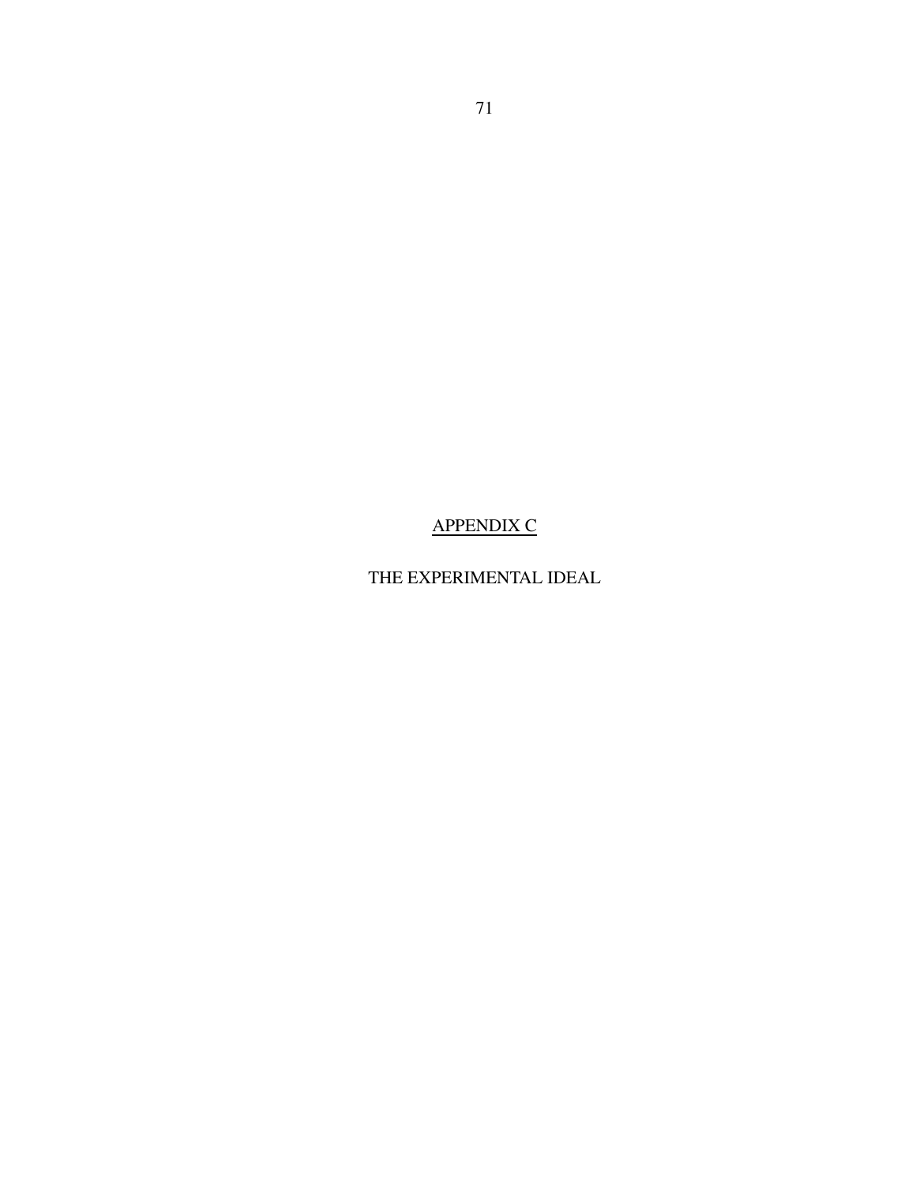# APPENDIX C

## THE EXPERIMENTAL IDEAL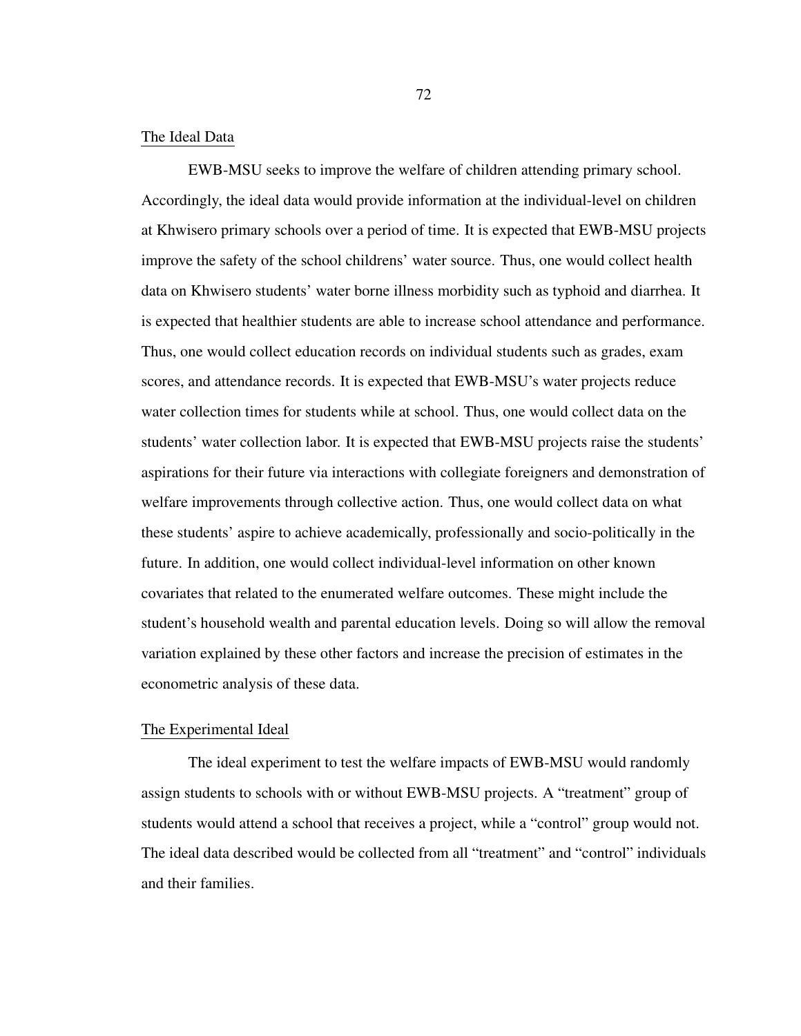## The Ideal Data

EWB-MSU seeks to improve the welfare of children attending primary school. Accordingly, the ideal data would provide information at the individual-level on children at Khwisero primary schools over a period of time. It is expected that EWB-MSU projects improve the safety of the school childrens' water source. Thus, one would collect health data on Khwisero students' water borne illness morbidity such as typhoid and diarrhea. It is expected that healthier students are able to increase school attendance and performance. Thus, one would collect education records on individual students such as grades, exam scores, and attendance records. It is expected that EWB-MSU's water projects reduce water collection times for students while at school. Thus, one would collect data on the students' water collection labor. It is expected that EWB-MSU projects raise the students' aspirations for their future via interactions with collegiate foreigners and demonstration of welfare improvements through collective action. Thus, one would collect data on what these students' aspire to achieve academically, professionally and socio-politically in the future. In addition, one would collect individual-level information on other known covariates that related to the enumerated welfare outcomes. These might include the student's household wealth and parental education levels. Doing so will allow the removal variation explained by these other factors and increase the precision of estimates in the econometric analysis of these data.

## The Experimental Ideal

The ideal experiment to test the welfare impacts of EWB-MSU would randomly assign students to schools with or without EWB-MSU projects. A "treatment" group of students would attend a school that receives a project, while a "control" group would not. The ideal data described would be collected from all "treatment" and "control" individuals and their families.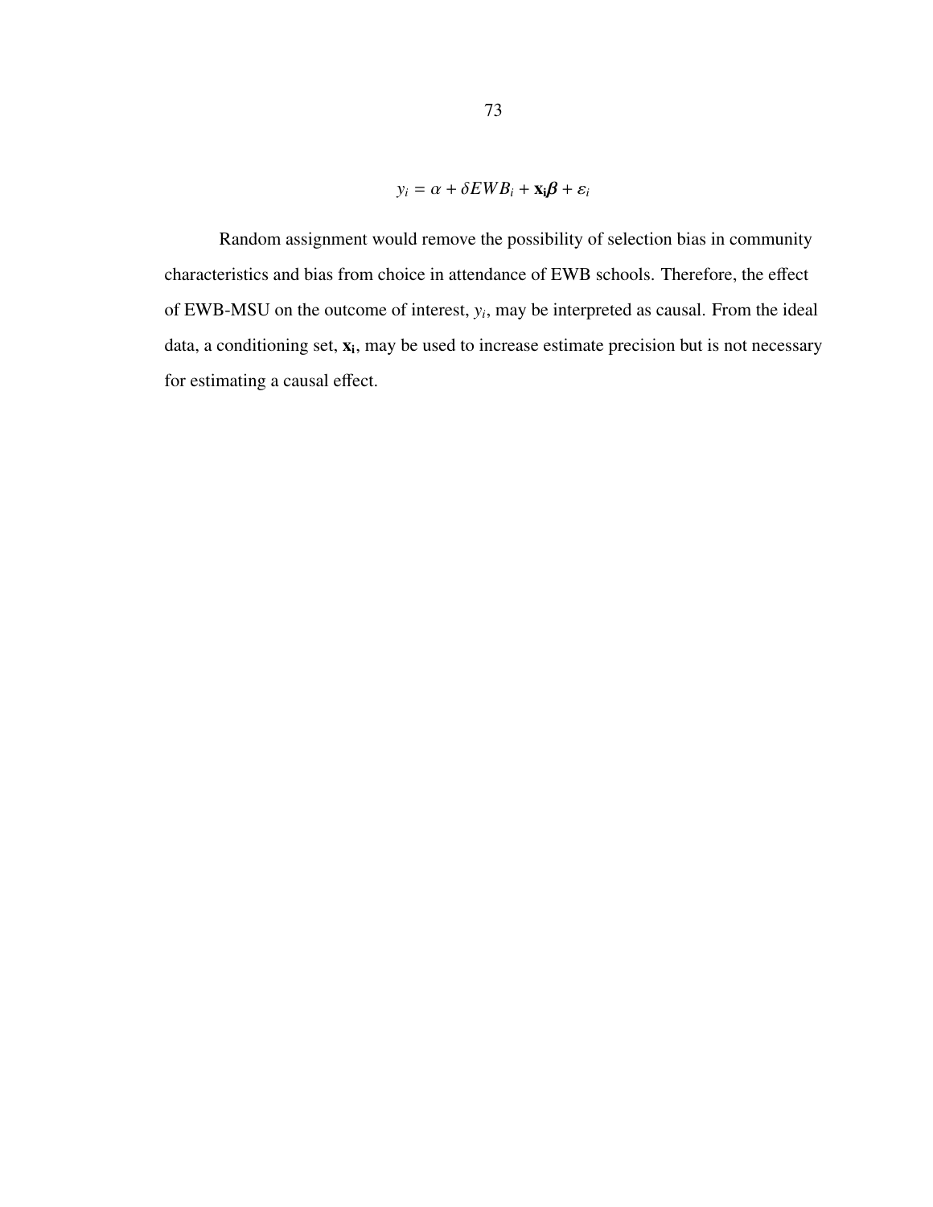$$y_i = \alpha + \delta EWB_i + \mathbf{x_i}\boldsymbol{\beta} + \varepsilon_i$$

Random assignment would remove the possibility of selection bias in community characteristics and bias from choice in attendance of EWB schools. Therefore, the effect of EWB-MSU on the outcome of interest, $y_i$, may be interpreted as causal. From the ideal data, a conditioning set, $\mathbf{x_i}$, may be used to increase estimate precision but is not necessary for estimating a causal effect.